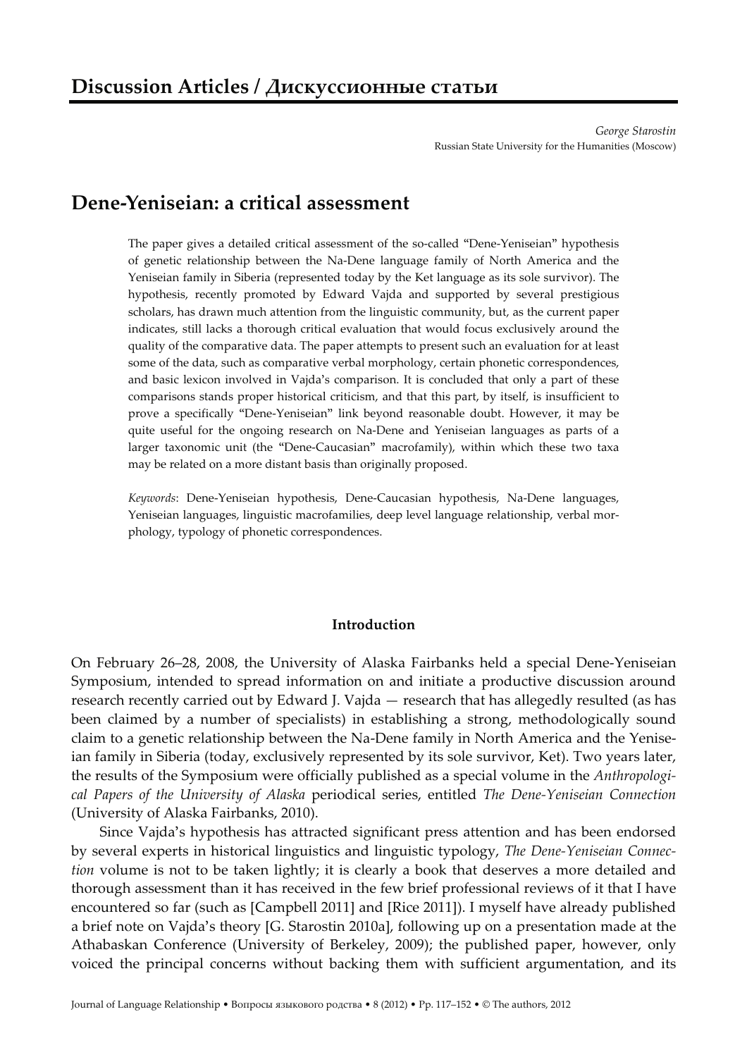# Discussion Articles / Дискуссионные статьи

*George Starostin*
Russian State University for the Humanities (Moscow)

## Dene-Yeniseian: a critical assessment

The paper gives a detailed critical assessment of the so-called "Dene-Yeniseian" hypothesis of genetic relationship between the Na-Dene language family of North America and the Yeniseian family in Siberia (represented today by the Ket language as its sole survivor). The hypothesis, recently promoted by Edward Vajda and supported by several prestigious scholars, has drawn much attention from the linguistic community, but, as the current paper indicates, still lacks a thorough critical evaluation that would focus exclusively around the quality of the comparative data. The paper attempts to present such an evaluation for at least some of the data, such as comparative verbal morphology, certain phonetic correspondences, and basic lexicon involved in Vajda's comparison. It is concluded that only a part of these comparisons stands proper historical criticism, and that this part, by itself, is insufficient to prove a specifically "Dene-Yeniseian" link beyond reasonable doubt. However, it may be quite useful for the ongoing research on Na-Dene and Yeniseian languages as parts of a larger taxonomic unit (the "Dene-Caucasian" macrofamily), within which these two taxa may be related on a more distant basis than originally proposed.

*Keywords*: Dene-Yeniseian hypothesis, Dene-Caucasian hypothesis, Na-Dene languages, Yeniseian languages, linguistic macrofamilies, deep level language relationship, verbal morphology, typology of phonetic correspondences.

### Introduction

On February 26–28, 2008, the University of Alaska Fairbanks held a special Dene-Yeniseian Symposium, intended to spread information on and initiate a productive discussion around research recently carried out by Edward J. Vajda — research that has allegedly resulted (as has been claimed by a number of specialists) in establishing a strong, methodologically sound claim to a genetic relationship between the Na-Dene family in North America and the Yeniseian family in Siberia (today, exclusively represented by its sole survivor, Ket). Two years later, the results of the Symposium were officially published as a special volume in the *Anthropological Papers of the University of Alaska* periodical series, entitled *The Dene-Yeniseian Connection* (University of Alaska Fairbanks, 2010).

Since Vajda's hypothesis has attracted significant press attention and has been endorsed by several experts in historical linguistics and linguistic typology, *The Dene-Yeniseian Connection* volume is not to be taken lightly; it is clearly a book that deserves a more detailed and thorough assessment than it has received in the few brief professional reviews of it that I have encountered so far (such as [Campbell 2011] and [Rice 2011]). I myself have already published a brief note on Vajda's theory [G. Starostin 2010a], following up on a presentation made at the Athabaskan Conference (University of Berkeley, 2009); the published paper, however, only voiced the principal concerns without backing them with sufficient argumentation, and its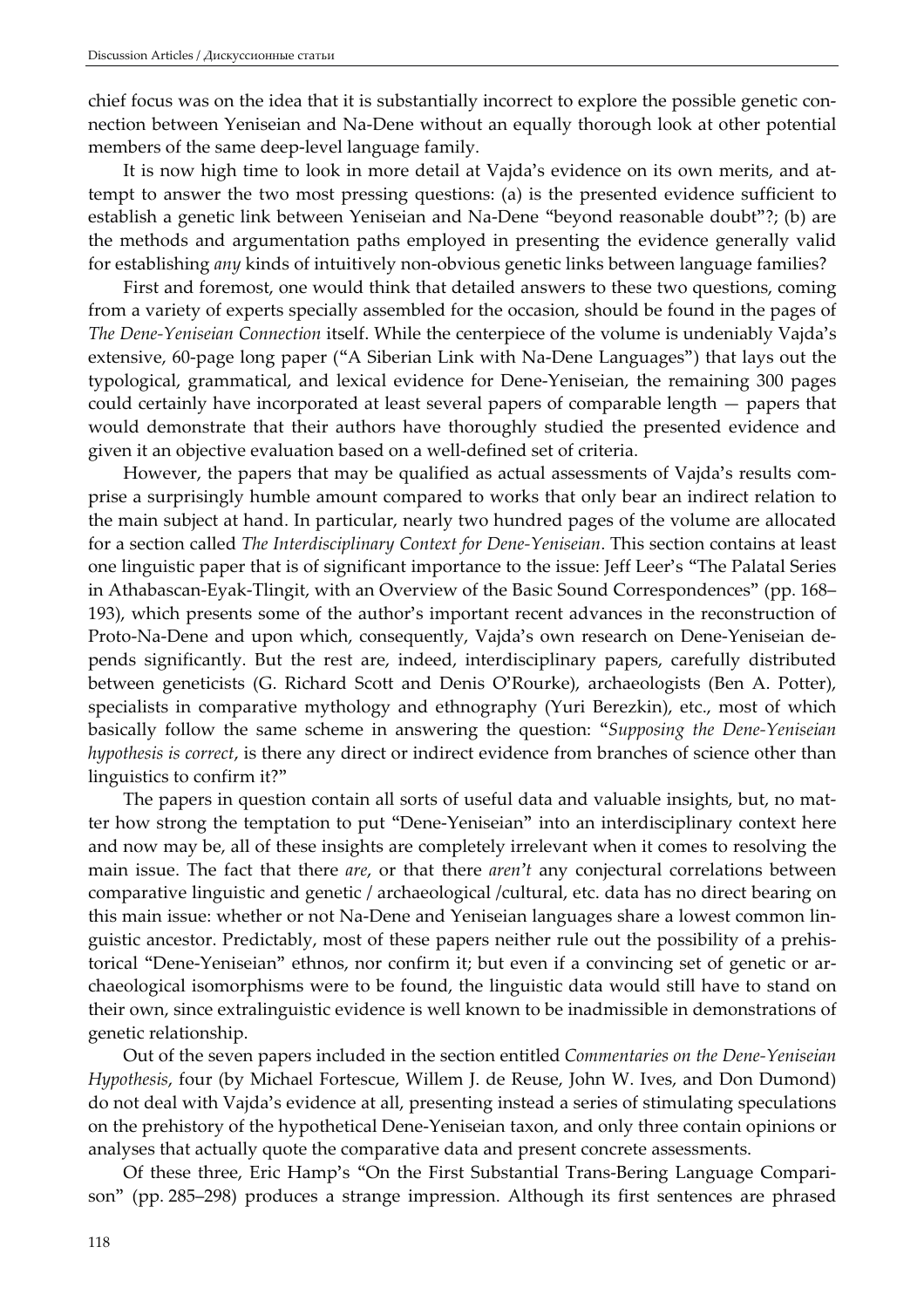chief focus was on the idea that it is substantially incorrect to explore the possible genetic connection between Yeniseian and Na-Dene without an equally thorough look at other potential members of the same deep-level language family.

It is now high time to look in more detail at Vajda's evidence on its own merits, and attempt to answer the two most pressing questions: (a) is the presented evidence sufficient to establish a genetic link between Yeniseian and Na-Dene "beyond reasonable doubt"?; (b) are the methods and argumentation paths employed in presenting the evidence generally valid for establishing *any* kinds of intuitively non-obvious genetic links between language families?

First and foremost, one would think that detailed answers to these two questions, coming from a variety of experts specially assembled for the occasion, should be found in the pages of *The Dene-Yeniseian Connection* itself. While the centerpiece of the volume is undeniably Vajda's extensive, 60-page long paper ("A Siberian Link with Na-Dene Languages") that lays out the typological, grammatical, and lexical evidence for Dene-Yeniseian, the remaining 300 pages could certainly have incorporated at least several papers of comparable length — papers that would demonstrate that their authors have thoroughly studied the presented evidence and given it an objective evaluation based on a well-defined set of criteria.

However, the papers that may be qualified as actual assessments of Vajda's results comprise a surprisingly humble amount compared to works that only bear an indirect relation to the main subject at hand. In particular, nearly two hundred pages of the volume are allocated for a section called *The Interdisciplinary Context for Dene-Yeniseian*. This section contains at least one linguistic paper that is of significant importance to the issue: Jeff Leer's "The Palatal Series in Athabascan-Eyak-Tlingit, with an Overview of the Basic Sound Correspondences" (pp. 168–193), which presents some of the author's important recent advances in the reconstruction of Proto-Na-Dene and upon which, consequently, Vajda's own research on Dene-Yeniseian depends significantly. But the rest are, indeed, interdisciplinary papers, carefully distributed between geneticists (G. Richard Scott and Denis O'Rourke), archaeologists (Ben A. Potter), specialists in comparative mythology and ethnography (Yuri Berezkin), etc., most of which basically follow the same scheme in answering the question: "*Supposing the Dene-Yeniseian hypothesis is correct*, is there any direct or indirect evidence from branches of science other than linguistics to confirm it?"

The papers in question contain all sorts of useful data and valuable insights, but, no matter how strong the temptation to put "Dene-Yeniseian" into an interdisciplinary context here and now may be, all of these insights are completely irrelevant when it comes to resolving the main issue. The fact that there *are*, or that there *aren't* any conjectural correlations between comparative linguistic and genetic / archaeological /cultural, etc. data has no direct bearing on this main issue: whether or not Na-Dene and Yeniseian languages share a lowest common linguistic ancestor. Predictably, most of these papers neither rule out the possibility of a prehistorical "Dene-Yeniseian" ethnos, nor confirm it; but even if a convincing set of genetic or archaeological isomorphisms were to be found, the linguistic data would still have to stand on their own, since extralinguistic evidence is well known to be inadmissible in demonstrations of genetic relationship.

Out of the seven papers included in the section entitled *Commentaries on the Dene-Yeniseian Hypothesis*, four (by Michael Fortescue, Willem J. de Reuse, John W. Ives, and Don Dumond) do not deal with Vajda's evidence at all, presenting instead a series of stimulating speculations on the prehistory of the hypothetical Dene-Yeniseian taxon, and only three contain opinions or analyses that actually quote the comparative data and present concrete assessments.

Of these three, Eric Hamp's "On the First Substantial Trans-Bering Language Comparison" (pp. 285–298) produces a strange impression. Although its first sentences are phrased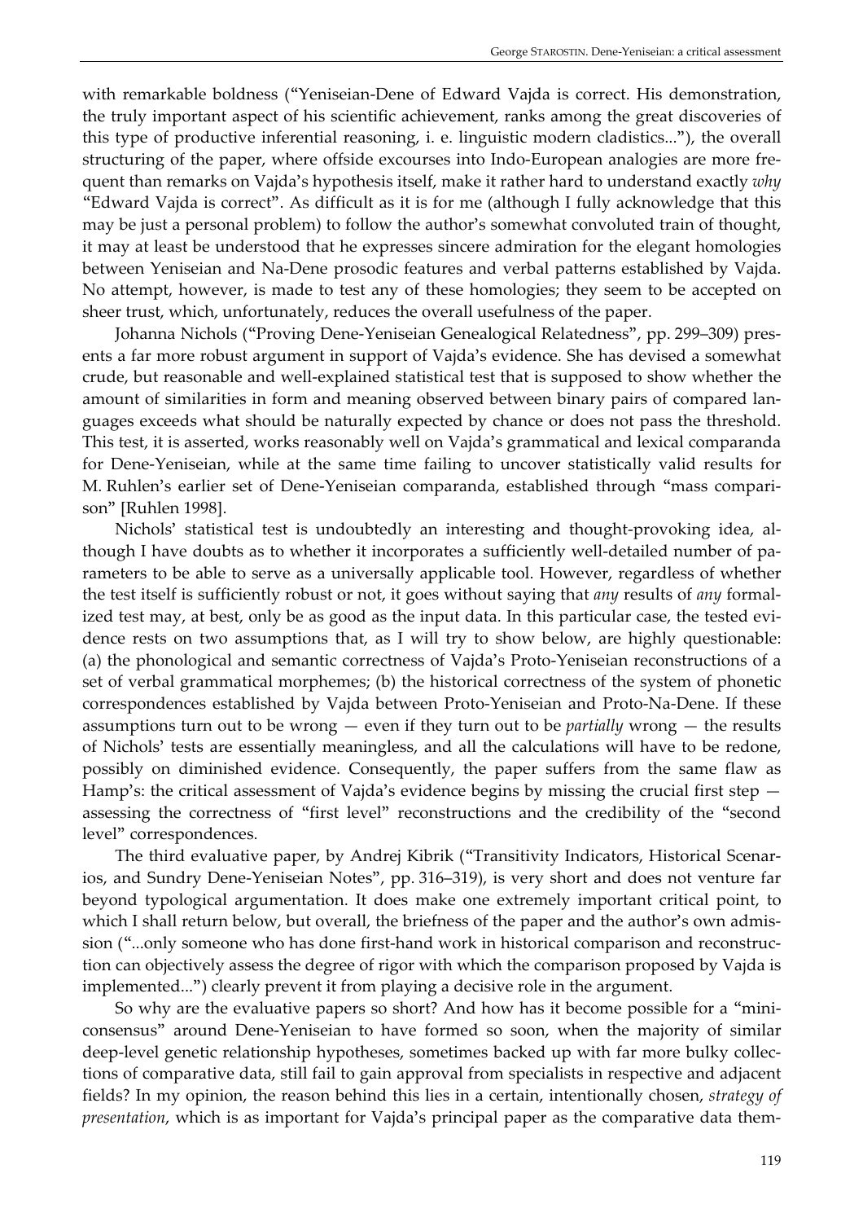with remarkable boldness ("Yeniseian-Dene of Edward Vajda is correct. His demonstration, the truly important aspect of his scientific achievement, ranks among the great discoveries of this type of productive inferential reasoning, i. e. linguistic modern cladistics..."), the overall structuring of the paper, where offside excourses into Indo-European analogies are more frequent than remarks on Vajda's hypothesis itself, make it rather hard to understand exactly *why* "Edward Vajda is correct". As difficult as it is for me (although I fully acknowledge that this may be just a personal problem) to follow the author's somewhat convoluted train of thought, it may at least be understood that he expresses sincere admiration for the elegant homologies between Yeniseian and Na-Dene prosodic features and verbal patterns established by Vajda. No attempt, however, is made to test any of these homologies; they seem to be accepted on sheer trust, which, unfortunately, reduces the overall usefulness of the paper.

Johanna Nichols ("Proving Dene-Yeniseian Genealogical Relatedness", pp. 299–309) presents a far more robust argument in support of Vajda's evidence. She has devised a somewhat crude, but reasonable and well-explained statistical test that is supposed to show whether the amount of similarities in form and meaning observed between binary pairs of compared languages exceeds what should be naturally expected by chance or does not pass the threshold. This test, it is asserted, works reasonably well on Vajda's grammatical and lexical comparanda for Dene-Yeniseian, while at the same time failing to uncover statistically valid results for M. Ruhlen's earlier set of Dene-Yeniseian comparanda, established through "mass comparison" [Ruhlen 1998].

Nichols' statistical test is undoubtedly an interesting and thought-provoking idea, although I have doubts as to whether it incorporates a sufficiently well-detailed number of parameters to be able to serve as a universally applicable tool. However, regardless of whether the test itself is sufficiently robust or not, it goes without saying that *any* results of *any* formalized test may, at best, only be as good as the input data. In this particular case, the tested evidence rests on two assumptions that, as I will try to show below, are highly questionable: (a) the phonological and semantic correctness of Vajda's Proto-Yeniseian reconstructions of a set of verbal grammatical morphemes; (b) the historical correctness of the system of phonetic correspondences established by Vajda between Proto-Yeniseian and Proto-Na-Dene. If these assumptions turn out to be wrong — even if they turn out to be *partially* wrong — the results of Nichols' tests are essentially meaningless, and all the calculations will have to be redone, possibly on diminished evidence. Consequently, the paper suffers from the same flaw as Hamp's: the critical assessment of Vajda's evidence begins by missing the crucial first step — assessing the correctness of "first level" reconstructions and the credibility of the "second level" correspondences.

The third evaluative paper, by Andrej Kibrik ("Transitivity Indicators, Historical Scenarios, and Sundry Dene-Yeniseian Notes", pp. 316–319), is very short and does not venture far beyond typological argumentation. It does make one extremely important critical point, to which I shall return below, but overall, the briefness of the paper and the author's own admission ("...only someone who has done first-hand work in historical comparison and reconstruction can objectively assess the degree of rigor with which the comparison proposed by Vajda is implemented...") clearly prevent it from playing a decisive role in the argument.

So why are the evaluative papers so short? And how has it become possible for a "mini-consensus" around Dene-Yeniseian to have formed so soon, when the majority of similar deep-level genetic relationship hypotheses, sometimes backed up with far more bulky collections of comparative data, still fail to gain approval from specialists in respective and adjacent fields? In my opinion, the reason behind this lies in a certain, intentionally chosen, *strategy of presentation*, which is as important for Vajda's principal paper as the comparative data them-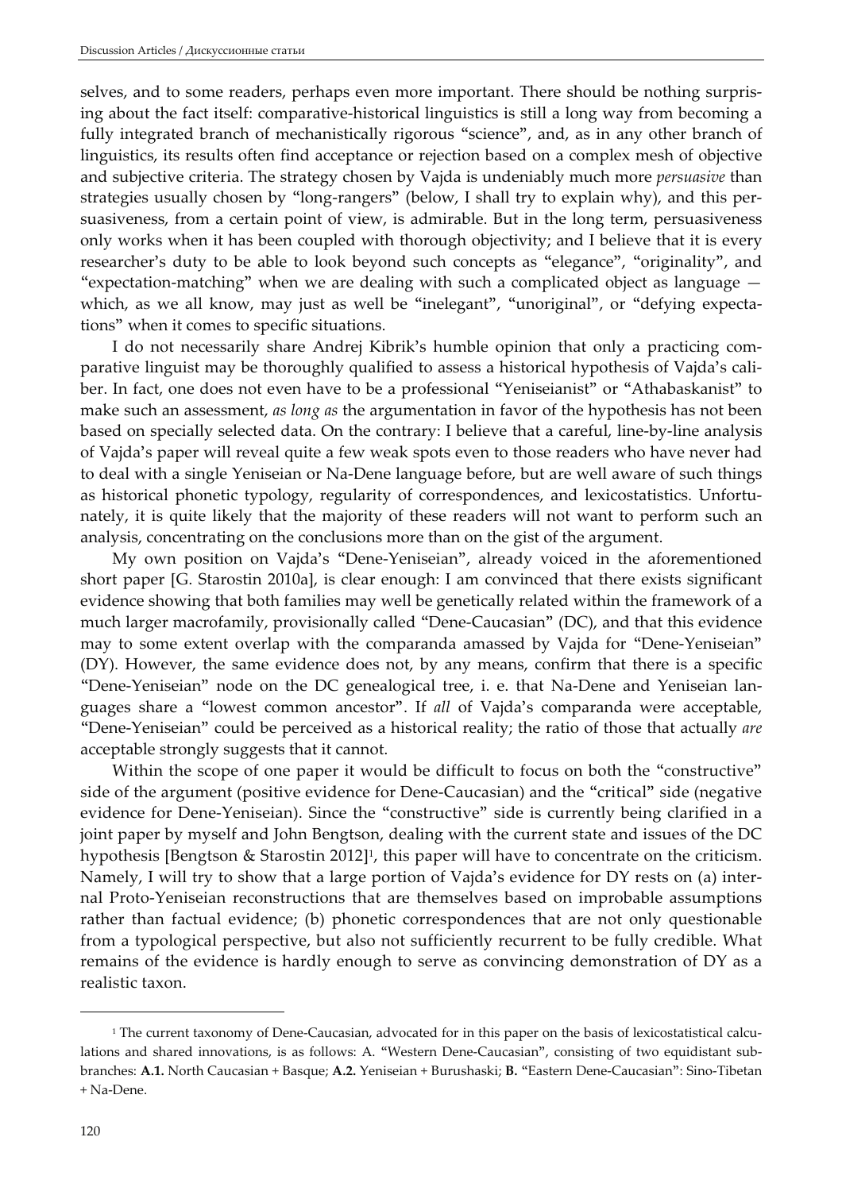selves, and to some readers, perhaps even more important. There should be nothing surprising about the fact itself: comparative-historical linguistics is still a long way from becoming a fully integrated branch of mechanistically rigorous "science", and, as in any other branch of linguistics, its results often find acceptance or rejection based on a complex mesh of objective and subjective criteria. The strategy chosen by Vajda is undeniably much more *persuasive* than strategies usually chosen by "long-rangers" (below, I shall try to explain why), and this persuasiveness, from a certain point of view, is admirable. But in the long term, persuasiveness only works when it has been coupled with thorough objectivity; and I believe that it is every researcher's duty to be able to look beyond such concepts as "elegance", "originality", and "expectation-matching" when we are dealing with such a complicated object as language — which, as we all know, may just as well be "inelegant", "unoriginal", or "defying expectations" when it comes to specific situations.

I do not necessarily share Andrej Kibrik's humble opinion that only a practicing comparative linguist may be thoroughly qualified to assess a historical hypothesis of Vajda's caliber. In fact, one does not even have to be a professional "Yeniseianist" or "Athabaskanist" to make such an assessment, *as long as* the argumentation in favor of the hypothesis has not been based on specially selected data. On the contrary: I believe that a careful, line-by-line analysis of Vajda's paper will reveal quite a few weak spots even to those readers who have never had to deal with a single Yeniseian or Na-Dene language before, but are well aware of such things as historical phonetic typology, regularity of correspondences, and lexicostatistics. Unfortunately, it is quite likely that the majority of these readers will not want to perform such an analysis, concentrating on the conclusions more than on the gist of the argument.

My own position on Vajda's "Dene-Yeniseian", already voiced in the aforementioned short paper [G. Starostin 2010a], is clear enough: I am convinced that there exists significant evidence showing that both families may well be genetically related within the framework of a much larger macrofamily, provisionally called "Dene-Caucasian" (DC), and that this evidence may to some extent overlap with the comparanda amassed by Vajda for "Dene-Yeniseian" (DY). However, the same evidence does not, by any means, confirm that there is a specific "Dene-Yeniseian" node on the DC genealogical tree, i. e. that Na-Dene and Yeniseian languages share a "lowest common ancestor". If *all* of Vajda's comparanda were acceptable, "Dene-Yeniseian" could be perceived as a historical reality; the ratio of those that actually *are* acceptable strongly suggests that it cannot.

Within the scope of one paper it would be difficult to focus on both the "constructive" side of the argument (positive evidence for Dene-Caucasian) and the "critical" side (negative evidence for Dene-Yeniseian). Since the "constructive" side is currently being clarified in a joint paper by myself and John Bengtson, dealing with the current state and issues of the DC hypothesis [Bengtson & Starostin 2012][1], this paper will have to concentrate on the criticism. Namely, I will try to show that a large portion of Vajda's evidence for DY rests on (a) internal Proto-Yeniseian reconstructions that are themselves based on improbable assumptions rather than factual evidence; (b) phonetic correspondences that are not only questionable from a typological perspective, but also not sufficiently recurrent to be fully credible. What remains of the evidence is hardly enough to serve as convincing demonstration of DY as a realistic taxon.

---

[1] The current taxonomy of Dene-Caucasian, advocated for in this paper on the basis of lexicostatistical calculations and shared innovations, is as follows: A. "Western Dene-Caucasian", consisting of two equidistant subbranches: **A.1.** North Caucasian + Basque; **A.2.** Yeniseian + Burushaski; **B.** "Eastern Dene-Caucasian": Sino-Tibetan + Na-Dene.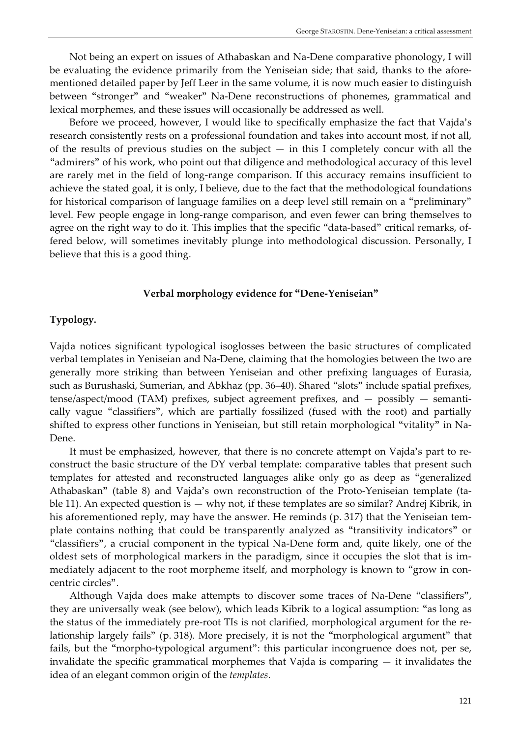Not being an expert on issues of Athabaskan and Na-Dene comparative phonology, I will be evaluating the evidence primarily from the Yeniseian side; that said, thanks to the aforementioned detailed paper by Jeff Leer in the same volume, it is now much easier to distinguish between "stronger" and "weaker" Na-Dene reconstructions of phonemes, grammatical and lexical morphemes, and these issues will occasionally be addressed as well.

Before we proceed, however, I would like to specifically emphasize the fact that Vajda's research consistently rests on a professional foundation and takes into account most, if not all, of the results of previous studies on the subject — in this I completely concur with all the "admirers" of his work, who point out that diligence and methodological accuracy of this level are rarely met in the field of long-range comparison. If this accuracy remains insufficient to achieve the stated goal, it is only, I believe, due to the fact that the methodological foundations for historical comparison of language families on a deep level still remain on a "preliminary" level. Few people engage in long-range comparison, and even fewer can bring themselves to agree on the right way to do it. This implies that the specific "data-based" critical remarks, offered below, will sometimes inevitably plunge into methodological discussion. Personally, I believe that this is a good thing.

## Verbal morphology evidence for "Dene-Yeniseian"

### Typology.

Vajda notices significant typological isoglosses between the basic structures of complicated verbal templates in Yeniseian and Na-Dene, claiming that the homologies between the two are generally more striking than between Yeniseian and other prefixing languages of Eurasia, such as Burushaski, Sumerian, and Abkhaz (pp. 36–40). Shared "slots" include spatial prefixes, tense/aspect/mood (TAM) prefixes, subject agreement prefixes, and — possibly — semantically vague "classifiers", which are partially fossilized (fused with the root) and partially shifted to express other functions in Yeniseian, but still retain morphological "vitality" in Na-Dene.

It must be emphasized, however, that there is no concrete attempt on Vajda's part to reconstruct the basic structure of the DY verbal template: comparative tables that present such templates for attested and reconstructed languages alike only go as deep as "generalized Athabaskan" (table 8) and Vajda's own reconstruction of the Proto-Yeniseian template (table 11). An expected question is — why not, if these templates are so similar? Andrej Kibrik, in his aforementioned reply, may have the answer. He reminds (p. 317) that the Yeniseian template contains nothing that could be transparently analyzed as "transitivity indicators" or "classifiers", a crucial component in the typical Na-Dene form and, quite likely, one of the oldest sets of morphological markers in the paradigm, since it occupies the slot that is immediately adjacent to the root morpheme itself, and morphology is known to "grow in concentric circles".

Although Vajda does make attempts to discover some traces of Na-Dene "classifiers", they are universally weak (see below), which leads Kibrik to a logical assumption: "as long as the status of the immediately pre-root TIs is not clarified, morphological argument for the relationship largely fails" (p. 318). More precisely, it is not the "morphological argument" that fails, but the "morpho-typological argument": this particular incongruence does not, per se, invalidate the specific grammatical morphemes that Vajda is comparing — it invalidates the idea of an elegant common origin of the *templates*.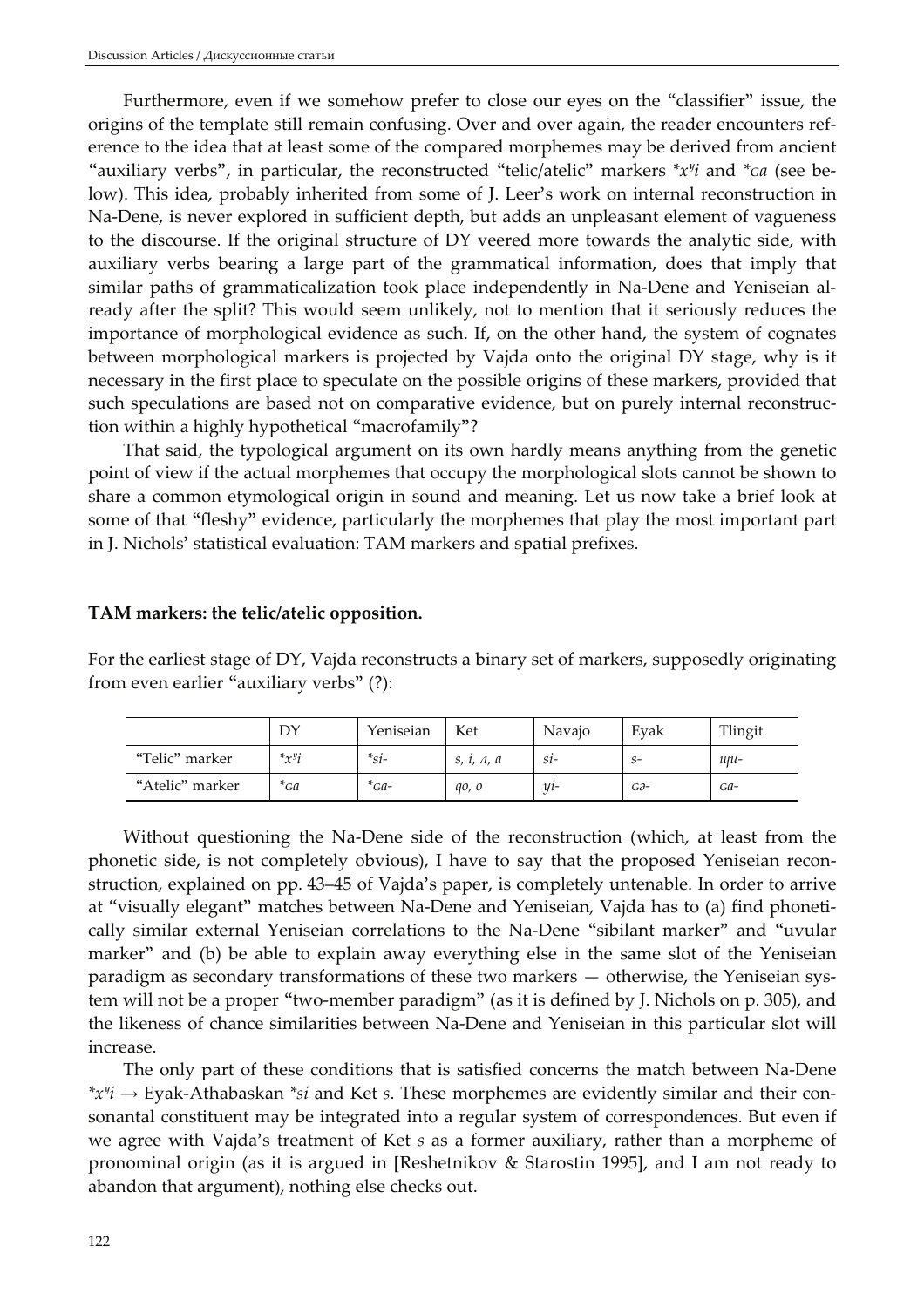Furthermore, even if we somehow prefer to close our eyes on the "classifier" issue, the origins of the template still remain confusing. Over and over again, the reader encounters reference to the idea that at least some of the compared morphemes may be derived from ancient "auxiliary verbs", in particular, the reconstructed "telic/atelic" markers *$x^y$i* and *\*ɢa* (see below). This idea, probably inherited from some of J. Leer's work on internal reconstruction in Na-Dene, is never explored in sufficient depth, but adds an unpleasant element of vagueness to the discourse. If the original structure of DY veered more towards the analytic side, with auxiliary verbs bearing a large part of the grammatical information, does that imply that similar paths of grammaticalization took place independently in Na-Dene and Yeniseian already after the split? This would seem unlikely, not to mention that it seriously reduces the importance of morphological evidence as such. If, on the other hand, the system of cognates between morphological markers is projected by Vajda onto the original DY stage, why is it necessary in the first place to speculate on the possible origins of these markers, provided that such speculations are based not on comparative evidence, but on purely internal reconstruction within a highly hypothetical "macrofamily"?

That said, the typological argument on its own hardly means anything from the genetic point of view if the actual morphemes that occupy the morphological slots cannot be shown to share a common etymological origin in sound and meaning. Let us now take a brief look at some of that "fleshy" evidence, particularly the morphemes that play the most important part in J. Nichols' statistical evaluation: TAM markers and spatial prefixes.

**TAM markers: the telic/atelic opposition.**

For the earliest stage of DY, Vajda reconstructs a binary set of markers, supposedly originating from even earlier "auxiliary verbs" (?):

| | DY | Yeniseian | Ket | Navajo | Eyak | Tlingit |
|---|---|---|---|---|---|---|
| "Telic" marker | *\*$x^y$i* | *\*si-* | *s, i, ʌ, a* | *si-* | *s-* | *ɯu-* |
| "Atelic" marker | *\*ɢa* | *\*ɢa-* | *qo, o* | *yi-* | *ɢə-* | *ɢa-* |

Without questioning the Na-Dene side of the reconstruction (which, at least from the phonetic side, is not completely obvious), I have to say that the proposed Yeniseian reconstruction, explained on pp. 43–45 of Vajda's paper, is completely untenable. In order to arrive at "visually elegant" matches between Na-Dene and Yeniseian, Vajda has to (a) find phonetically similar external Yeniseian correlations to the Na-Dene "sibilant marker" and "uvular marker" and (b) be able to explain away everything else in the same slot of the Yeniseian paradigm as secondary transformations of these two markers — otherwise, the Yeniseian system will not be a proper "two-member paradigm" (as it is defined by J. Nichols on p. 305), and the likeness of chance similarities between Na-Dene and Yeniseian in this particular slot will increase.

The only part of these conditions that is satisfied concerns the match between Na-Dene *\*$x^y$i* → Eyak-Athabaskan *\*si* and Ket *s*. These morphemes are evidently similar and their consonantal constituent may be integrated into a regular system of correspondences. But even if we agree with Vajda's treatment of Ket *s* as a former auxiliary, rather than a morpheme of pronominal origin (as it is argued in [Reshetnikov & Starostin 1995], and I am not ready to abandon that argument), nothing else checks out.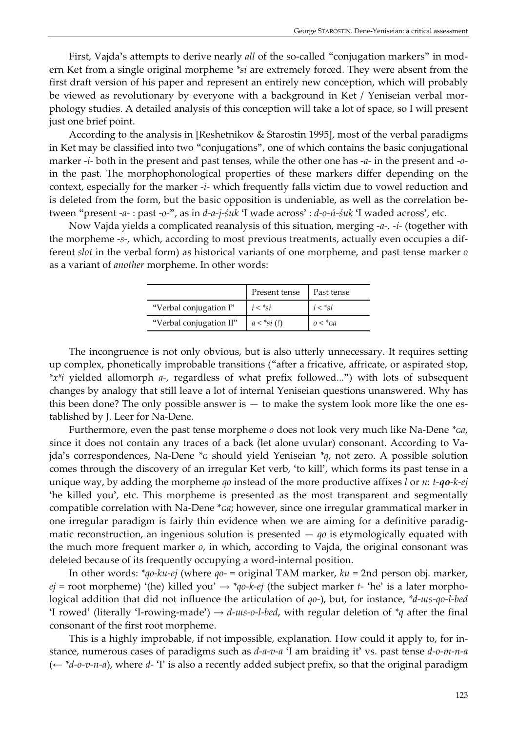First, Vajda's attempts to derive nearly *all* of the so-called "conjugation markers" in modern Ket from a single original morpheme *\*si* are extremely forced. They were absent from the first draft version of his paper and represent an entirely new conception, which will probably be viewed as revolutionary by everyone with a background in Ket / Yeniseian verbal morphology studies. A detailed analysis of this conception will take a lot of space, so I will present just one brief point.

According to the analysis in [Reshetnikov & Starostin 1995], most of the verbal paradigms in Ket may be classified into two "conjugations", one of which contains the basic conjugational marker -*i*- both in the present and past tenses, while the other one has -*a*- in the present and -*o*- in the past. The morphophonological properties of these markers differ depending on the context, especially for the marker -*i*- which frequently falls victim due to vowel reduction and is deleted from the form, but the basic opposition is undeniable, as well as the correlation between "present -*a*- : past -*o*-", as in *d-a-j-śuk* 'I wade across' : *d-o-ń-śuk* 'I waded across', etc.

Now Vajda yields a complicated reanalysis of this situation, merging -*a*-, -*i*- (together with the morpheme -*s*-, which, according to most previous treatments, actually even occupies a different *slot* in the verbal form) as historical variants of one morpheme, and past tense marker *o* as a variant of *another* morpheme. In other words:

| | Present tense | Past tense |
|---|---|---|
| "Verbal conjugation I" | *i* < *\*si* | *i* < *\*si* |
| "Verbal conjugation II" | *a* < *\*si* (*!*) | *o* < *\*ɢa* |

The incongruence is not only obvious, but is also utterly unnecessary. It requires setting up complex, phonetically improbable transitions ("after a fricative, affricate, or aspirated stop, *\*xʸi* yielded allomorph *a*-, regardless of what prefix followed...") with lots of subsequent changes by analogy that still leave a lot of internal Yeniseian questions unanswered. Why has this been done? The only possible answer is — to make the system look more like the one established by J. Leer for Na-Dene.

Furthermore, even the past tense morpheme *o* does not look very much like Na-Dene *\*ɢa*, since it does not contain any traces of a back (let alone uvular) consonant. According to Vajda's correspondences, Na-Dene *\*ɢ* should yield Yeniseian *\*q*, not zero. A possible solution comes through the discovery of an irregular Ket verb, 'to kill', which forms its past tense in a unique way, by adding the morpheme *qo* instead of the more productive affixes *l* or *n*: *t-**qo**-k-ej* 'he killed you', etc. This morpheme is presented as the most transparent and segmentally compatible correlation with Na-Dene *\*ɢa*; however, since one irregular grammatical marker in one irregular paradigm is fairly thin evidence when we are aiming for a definitive paradigmatic reconstruction, an ingenious solution is presented — *qo* is etymologically equated with the much more frequent marker *o*, in which, according to Vajda, the original consonant was deleted because of its frequently occupying a word-internal position.

In other words: *\*qo-ku-ej* (where *qo*- = original TAM marker, *ku* = 2nd person obj. marker, *ej* = root morpheme) '(he) killed you' → *\*qo-k-ej* (the subject marker *t*- 'he' is a later morphological addition that did not influence the articulation of *qo*-), but, for instance, *\*d-ɯs-qo-l-bed* 'I rowed' (literally 'I-rowing-made') → *d-ɯs-o-l-bed*, with regular deletion of *\*q* after the final consonant of the first root morpheme.

This is a highly improbable, if not impossible, explanation. How could it apply to, for instance, numerous cases of paradigms such as *d-a-v-a* 'I am braiding it' vs. past tense *d-o-m-n-a* (← *\*d-o-v-n-a*), where *d*- 'I' is also a recently added subject prefix, so that the original paradigm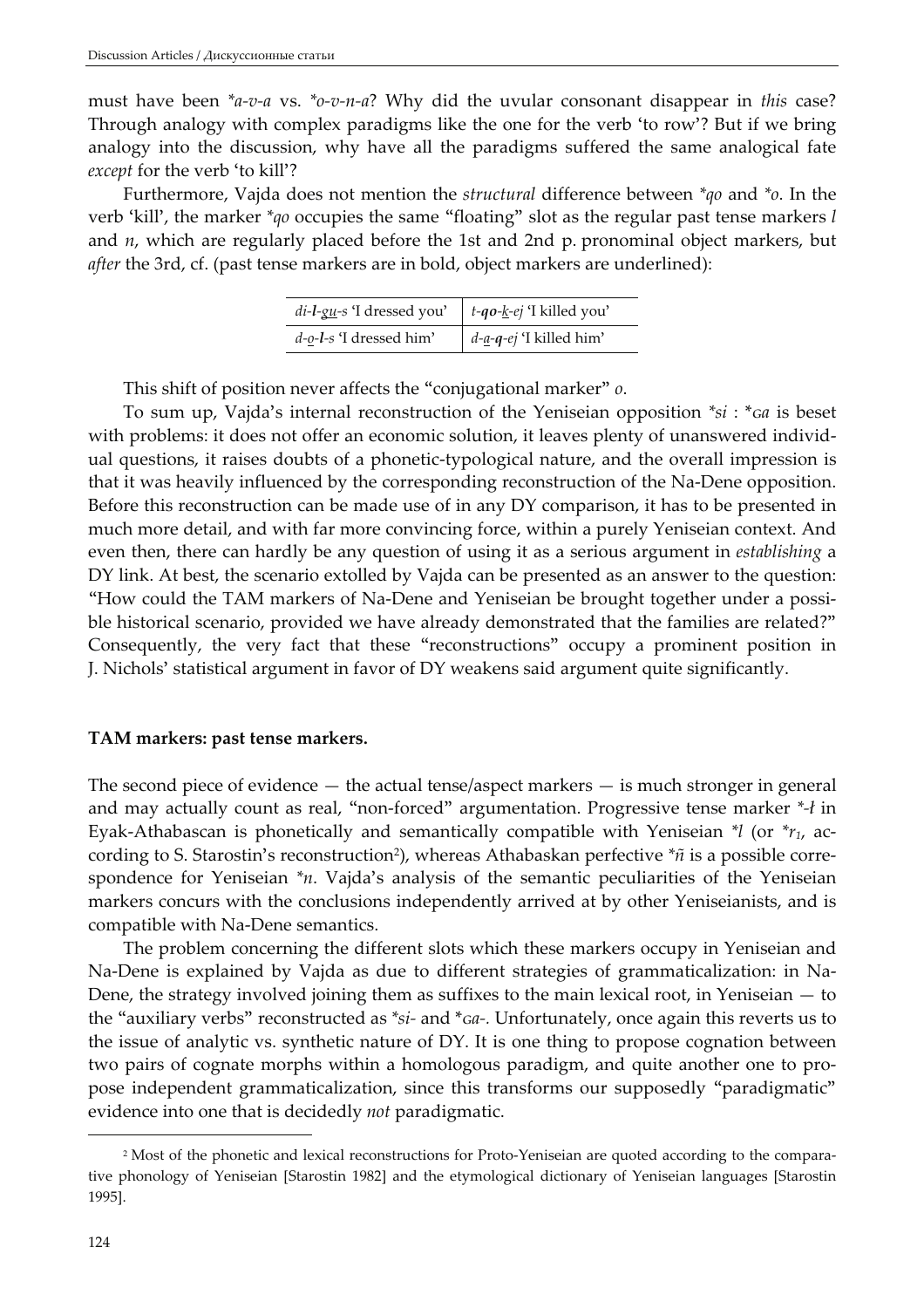must have been *\*a-v-a* vs. *\*o-v-n-a*? Why did the uvular consonant disappear in *this* case? Through analogy with complex paradigms like the one for the verb 'to row'? But if we bring analogy into the discussion, why have all the paradigms suffered the same analogical fate *except* for the verb 'to kill'?

Furthermore, Vajda does not mention the *structural* difference between *\*qo* and *\*o*. In the verb 'kill', the marker *\*qo* occupies the same "floating" slot as the regular past tense markers *l* and *n*, which are regularly placed before the 1st and 2nd p. pronominal object markers, but *after* the 3rd, cf. (past tense markers are in bold, object markers are underlined):

| | |
|---|---|
| *di-**l**-<u>gu</u>-s* 'I dressed you' | *t-**qo**-<u>k</u>-ej* 'I killed you' |
| *d-<u>o</u>-**l**-s* 'I dressed him' | *d-<u>a</u>-**q**-ej* 'I killed him' |

This shift of position never affects the "conjugational marker" *o*.

To sum up, Vajda's internal reconstruction of the Yeniseian opposition *\*si* : \**ɢa* is beset with problems: it does not offer an economic solution, it leaves plenty of unanswered individual questions, it raises doubts of a phonetic-typological nature, and the overall impression is that it was heavily influenced by the corresponding reconstruction of the Na-Dene opposition. Before this reconstruction can be made use of in any DY comparison, it has to be presented in much more detail, and with far more convincing force, within a purely Yeniseian context. And even then, there can hardly be any question of using it as a serious argument in *establishing* a DY link. At best, the scenario extolled by Vajda can be presented as an answer to the question: "How could the TAM markers of Na-Dene and Yeniseian be brought together under a possible historical scenario, provided we have already demonstrated that the families are related?" Consequently, the very fact that these "reconstructions" occupy a prominent position in J. Nichols' statistical argument in favor of DY weakens said argument quite significantly.

**TAM markers: past tense markers.**

The second piece of evidence — the actual tense/aspect markers — is much stronger in general and may actually count as real, "non-forced" argumentation. Progressive tense marker *\*-ł* in Eyak-Athabascan is phonetically and semantically compatible with Yeniseian *\*l* (or *\**$r_1$, according to S. Starostin's reconstruction[2]), whereas Athabaskan perfective *\*ñ* is a possible correspondence for Yeniseian *\*n*. Vajda's analysis of the semantic peculiarities of the Yeniseian markers concurs with the conclusions independently arrived at by other Yeniseianists, and is compatible with Na-Dene semantics.

The problem concerning the different slots which these markers occupy in Yeniseian and Na-Dene is explained by Vajda as due to different strategies of grammaticalization: in Na-Dene, the strategy involved joining them as suffixes to the main lexical root, in Yeniseian — to the "auxiliary verbs" reconstructed as *\*si-* and \**ɢa-*. Unfortunately, once again this reverts us to the issue of analytic vs. synthetic nature of DY. It is one thing to propose cognation between two pairs of cognate morphs within a homologous paradigm, and quite another one to propose independent grammaticalization, since this transforms our supposedly "paradigmatic" evidence into one that is decidedly *not* paradigmatic.

[2] Most of the phonetic and lexical reconstructions for Proto-Yeniseian are quoted according to the comparative phonology of Yeniseian [Starostin 1982] and the etymological dictionary of Yeniseian languages [Starostin 1995].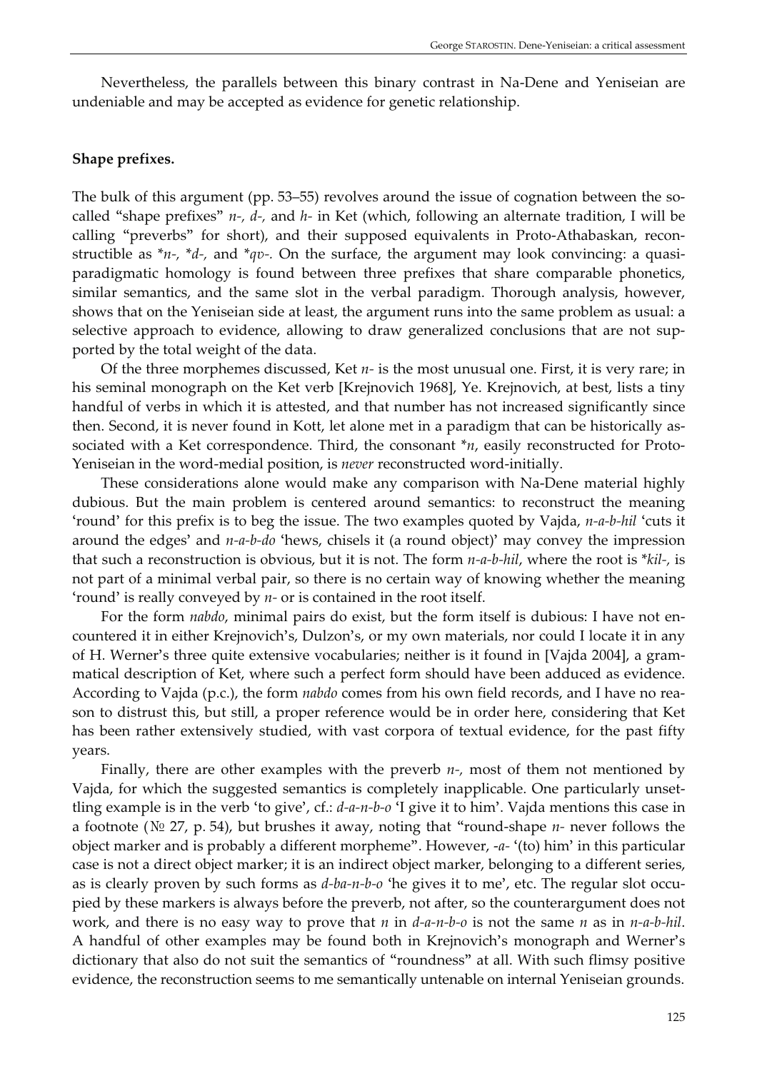Nevertheless, the parallels between this binary contrast in Na-Dene and Yeniseian are undeniable and may be accepted as evidence for genetic relationship.

**Shape prefixes.**

The bulk of this argument (pp. 53–55) revolves around the issue of cognation between the so-called "shape prefixes" *n-*, *d-*, and *h-* in Ket (which, following an alternate tradition, I will be calling "preverbs" for short), and their supposed equivalents in Proto-Athabaskan, reconstructible as *\*n-*, *\*d-*, and *\*qv-*. On the surface, the argument may look convincing: a quasi-paradigmatic homology is found between three prefixes that share comparable phonetics, similar semantics, and the same slot in the verbal paradigm. Thorough analysis, however, shows that on the Yeniseian side at least, the argument runs into the same problem as usual: a selective approach to evidence, allowing to draw generalized conclusions that are not supported by the total weight of the data.

Of the three morphemes discussed, Ket *n-* is the most unusual one. First, it is very rare; in his seminal monograph on the Ket verb [Krejnovich 1968], Ye. Krejnovich, at best, lists a tiny handful of verbs in which it is attested, and that number has not increased significantly since then. Second, it is never found in Kott, let alone met in a paradigm that can be historically associated with a Ket correspondence. Third, the consonant *\*n*, easily reconstructed for Proto-Yeniseian in the word-medial position, is *never* reconstructed word-initially.

These considerations alone would make any comparison with Na-Dene material highly dubious. But the main problem is centered around semantics: to reconstruct the meaning 'round' for this prefix is to beg the issue. The two examples quoted by Vajda, *n-a-b-hil* 'cuts it around the edges' and *n-a-b-do* 'hews, chisels it (a round object)' may convey the impression that such a reconstruction is obvious, but it is not. The form *n-a-b-hil*, where the root is *\*kil-*, is not part of a minimal verbal pair, so there is no certain way of knowing whether the meaning 'round' is really conveyed by *n-* or is contained in the root itself.

For the form *nabdo*, minimal pairs do exist, but the form itself is dubious: I have not encountered it in either Krejnovich's, Dulzon's, or my own materials, nor could I locate it in any of H. Werner's three quite extensive vocabularies; neither is it found in [Vajda 2004], a grammatical description of Ket, where such a perfect form should have been adduced as evidence. According to Vajda (p.c.), the form *nabdo* comes from his own field records, and I have no reason to distrust this, but still, a proper reference would be in order here, considering that Ket has been rather extensively studied, with vast corpora of textual evidence, for the past fifty years.

Finally, there are other examples with the preverb *n-*, most of them not mentioned by Vajda, for which the suggested semantics is completely inapplicable. One particularly unsettling example is in the verb 'to give', cf.: *d-a-n-b-o* 'I give it to him'. Vajda mentions this case in a footnote (№ 27, p. 54), but brushes it away, noting that "round-shape *n-* never follows the object marker and is probably a different morpheme". However, *-a-* '(to) him' in this particular case is not a direct object marker; it is an indirect object marker, belonging to a different series, as is clearly proven by such forms as *d-ba-n-b-o* 'he gives it to me', etc. The regular slot occupied by these markers is always before the preverb, not after, so the counterargument does not work, and there is no easy way to prove that *n* in *d-a-n-b-o* is not the same *n* as in *n-a-b-hil*. A handful of other examples may be found both in Krejnovich's monograph and Werner's dictionary that also do not suit the semantics of "roundness" at all. With such flimsy positive evidence, the reconstruction seems to me semantically untenable on internal Yeniseian grounds.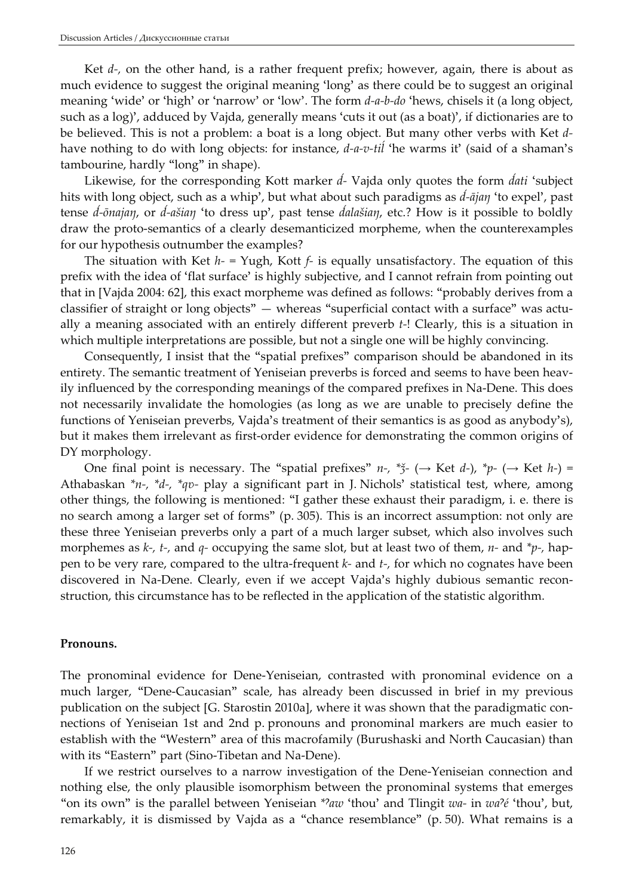Ket *d-*, on the other hand, is a rather frequent prefix; however, again, there is about as much evidence to suggest the original meaning 'long' as there could be to suggest an original meaning 'wide' or 'high' or 'narrow' or 'low'. The form *d-a-b-do* 'hews, chisels it (a long object, such as a log)', adduced by Vajda, generally means 'cuts it out (as a boat)', if dictionaries are to be believed. This is not a problem: a boat is a long object. But many other verbs with Ket *d-* have nothing to do with long objects: for instance, *d-a-v-tiĺ* 'he warms it' (said of a shaman's tambourine, hardly "long" in shape).

Likewise, for the corresponding Kott marker *ď-* Vajda only quotes the form *ďati* 'subject hits with long object, such as a whip', but what about such paradigms as *ď-ājaŋ* 'to expel', past tense *ď-ōnajaŋ*, or *ď-ašiaŋ* 'to dress up', past tense *ďalašiaŋ*, etc.? How is it possible to boldly draw the proto-semantics of a clearly desemanticized morpheme, when the counterexamples for our hypothesis outnumber the examples?

The situation with Ket *h-* = Yugh, Kott *f-* is equally unsatisfactory. The equation of this prefix with the idea of 'flat surface' is highly subjective, and I cannot refrain from pointing out that in [Vajda 2004: 62], this exact morpheme was defined as follows: "probably derives from a classifier of straight or long objects" — whereas "superficial contact with a surface" was actually a meaning associated with an entirely different preverb *t-*! Clearly, this is a situation in which multiple interpretations are possible, but not a single one will be highly convincing.

Consequently, I insist that the "spatial prefixes" comparison should be abandoned in its entirety. The semantic treatment of Yeniseian preverbs is forced and seems to have been heavily influenced by the corresponding meanings of the compared prefixes in Na-Dene. This does not necessarily invalidate the homologies (as long as we are unable to precisely define the functions of Yeniseian preverbs, Vajda's treatment of their semantics is as good as anybody's), but it makes them irrelevant as first-order evidence for demonstrating the common origins of DY morphology.

One final point is necessary. The "spatial prefixes" *n-*, *\*ǯ-* (→ Ket *d-*), *\*p-* (→ Ket *h-*) = Athabaskan *\*n-*, *\*d-*, *\*qv-* play a significant part in J. Nichols' statistical test, where, among other things, the following is mentioned: "I gather these exhaust their paradigm, i. e. there is no search among a larger set of forms" (p. 305). This is an incorrect assumption: not only are these three Yeniseian preverbs only a part of a much larger subset, which also involves such morphemes as *k-*, *t-*, and *q-* occupying the same slot, but at least two of them, *n-* and *\*p-*, happen to be very rare, compared to the ultra-frequent *k-* and *t-*, for which no cognates have been discovered in Na-Dene. Clearly, even if we accept Vajda's highly dubious semantic reconstruction, this circumstance has to be reflected in the application of the statistic algorithm.

**Pronouns.**

The pronominal evidence for Dene-Yeniseian, contrasted with pronominal evidence on a much larger, "Dene-Caucasian" scale, has already been discussed in brief in my previous publication on the subject [G. Starostin 2010a], where it was shown that the paradigmatic connections of Yeniseian 1st and 2nd p. pronouns and pronominal markers are much easier to establish with the "Western" area of this macrofamily (Burushaski and North Caucasian) than with its "Eastern" part (Sino-Tibetan and Na-Dene).

If we restrict ourselves to a narrow investigation of the Dene-Yeniseian connection and nothing else, the only plausible isomorphism between the pronominal systems that emerges "on its own" is the parallel between Yeniseian *\*ʔaw* 'thou' and Tlingit *wa-* in *waʔé* 'thou', but, remarkably, it is dismissed by Vajda as a "chance resemblance" (p. 50). What remains is a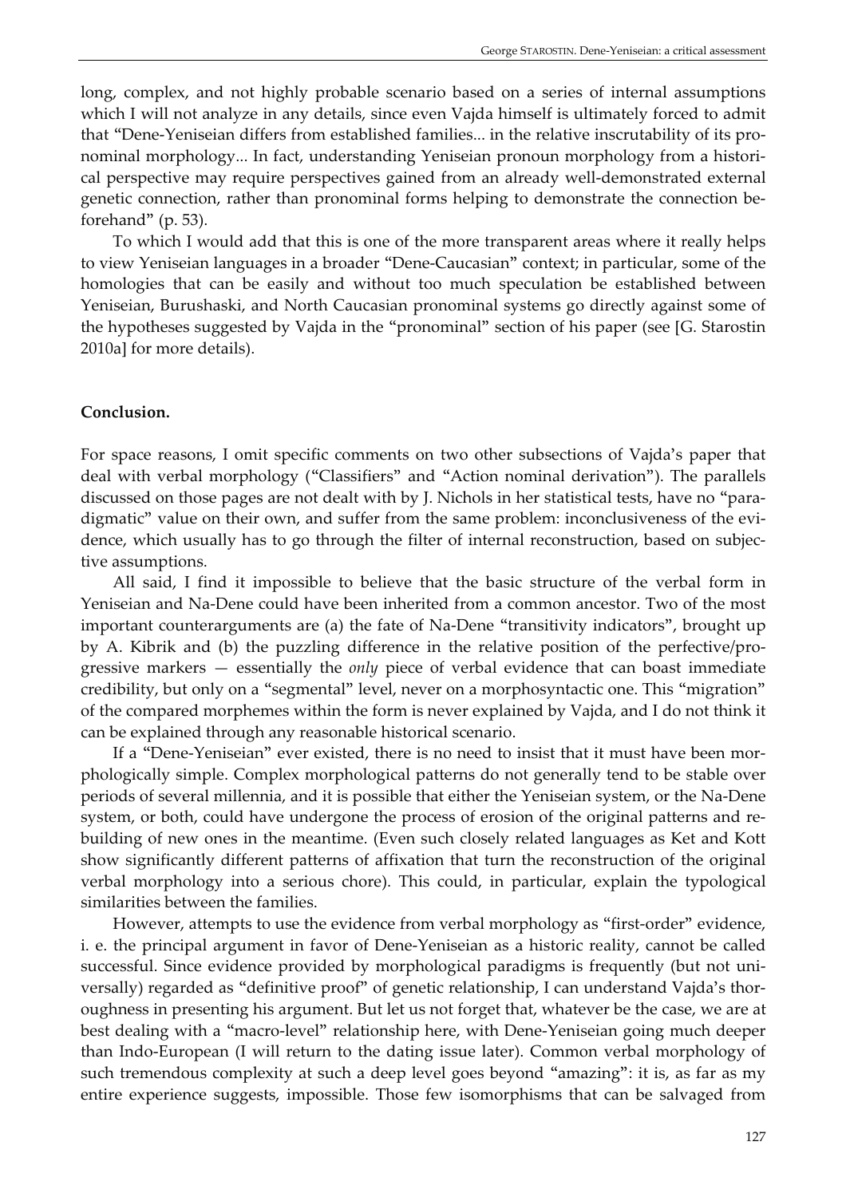long, complex, and not highly probable scenario based on a series of internal assumptions which I will not analyze in any details, since even Vajda himself is ultimately forced to admit that "Dene-Yeniseian differs from established families... in the relative inscrutability of its pronominal morphology... In fact, understanding Yeniseian pronoun morphology from a historical perspective may require perspectives gained from an already well-demonstrated external genetic connection, rather than pronominal forms helping to demonstrate the connection beforehand" (p. 53).

To which I would add that this is one of the more transparent areas where it really helps to view Yeniseian languages in a broader "Dene-Caucasian" context; in particular, some of the homologies that can be easily and without too much speculation be established between Yeniseian, Burushaski, and North Caucasian pronominal systems go directly against some of the hypotheses suggested by Vajda in the "pronominal" section of his paper (see [G. Starostin 2010a] for more details).

**Conclusion.**

For space reasons, I omit specific comments on two other subsections of Vajda's paper that deal with verbal morphology ("Classifiers" and "Action nominal derivation"). The parallels discussed on those pages are not dealt with by J. Nichols in her statistical tests, have no "paradigmatic" value on their own, and suffer from the same problem: inconclusiveness of the evidence, which usually has to go through the filter of internal reconstruction, based on subjective assumptions.

All said, I find it impossible to believe that the basic structure of the verbal form in Yeniseian and Na-Dene could have been inherited from a common ancestor. Two of the most important counterarguments are (a) the fate of Na-Dene "transitivity indicators", brought up by A. Kibrik and (b) the puzzling difference in the relative position of the perfective/progressive markers — essentially the *only* piece of verbal evidence that can boast immediate credibility, but only on a "segmental" level, never on a morphosyntactic one. This "migration" of the compared morphemes within the form is never explained by Vajda, and I do not think it can be explained through any reasonable historical scenario.

If a "Dene-Yeniseian" ever existed, there is no need to insist that it must have been morphologically simple. Complex morphological patterns do not generally tend to be stable over periods of several millennia, and it is possible that either the Yeniseian system, or the Na-Dene system, or both, could have undergone the process of erosion of the original patterns and rebuilding of new ones in the meantime. (Even such closely related languages as Ket and Kott show significantly different patterns of affixation that turn the reconstruction of the original verbal morphology into a serious chore). This could, in particular, explain the typological similarities between the families.

However, attempts to use the evidence from verbal morphology as "first-order" evidence, i. e. the principal argument in favor of Dene-Yeniseian as a historic reality, cannot be called successful. Since evidence provided by morphological paradigms is frequently (but not universally) regarded as "definitive proof" of genetic relationship, I can understand Vajda's thoroughness in presenting his argument. But let us not forget that, whatever be the case, we are at best dealing with a "macro-level" relationship here, with Dene-Yeniseian going much deeper than Indo-European (I will return to the dating issue later). Common verbal morphology of such tremendous complexity at such a deep level goes beyond "amazing": it is, as far as my entire experience suggests, impossible. Those few isomorphisms that can be salvaged from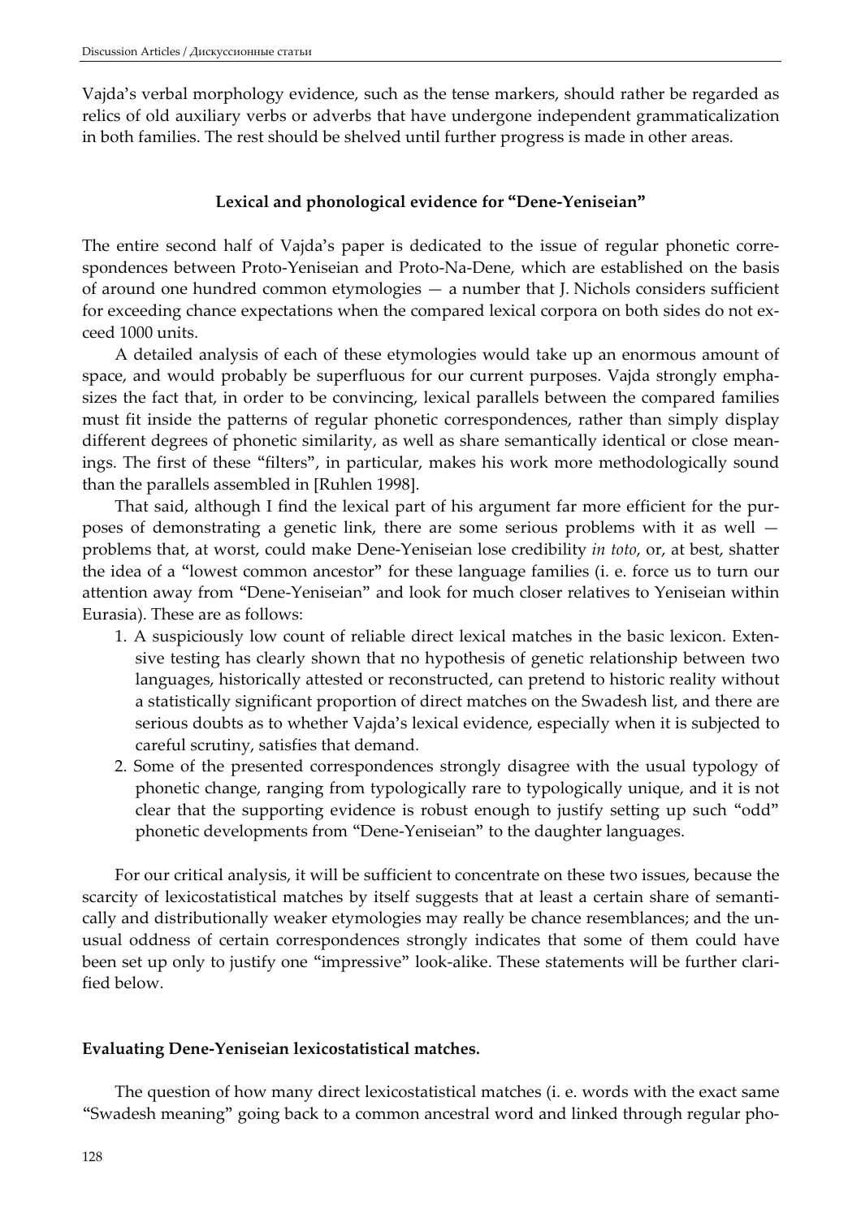Vajda's verbal morphology evidence, such as the tense markers, should rather be regarded as relics of old auxiliary verbs or adverbs that have undergone independent grammaticalization in both families. The rest should be shelved until further progress is made in other areas.

## Lexical and phonological evidence for "Dene-Yeniseian"

The entire second half of Vajda's paper is dedicated to the issue of regular phonetic correspondences between Proto-Yeniseian and Proto-Na-Dene, which are established on the basis of around one hundred common etymologies — a number that J. Nichols considers sufficient for exceeding chance expectations when the compared lexical corpora on both sides do not exceed 1000 units.

A detailed analysis of each of these etymologies would take up an enormous amount of space, and would probably be superfluous for our current purposes. Vajda strongly emphasizes the fact that, in order to be convincing, lexical parallels between the compared families must fit inside the patterns of regular phonetic correspondences, rather than simply display different degrees of phonetic similarity, as well as share semantically identical or close meanings. The first of these "filters", in particular, makes his work more methodologically sound than the parallels assembled in [Ruhlen 1998].

That said, although I find the lexical part of his argument far more efficient for the purposes of demonstrating a genetic link, there are some serious problems with it as well — problems that, at worst, could make Dene-Yeniseian lose credibility *in toto*, or, at best, shatter the idea of a "lowest common ancestor" for these language families (i. e. force us to turn our attention away from "Dene-Yeniseian" and look for much closer relatives to Yeniseian within Eurasia). These are as follows:

1. A suspiciously low count of reliable direct lexical matches in the basic lexicon. Extensive testing has clearly shown that no hypothesis of genetic relationship between two languages, historically attested or reconstructed, can pretend to historic reality without a statistically significant proportion of direct matches on the Swadesh list, and there are serious doubts as to whether Vajda's lexical evidence, especially when it is subjected to careful scrutiny, satisfies that demand.
2. Some of the presented correspondences strongly disagree with the usual typology of phonetic change, ranging from typologically rare to typologically unique, and it is not clear that the supporting evidence is robust enough to justify setting up such "odd" phonetic developments from "Dene-Yeniseian" to the daughter languages.

For our critical analysis, it will be sufficient to concentrate on these two issues, because the scarcity of lexicostatistical matches by itself suggests that at least a certain share of semantically and distributionally weaker etymologies may really be chance resemblances; and the unusual oddness of certain correspondences strongly indicates that some of them could have been set up only to justify one "impressive" look-alike. These statements will be further clarified below.

### Evaluating Dene-Yeniseian lexicostatistical matches.

The question of how many direct lexicostatistical matches (i. e. words with the exact same "Swadesh meaning" going back to a common ancestral word and linked through regular pho-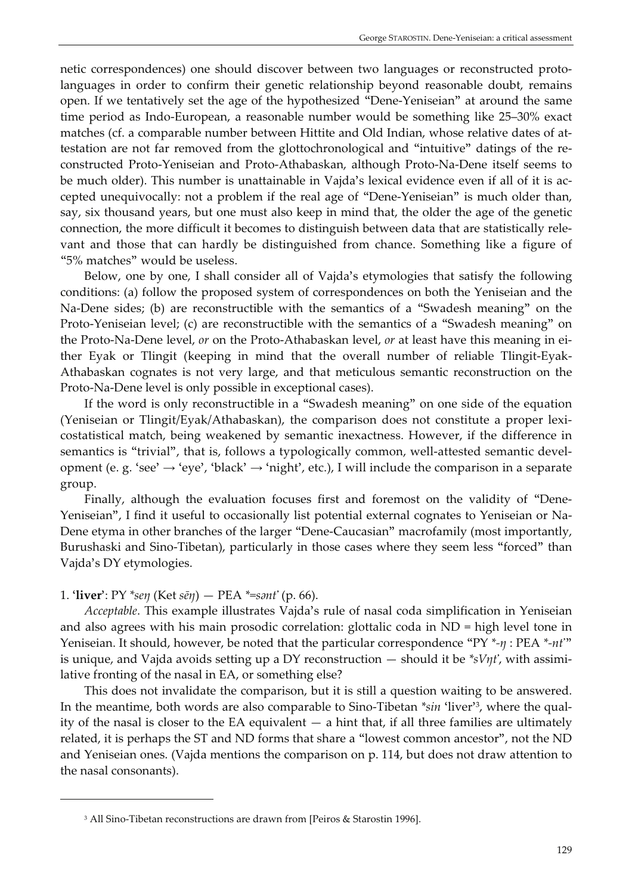netic correspondences) one should discover between two languages or reconstructed proto-languages in order to confirm their genetic relationship beyond reasonable doubt, remains open. If we tentatively set the age of the hypothesized "Dene-Yeniseian" at around the same time period as Indo-European, a reasonable number would be something like 25–30% exact matches (cf. a comparable number between Hittite and Old Indian, whose relative dates of attestation are not far removed from the glottochronological and "intuitive" datings of the reconstructed Proto-Yeniseian and Proto-Athabaskan, although Proto-Na-Dene itself seems to be much older). This number is unattainable in Vajda's lexical evidence even if all of it is accepted unequivocally: not a problem if the real age of "Dene-Yeniseian" is much older than, say, six thousand years, but one must also keep in mind that, the older the age of the genetic connection, the more difficult it becomes to distinguish between data that are statistically relevant and those that can hardly be distinguished from chance. Something like a figure of "5% matches" would be useless.

Below, one by one, I shall consider all of Vajda's etymologies that satisfy the following conditions: (a) follow the proposed system of correspondences on both the Yeniseian and the Na-Dene sides; (b) are reconstructible with the semantics of a "Swadesh meaning" on the Proto-Yeniseian level; (c) are reconstructible with the semantics of a "Swadesh meaning" on the Proto-Na-Dene level, *or* on the Proto-Athabaskan level, *or* at least have this meaning in either Eyak or Tlingit (keeping in mind that the overall number of reliable Tlingit-Eyak-Athabaskan cognates is not very large, and that meticulous semantic reconstruction on the Proto-Na-Dene level is only possible in exceptional cases).

If the word is only reconstructible in a "Swadesh meaning" on one side of the equation (Yeniseian or Tlingit/Eyak/Athabaskan), the comparison does not constitute a proper lexicostatistical match, being weakened by semantic inexactness. However, if the difference in semantics is "trivial", that is, follows a typologically common, well-attested semantic development (e. g. 'see' → 'eye', 'black' → 'night', etc.), I will include the comparison in a separate group.

Finally, although the evaluation focuses first and foremost on the validity of "Dene-Yeniseian", I find it useful to occasionally list potential external cognates to Yeniseian or Na-Dene etyma in other branches of the larger "Dene-Caucasian" macrofamily (most importantly, Burushaski and Sino-Tibetan), particularly in those cases where they seem less "forced" than Vajda's DY etymologies.

1. '**liver**': PY *\*seŋ* (Ket *sēŋ*) — PEA *\*=sənt'* (p. 66).

*Acceptable*. This example illustrates Vajda's rule of nasal coda simplification in Yeniseian and also agrees with his main prosodic correlation: glottalic coda in ND = high level tone in Yeniseian. It should, however, be noted that the particular correspondence "PY *\*-ŋ* : PEA *\*-nt'*" is unique, and Vajda avoids setting up a DY reconstruction — should it be *\*sVŋt'*, with assimilative fronting of the nasal in EA, or something else?

This does not invalidate the comparison, but it is still a question waiting to be answered. In the meantime, both words are also comparable to Sino-Tibetan *\*sin* 'liver'[3], where the quality of the nasal is closer to the EA equivalent — a hint that, if all three families are ultimately related, it is perhaps the ST and ND forms that share a "lowest common ancestor", not the ND and Yeniseian ones. (Vajda mentions the comparison on p. 114, but does not draw attention to the nasal consonants).

[3] All Sino-Tibetan reconstructions are drawn from [Peiros & Starostin 1996].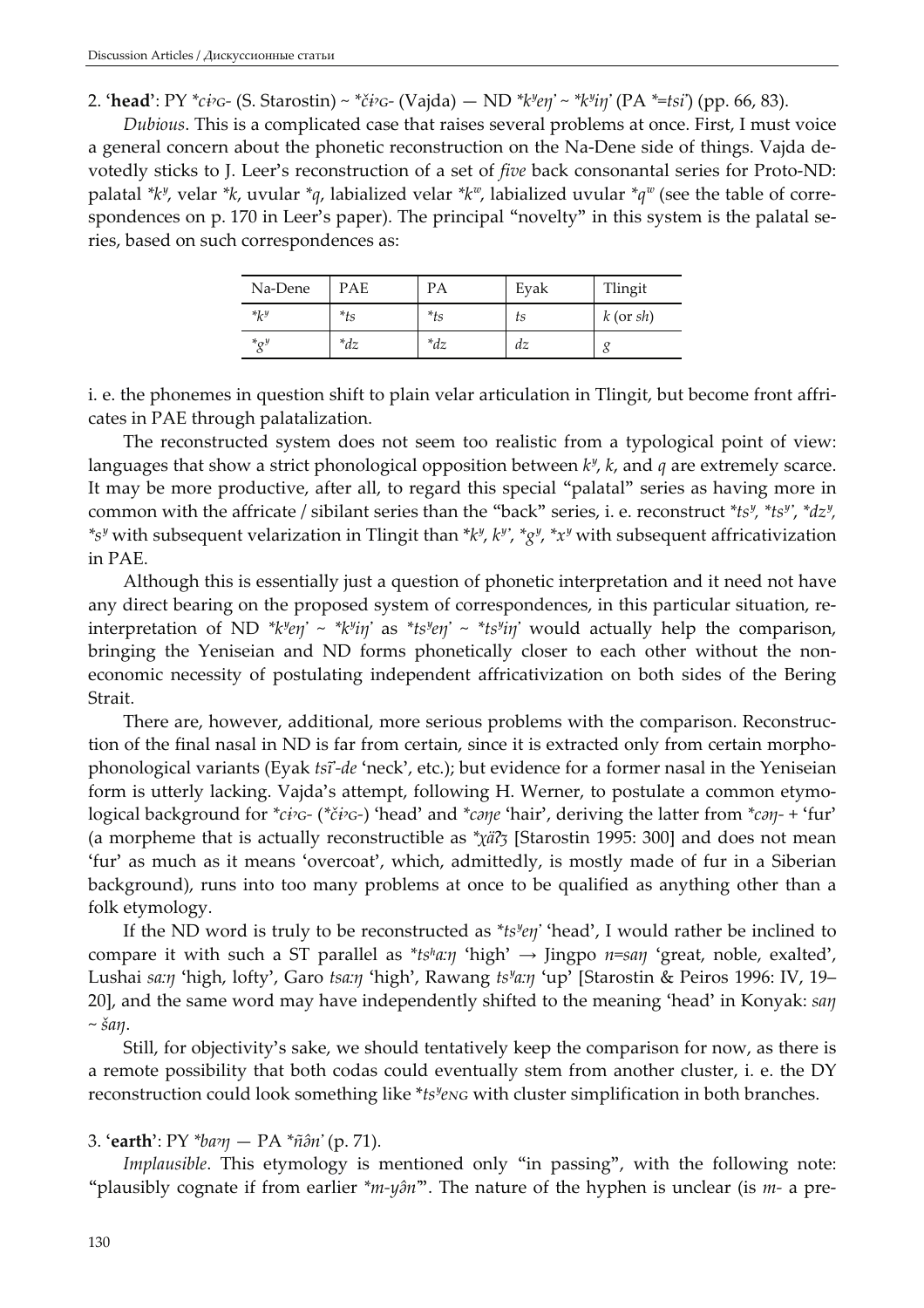2. '**head**': PY *\*ciʔɢ-* (S. Starostin) ~ *\*čiʔɢ-* (Vajda) — ND *\*kʸeŋ̓* ~ *\*kʸiŋ̓* (PA *\*=tsi̓*) (pp. 66, 83).

*Dubious*. This is a complicated case that raises several problems at once. First, I must voice a general concern about the phonetic reconstruction on the Na-Dene side of things. Vajda devotedly sticks to J. Leer's reconstruction of a set of *five* back consonantal series for Proto-ND: palatal *\*kʸ*, velar *\*k*, uvular *\*q*, labialized velar *\*kʷ*, labialized uvular *\*qʷ* (see the table of correspondences on p. 170 in Leer's paper). The principal "novelty" in this system is the palatal series, based on such correspondences as:

| Na-Dene | PAE | PA | Eyak | Tlingit |
|---|---|---|---|---|
| *\*kʸ* | *\*ts* | *\*ts* | *ts* | *k* (or *sh*) |
| *\*gʸ* | *\*dz* | *\*dz* | *dz* | *g* |

i. e. the phonemes in question shift to plain velar articulation in Tlingit, but become front affricates in PAE through palatalization.

The reconstructed system does not seem too realistic from a typological point of view: languages that show a strict phonological opposition between *kʸ*, *k*, and *q* are extremely scarce. It may be more productive, after all, to regard this special "palatal" series as having more in common with the affricate / sibilant series than the "back" series, i. e. reconstruct *\*tsʸ*, *\*tsʸ'*, *\*dzʸ*, *\*sʸ* with subsequent velarization in Tlingit than *\*kʸ*, *kʸ'*, *\*gʸ*, *\*xʸ* with subsequent affricativization in PAE.

Although this is essentially just a question of phonetic interpretation and it need not have any direct bearing on the proposed system of correspondences, in this particular situation, reinterpretation of ND *\*kʸeŋ̓* ~ *\*kʸiŋ̓* as *\*tsʸeŋ̓* ~ *\*tsʸiŋ̓* would actually help the comparison, bringing the Yeniseian and ND forms phonetically closer to each other without the noneconomic necessity of postulating independent affricativization on both sides of the Bering Strait.

There are, however, additional, more serious problems with the comparison. Reconstruction of the final nasal in ND is far from certain, since it is extracted only from certain morphophonological variants (Eyak *tsĩ̓-de* 'neck', etc.); but evidence for a former nasal in the Yeniseian form is utterly lacking. Vajda's attempt, following H. Werner, to postulate a common etymological background for *\*ciʔɢ-* (*\*čiʔɢ-*) 'head' and *\*cəŋe* 'hair', deriving the latter from *\*cəŋ-* + 'fur' (a morpheme that is actually reconstructible as *\*χäʔʒ* [Starostin 1995: 300] and does not mean 'fur' as much as it means 'overcoat', which, admittedly, is mostly made of fur in a Siberian background), runs into too many problems at once to be qualified as anything other than a folk etymology.

If the ND word is truly to be reconstructed as *\*tsʸeŋ̓* 'head', I would rather be inclined to compare it with such a ST parallel as *\*tsʰaːŋ* 'high' → Jingpo *n=saŋ* 'great, noble, exalted', Lushai *saːŋ* 'high, lofty', Garo *tsaːŋ* 'high', Rawang *tsʸaːŋ* 'up' [Starostin & Peiros 1996: IV, 19–20], and the same word may have independently shifted to the meaning 'head' in Konyak: *saŋ* ~ *šaŋ*.

Still, for objectivity's sake, we should tentatively keep the comparison for now, as there is a remote possibility that both codas could eventually stem from another cluster, i. e. the DY reconstruction could look something like *\*tsʸeɴɢ* with cluster simplification in both branches.

3. '**earth**': PY *\*baʔŋ* — PA *\*ñən̓* (p. 71).

*Implausible*. This etymology is mentioned only "in passing", with the following note: "plausibly cognate if from earlier *\*m-yən*". The nature of the hyphen is unclear (is *m-* a pre-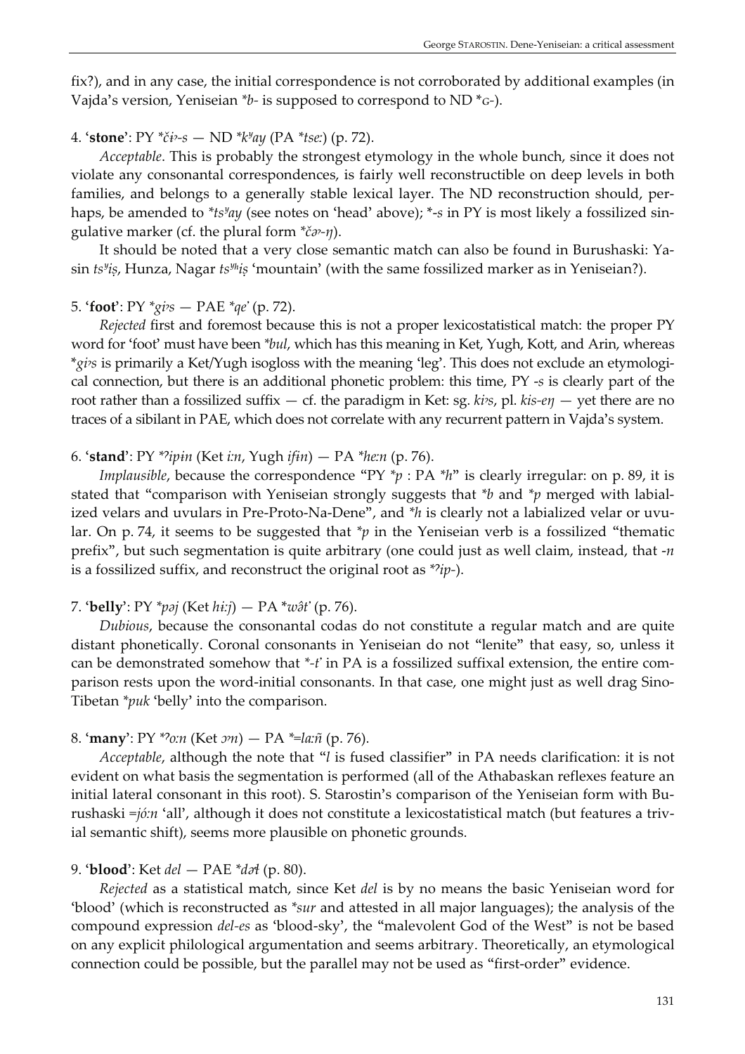fix?), and in any case, the initial correspondence is not corroborated by additional examples (in Vajda's version, Yeniseian *\*b-* is supposed to correspond to ND *\*ɢ-*).

4. '**stone**': PY *\*čiʔ-s* — ND *\*kʸay* (PA *\*tse:*) (p. 72).

*Acceptable*. This is probably the strongest etymology in the whole bunch, since it does not violate any consonantal correspondences, is fairly well reconstructible on deep levels in both families, and belongs to a generally stable lexical layer. The ND reconstruction should, perhaps, be amended to *\*tsʸay* (see notes on 'head' above); *\*-s* in PY is most likely a fossilized singulative marker (cf. the plural form *\*čəʔ-ŋ*).

It should be noted that a very close semantic match can also be found in Burushaski: Yasin *tsʸiṣ*, Hunza, Nagar *tsʸʰiṣ* 'mountain' (with the same fossilized marker as in Yeniseian?).

5. '**foot**': PY *\*giʔs* — PAE *\*qe'* (p. 72).

*Rejected* first and foremost because this is not a proper lexicostatistical match: the proper PY word for 'foot' must have been *\*bul*, which has this meaning in Ket, Yugh, Kott, and Arin, whereas *\*giʔs* is primarily a Ket/Yugh isogloss with the meaning 'leg'. This does not exclude an etymological connection, but there is an additional phonetic problem: this time, PY *-s* is clearly part of the root rather than a fossilized suffix — cf. the paradigm in Ket: sg. *kiʔs*, pl. *kis-eŋ* — yet there are no traces of a sibilant in PAE, which does not correlate with any recurrent pattern in Vajda's system.

6. '**stand**': PY *\*ʔipin* (Ket *i:n*, Yugh *ifin*) — PA *\*he:n* (p. 76).

*Implausible*, because the correspondence "PY *\*p* : PA *\*h*" is clearly irregular: on p. 89, it is stated that "comparison with Yeniseian strongly suggests that *\*b* and *\*p* merged with labialized velars and uvulars in Pre-Proto-Na-Dene", and *\*h* is clearly not a labialized velar or uvular. On p. 74, it seems to be suggested that *\*p* in the Yeniseian verb is a fossilized "thematic prefix", but such segmentation is quite arbitrary (one could just as well claim, instead, that *-n* is a fossilized suffix, and reconstruct the original root as *\*ʔip-*).

7. '**belly**': PY *\*pəj* (Ket *hi:j*) — PA *\*wə̂t'* (p. 76).

*Dubious*, because the consonantal codas do not constitute a regular match and are quite distant phonetically. Coronal consonants in Yeniseian do not "lenite" that easy, so, unless it can be demonstrated somehow that *\*-t'* in PA is a fossilized suffixal extension, the entire comparison rests upon the word-initial consonants. In that case, one might just as well drag Sino-Tibetan *\*puk* 'belly' into the comparison.

8. '**many**': PY *\*ʔo:n* (Ket *ɔʔn*) — PA *\*=la:ñ* (p. 76).

*Acceptable*, although the note that "*l* is fused classifier" in PA needs clarification: it is not evident on what basis the segmentation is performed (all of the Athabaskan reflexes feature an initial lateral consonant in this root). S. Starostin's comparison of the Yeniseian form with Burushaski *=jó:n* 'all', although it does not constitute a lexicostatistical match (but features a trivial semantic shift), seems more plausible on phonetic grounds.

9. '**blood**': Ket *del* — PAE *\*dəɬ* (p. 80).

*Rejected* as a statistical match, since Ket *del* is by no means the basic Yeniseian word for 'blood' (which is reconstructed as *\*sur* and attested in all major languages); the analysis of the compound expression *del-es* as 'blood-sky', the "malevolent God of the West" is not be based on any explicit philological argumentation and seems arbitrary. Theoretically, an etymological connection could be possible, but the parallel may not be used as "first-order" evidence.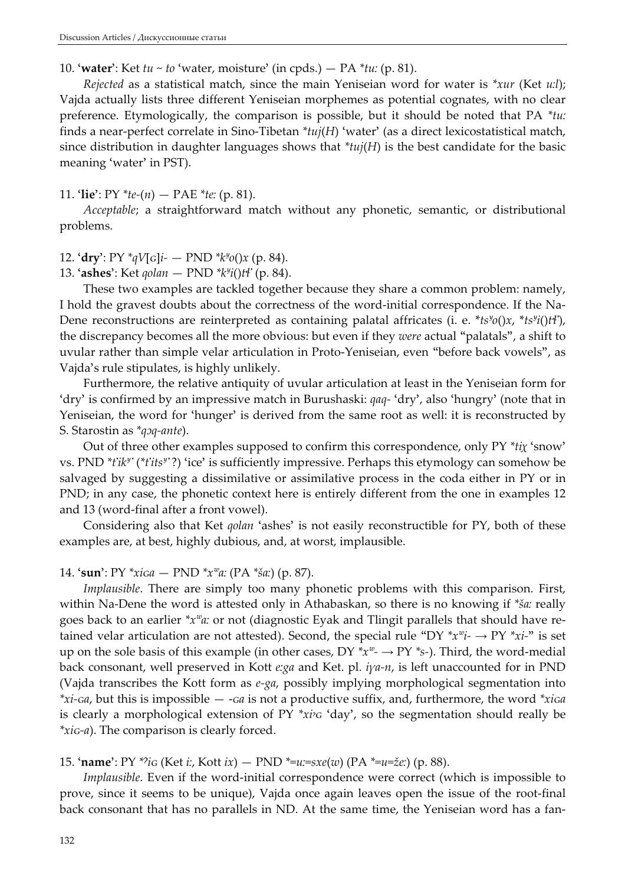10. '**water**': Ket *tu ~ to* 'water, moisture' (in cpds.) — PA *\*tu:* (p. 81).

*Rejected* as a statistical match, since the main Yeniseian word for water is *\*xur* (Ket *u:l*); Vajda actually lists three different Yeniseian morphemes as potential cognates, with no clear preference. Etymologically, the comparison is possible, but it should be noted that PA *\*tu:* finds a near-perfect correlate in Sino-Tibetan *\*tuj*(*H*) 'water' (as a direct lexicostatistical match, since distribution in daughter languages shows that *\*tuj*(*H*) is the best candidate for the basic meaning 'water' in PST).

11. '**lie**': PY *\*te-*(*n*) — PAE *\*te:* (p. 81).

*Acceptable*; a straightforward match without any phonetic, semantic, or distributional problems.

12. '**dry**': PY *\*qV*[ɢ]*i-* — PND *\*kʸo*()*x* (p. 84).

13. '**ashes**': Ket *qolan* — PND *\*kʸi*()*tɬ'* (p. 84).

These two examples are tackled together because they share a common problem: namely, I hold the gravest doubts about the correctness of the word-initial correspondence. If the Na-Dene reconstructions are reinterpreted as containing palatal affricates (i. e. *\*tsʸo*()*x*, *\*tsʸi*()*tɬ'*), the discrepancy becomes all the more obvious: but even if they *were* actual "palatals", a shift to uvular rather than simple velar articulation in Proto-Yeniseian, even "before back vowels", as Vajda's rule stipulates, is highly unlikely.

Furthermore, the relative antiquity of uvular articulation at least in the Yeniseian form for 'dry' is confirmed by an impressive match in Burushaski: *qaq-* 'dry', also 'hungry' (note that in Yeniseian, the word for 'hunger' is derived from the same root as well: it is reconstructed by S. Starostin as *\*qɔq-ante*).

Out of three other examples supposed to confirm this correspondence, only PY *\*tiχ* 'snow' vs. PND *\*t'ikʸ'* (*\*t'itsʸ'*?) 'ice' is sufficiently impressive. Perhaps this etymology can somehow be salvaged by suggesting a dissimilative or assimilative process in the coda either in PY or in PND; in any case, the phonetic context here is entirely different from the one in examples 12 and 13 (word-final after a front vowel).

Considering also that Ket *qolan* 'ashes' is not easily reconstructible for PY, both of these examples are, at best, highly dubious, and, at worst, implausible.

14. '**sun**': PY *\*xiɢa* — PND *\*xʷa:* (PA *\*ša:*) (p. 87).

*Implausible*. There are simply too many phonetic problems with this comparison. First, within Na-Dene the word is attested only in Athabaskan, so there is no knowing if *\*ša:* really goes back to an earlier *\*xʷa:* or not (diagnostic Eyak and Tlingit parallels that should have retained velar articulation are not attested). Second, the special rule "DY *\*xʷi-* → PY *\*xi-*" is set up on the sole basis of this example (in other cases, DY *\*xʷ-* → PY *\*s-*). Third, the word-medial back consonant, well preserved in Kott *e:ga* and Ket. pl. *iɣa-n*, is left unaccounted for in PND (Vajda transcribes the Kott form as *e-ga*, possibly implying morphological segmentation into *\*xi-ɢa*, but this is impossible — *-ɢa* is not a productive suffix, and, furthermore, the word *\*xiɢa* is clearly a morphological extension of PY *\*xiˀɢ* 'day', so the segmentation should really be *\*xiɢ-a*). The comparison is clearly forced.

15. '**name**': PY *\*ˀiɢ* (Ket *i:*, Kott *ix*) — PND *\*=u:=sxe*(*w*) (PA *\*=u=že:*) (p. 88).

*Implausible*. Even if the word-initial correspondence were correct (which is impossible to prove, since it seems to be unique), Vajda once again leaves open the issue of the root-final back consonant that has no parallels in ND. At the same time, the Yeniseian word has a fan-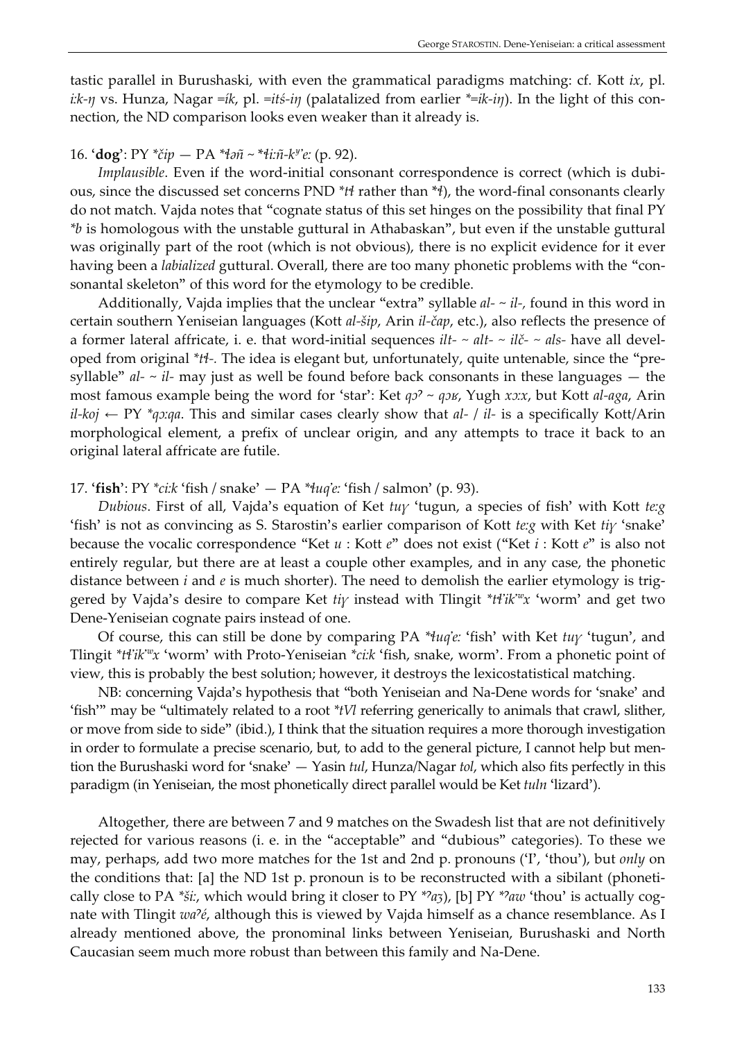tastic parallel in Burushaski, with even the grammatical paradigms matching: cf. Kott *ix*, pl. *iːk-ŋ* vs. Hunza, Nagar *=ík*, pl. *=itś-iŋ* (palatalized from earlier *\*=ik-iŋ*). In the light of this connection, the ND comparison looks even weaker than it already is.

16. '**dog**': PY *\*čip* — PA *\*ɬəñ ~ \*ɬiːñ-kʸ'eː* (p. 92).

*Implausible*. Even if the word-initial consonant correspondence is correct (which is dubious, since the discussed set concerns PND *\*tɬ* rather than *\*ɬ*), the word-final consonants clearly do not match. Vajda notes that "cognate status of this set hinges on the possibility that final PY *\*b* is homologous with the unstable guttural in Athabaskan", but even if the unstable guttural was originally part of the root (which is not obvious), there is no explicit evidence for it ever having been a *labialized* guttural. Overall, there are too many phonetic problems with the "consonantal skeleton" of this word for the etymology to be credible.

Additionally, Vajda implies that the unclear "extra" syllable *al- ~ il-*, found in this word in certain southern Yeniseian languages (Kott *al-šip*, Arin *il-čap*, etc.), also reflects the presence of a former lateral affricate, i. e. that word-initial sequences *ilt- ~ alt- ~ ilč- ~ als-* have all developed from original *\*tɬ-*. The idea is elegant but, unfortunately, quite untenable, since the "presyllable" *al- ~ il-* may just as well be found before back consonants in these languages — the most famous example being the word for 'star': Ket *qɔʔ ~ qɔʁ*, Yugh *xɔːx*, but Kott *al-aga*, Arin *il-koj* ← PY *\*qɔːqa*. This and similar cases clearly show that *al- / il-* is a specifically Kott/Arin morphological element, a prefix of unclear origin, and any attempts to trace it back to an original lateral affricate are futile.

17. '**fish**': PY *\*ciːk* 'fish / snake' — PA *\*ɬuq'eː* 'fish / salmon' (p. 93).

*Dubious*. First of all, Vajda's equation of Ket *tuɣ* 'tugun, a species of fish' with Kott *teːg* 'fish' is not as convincing as S. Starostin's earlier comparison of Kott *teːg* with Ket *tiɣ* 'snake' because the vocalic correspondence "Ket *u* : Kott *e*" does not exist ("Ket *i* : Kott *e*" is also not entirely regular, but there are at least a couple other examples, and in any case, the phonetic distance between *i* and *e* is much shorter). The need to demolish the earlier etymology is triggered by Vajda's desire to compare Ket *tiɣ* instead with Tlingit *\*tɬ'ik'ʷx* 'worm' and get two Dene-Yeniseian cognate pairs instead of one.

Of course, this can still be done by comparing PA *\*ɬuq'eː* 'fish' with Ket *tuɣ* 'tugun', and Tlingit *\*tɬ'ik'ʷx* 'worm' with Proto-Yeniseian *\*ciːk* 'fish, snake, worm'. From a phonetic point of view, this is probably the best solution; however, it destroys the lexicostatistical matching.

NB: concerning Vajda's hypothesis that "both Yeniseian and Na-Dene words for 'snake' and 'fish'" may be "ultimately related to a root *\*tVl* referring generically to animals that crawl, slither, or move from side to side" (ibid.), I think that the situation requires a more thorough investigation in order to formulate a precise scenario, but, to add to the general picture, I cannot help but mention the Burushaski word for 'snake' — Yasin *tul*, Hunza/Nagar *tol*, which also fits perfectly in this paradigm (in Yeniseian, the most phonetically direct parallel would be Ket *tuln* 'lizard').

Altogether, there are between 7 and 9 matches on the Swadesh list that are not definitively rejected for various reasons (i. e. in the "acceptable" and "dubious" categories). To these we may, perhaps, add two more matches for the 1st and 2nd p. pronouns ('I', 'thou'), but *only* on the conditions that: [a] the ND 1st p. pronoun is to be reconstructed with a sibilant (phonetically close to PA *\*šiː*, which would bring it closer to PY *\*ʔaʒ*), [b] PY *\*ʔaw* 'thou' is actually cognate with Tlingit *waʔé*, although this is viewed by Vajda himself as a chance resemblance. As I already mentioned above, the pronominal links between Yeniseian, Burushaski and North Caucasian seem much more robust than between this family and Na-Dene.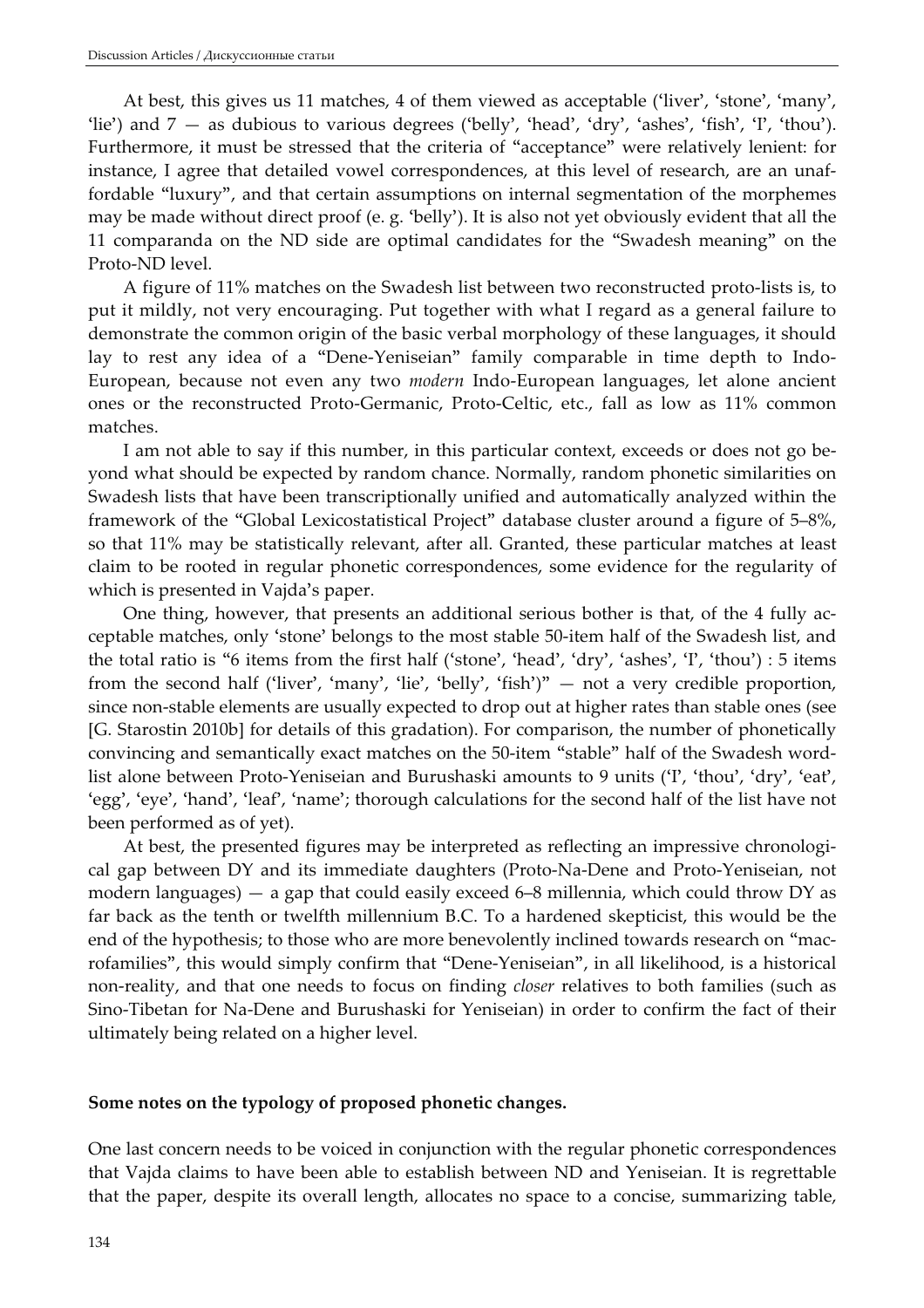At best, this gives us 11 matches, 4 of them viewed as acceptable ('liver', 'stone', 'many', 'lie') and 7 — as dubious to various degrees ('belly', 'head', 'dry', 'ashes', 'fish', 'I', 'thou'). Furthermore, it must be stressed that the criteria of "acceptance" were relatively lenient: for instance, I agree that detailed vowel correspondences, at this level of research, are an unaffordable "luxury", and that certain assumptions on internal segmentation of the morphemes may be made without direct proof (e. g. 'belly'). It is also not yet obviously evident that all the 11 comparanda on the ND side are optimal candidates for the "Swadesh meaning" on the Proto-ND level.

A figure of 11% matches on the Swadesh list between two reconstructed proto-lists is, to put it mildly, not very encouraging. Put together with what I regard as a general failure to demonstrate the common origin of the basic verbal morphology of these languages, it should lay to rest any idea of a "Dene-Yeniseian" family comparable in time depth to Indo-European, because not even any two *modern* Indo-European languages, let alone ancient ones or the reconstructed Proto-Germanic, Proto-Celtic, etc., fall as low as 11% common matches.

I am not able to say if this number, in this particular context, exceeds or does not go beyond what should be expected by random chance. Normally, random phonetic similarities on Swadesh lists that have been transcriptionally unified and automatically analyzed within the framework of the "Global Lexicostatistical Project" database cluster around a figure of 5–8%, so that 11% may be statistically relevant, after all. Granted, these particular matches at least claim to be rooted in regular phonetic correspondences, some evidence for the regularity of which is presented in Vajda's paper.

One thing, however, that presents an additional serious bother is that, of the 4 fully acceptable matches, only 'stone' belongs to the most stable 50-item half of the Swadesh list, and the total ratio is "6 items from the first half ('stone', 'head', 'dry', 'ashes', 'I', 'thou') : 5 items from the second half ('liver', 'many', 'lie', 'belly', 'fish')" — not a very credible proportion, since non-stable elements are usually expected to drop out at higher rates than stable ones (see [G. Starostin 2010b] for details of this gradation). For comparison, the number of phonetically convincing and semantically exact matches on the 50-item "stable" half of the Swadesh wordlist alone between Proto-Yeniseian and Burushaski amounts to 9 units ('I', 'thou', 'dry', 'eat', 'egg', 'eye', 'hand', 'leaf', 'name'; thorough calculations for the second half of the list have not been performed as of yet).

At best, the presented figures may be interpreted as reflecting an impressive chronological gap between DY and its immediate daughters (Proto-Na-Dene and Proto-Yeniseian, not modern languages) — a gap that could easily exceed 6–8 millennia, which could throw DY as far back as the tenth or twelfth millennium B.C. To a hardened skepticist, this would be the end of the hypothesis; to those who are more benevolently inclined towards research on "macrofamilies", this would simply confirm that "Dene-Yeniseian", in all likelihood, is a historical non-reality, and that one needs to focus on finding *closer* relatives to both families (such as Sino-Tibetan for Na-Dene and Burushaski for Yeniseian) in order to confirm the fact of their ultimately being related on a higher level.

**Some notes on the typology of proposed phonetic changes.**

One last concern needs to be voiced in conjunction with the regular phonetic correspondences that Vajda claims to have been able to establish between ND and Yeniseian. It is regrettable that the paper, despite its overall length, allocates no space to a concise, summarizing table,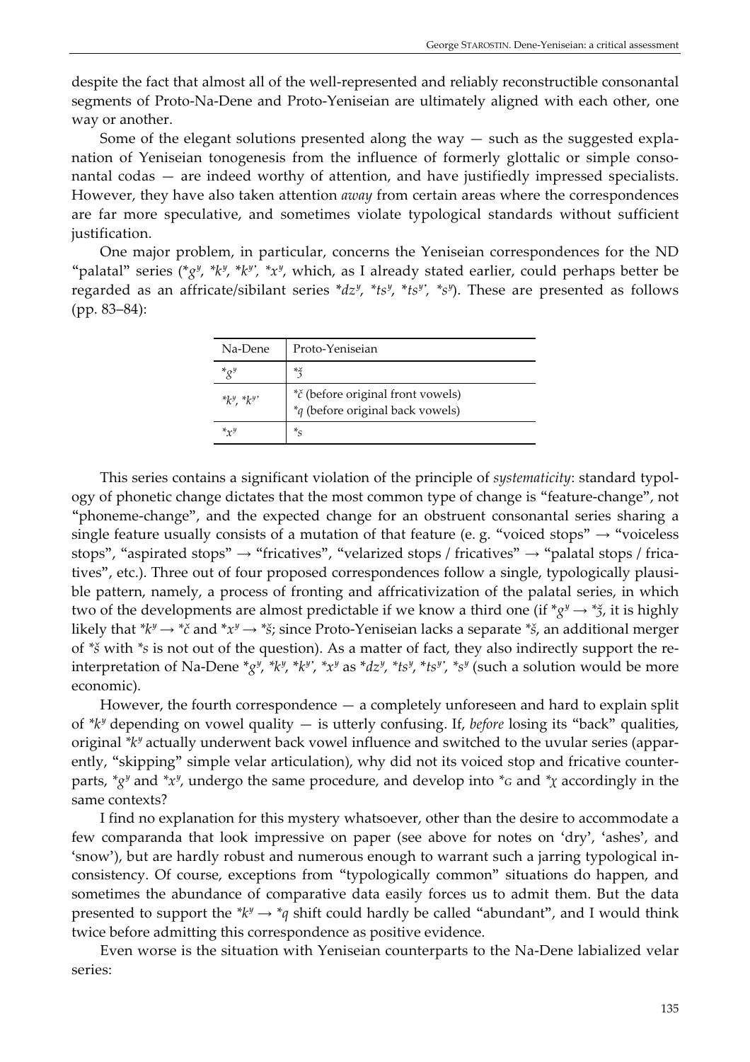despite the fact that almost all of the well-represented and reliably reconstructible consonantal segments of Proto-Na-Dene and Proto-Yeniseian are ultimately aligned with each other, one way or another.

Some of the elegant solutions presented along the way — such as the suggested explanation of Yeniseian tonogenesis from the influence of formerly glottalic or simple consonantal codas — are indeed worthy of attention, and have justifiedly impressed specialists. However, they have also taken attention *away* from certain areas where the correspondences are far more speculative, and sometimes violate typological standards without sufficient justification.

One major problem, in particular, concerns the Yeniseian correspondences for the ND "palatal" series (*gʸ, *kʸ, *kʸ', *xʸ, which, as I already stated earlier, could perhaps better be regarded as an affricate/sibilant series *dzʸ, *tsʸ, *tsʸ', *sʸ). These are presented as follows (pp. 83–84):

| Na-Dene | Proto-Yeniseian |
|---|---|
| *gʸ | *ǯ |
| *kʸ, *kʸ' | *č (before original front vowels)<br>*q (before original back vowels) |
| *xʸ | *s |

This series contains a significant violation of the principle of *systematicity*: standard typology of phonetic change dictates that the most common type of change is "feature-change", not "phoneme-change", and the expected change for an obstruent consonantal series sharing a single feature usually consists of a mutation of that feature (e. g. "voiced stops" → "voiceless stops", "aspirated stops" → "fricatives", "velarized stops / fricatives" → "palatal stops / fricatives", etc.). Three out of four proposed correspondences follow a single, typologically plausible pattern, namely, a process of fronting and affricativization of the palatal series, in which two of the developments are almost predictable if we know a third one (if *gʸ → *ǯ, it is highly likely that *kʸ → *č and *xʸ → *š; since Proto-Yeniseian lacks a separate *š, an additional merger of *š with *s is not out of the question). As a matter of fact, they also indirectly support the reinterpretation of Na-Dene *gʸ, *kʸ, *kʸ', *xʸ as *dzʸ, *tsʸ, *tsʸ', *sʸ (such a solution would be more economic).

However, the fourth correspondence — a completely unforeseen and hard to explain split of *kʸ depending on vowel quality — is utterly confusing. If, *before* losing its "back" qualities, original *kʸ actually underwent back vowel influence and switched to the uvular series (apparently, "skipping" simple velar articulation), why did not its voiced stop and fricative counterparts, *gʸ and *xʸ, undergo the same procedure, and develop into *ɢ and *χ accordingly in the same contexts?

I find no explanation for this mystery whatsoever, other than the desire to accommodate a few comparanda that look impressive on paper (see above for notes on 'dry', 'ashes', and 'snow'), but are hardly robust and numerous enough to warrant such a jarring typological inconsistency. Of course, exceptions from "typologically common" situations do happen, and sometimes the abundance of comparative data easily forces us to admit them. But the data presented to support the *kʸ → *q shift could hardly be called "abundant", and I would think twice before admitting this correspondence as positive evidence.

Even worse is the situation with Yeniseian counterparts to the Na-Dene labialized velar series: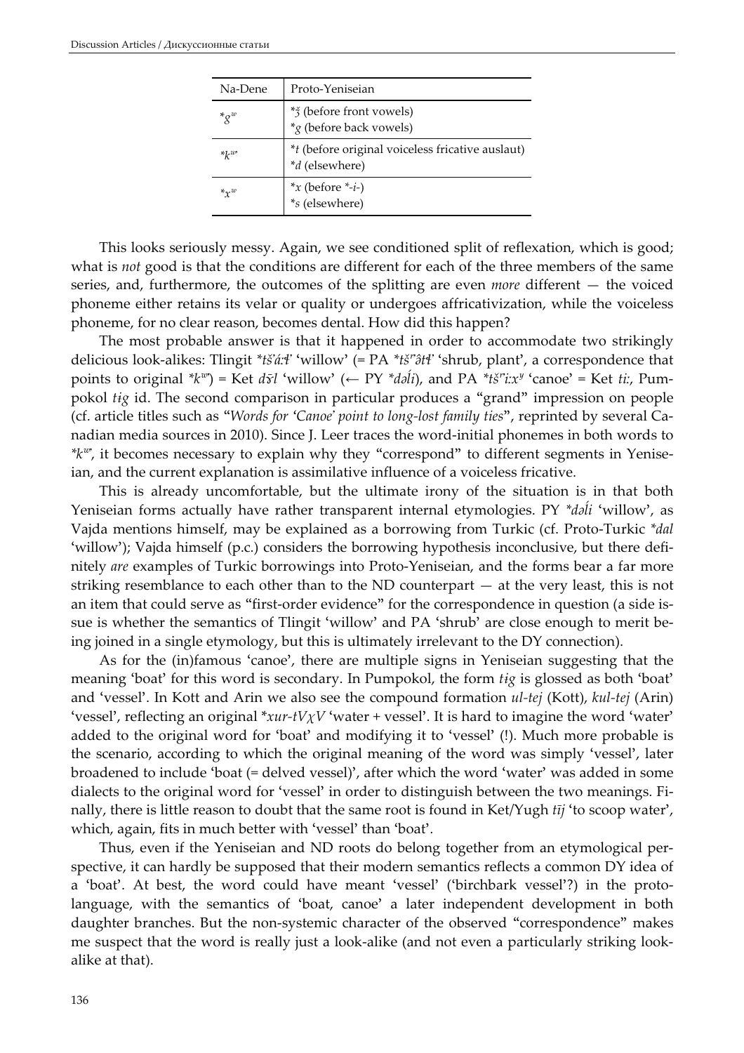| Na-Dene | Proto-Yeniseian |
|---|---|
| *$g^w$ | *ǯ (before front vowels)<br>*g (before back vowels) |
| *$k^{w}$ | *t (before original voiceless fricative auslaut)<br>*d (elsewhere) |
| *$x^w$ | *x (before *-i-)<br>*s (elsewhere) |

This looks seriously messy. Again, we see conditioned split of reflexation, which is good; what is *not* good is that the conditions are different for each of the three members of the same series, and, furthermore, the outcomes of the splitting are even *more* different — the voiced phoneme either retains its velar or quality or undergoes affricativization, while the voiceless phoneme, for no clear reason, becomes dental. How did this happen?

The most probable answer is that it happened in order to accommodate two strikingly delicious look-alikes: Tlingit *\*tš'á:ɬ'* 'willow' (= PA *\*tšʳə̂tɬ'* 'shrub, plant', a correspondence that points to original *\*kʷ'*) = Ket *dɘ̆l* 'willow' (← PY *\*dəĺi*), and PA *\*tšʳi:xʸ* 'canoe' = Ket *ti:*, Pumpokol *tɨg* id. The second comparison in particular produces a "grand" impression on people (cf. article titles such as "*Words for 'Canoe' point to long-lost family ties*", reprinted by several Canadian media sources in 2010). Since J. Leer traces the word-initial phonemes in both words to *\*kʷ'*, it becomes necessary to explain why they "correspond" to different segments in Yeniseian, and the current explanation is assimilative influence of a voiceless fricative.

This is already uncomfortable, but the ultimate irony of the situation is in that both Yeniseian forms actually have rather transparent internal etymologies. PY *\*dəĺi* 'willow', as Vajda mentions himself, may be explained as a borrowing from Turkic (cf. Proto-Turkic *\*dal* 'willow'); Vajda himself (p.c.) considers the borrowing hypothesis inconclusive, but there definitely *are* examples of Turkic borrowings into Proto-Yeniseian, and the forms bear a far more striking resemblance to each other than to the ND counterpart — at the very least, this is not an item that could serve as "first-order evidence" for the correspondence in question (a side issue is whether the semantics of Tlingit 'willow' and PA 'shrub' are close enough to merit being joined in a single etymology, but this is ultimately irrelevant to the DY connection).

As for the (in)famous 'canoe', there are multiple signs in Yeniseian suggesting that the meaning 'boat' for this word is secondary. In Pumpokol, the form *tɨg* is glossed as both 'boat' and 'vessel'. In Kott and Arin we also see the compound formation *ul-tej* (Kott), *kul-tej* (Arin) 'vessel', reflecting an original *\*xur-tVχV* 'water + vessel'. It is hard to imagine the word 'water' added to the original word for 'boat' and modifying it to 'vessel' (!). Much more probable is the scenario, according to which the original meaning of the word was simply 'vessel', later broadened to include 'boat (= delved vessel)', after which the word 'water' was added in some dialects to the original word for 'vessel' in order to distinguish between the two meanings. Finally, there is little reason to doubt that the same root is found in Ket/Yugh *tīj* 'to scoop water', which, again, fits in much better with 'vessel' than 'boat'.

Thus, even if the Yeniseian and ND roots do belong together from an etymological perspective, it can hardly be supposed that their modern semantics reflects a common DY idea of a 'boat'. At best, the word could have meant 'vessel' ('birchbark vessel'?) in the proto-language, with the semantics of 'boat, canoe' a later independent development in both daughter branches. But the non-systemic character of the observed "correspondence" makes me suspect that the word is really just a look-alike (and not even a particularly striking look-alike at that).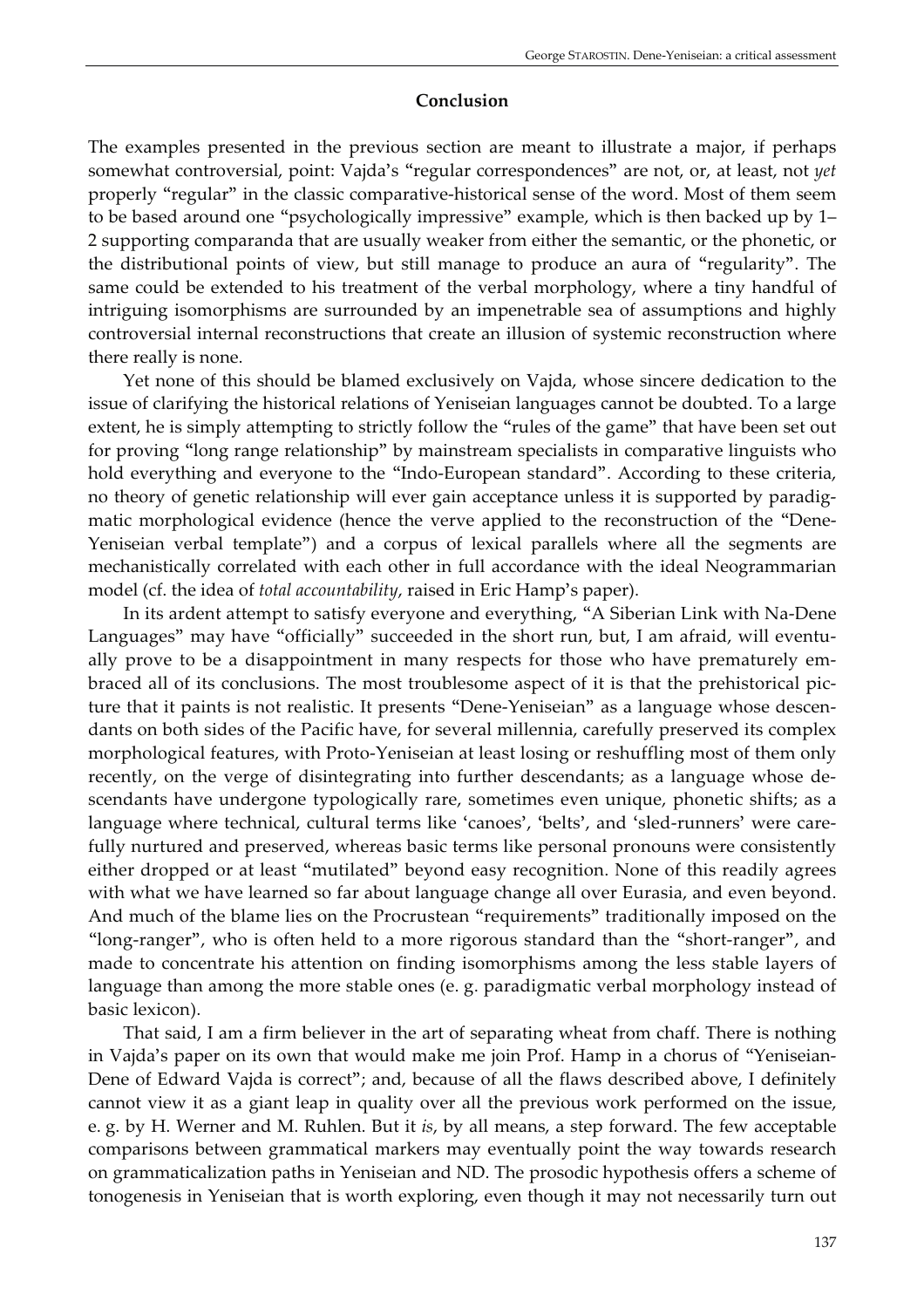### Conclusion

The examples presented in the previous section are meant to illustrate a major, if perhaps somewhat controversial, point: Vajda's "regular correspondences" are not, or, at least, not *yet* properly "regular" in the classic comparative-historical sense of the word. Most of them seem to be based around one "psychologically impressive" example, which is then backed up by 1–2 supporting comparanda that are usually weaker from either the semantic, or the phonetic, or the distributional points of view, but still manage to produce an aura of "regularity". The same could be extended to his treatment of the verbal morphology, where a tiny handful of intriguing isomorphisms are surrounded by an impenetrable sea of assumptions and highly controversial internal reconstructions that create an illusion of systemic reconstruction where there really is none.

Yet none of this should be blamed exclusively on Vajda, whose sincere dedication to the issue of clarifying the historical relations of Yeniseian languages cannot be doubted. To a large extent, he is simply attempting to strictly follow the "rules of the game" that have been set out for proving "long range relationship" by mainstream specialists in comparative linguists who hold everything and everyone to the "Indo-European standard". According to these criteria, no theory of genetic relationship will ever gain acceptance unless it is supported by paradigmatic morphological evidence (hence the verve applied to the reconstruction of the "Dene-Yeniseian verbal template") and a corpus of lexical parallels where all the segments are mechanistically correlated with each other in full accordance with the ideal Neogrammarian model (cf. the idea of *total accountability*, raised in Eric Hamp's paper).

In its ardent attempt to satisfy everyone and everything, "A Siberian Link with Na-Dene Languages" may have "officially" succeeded in the short run, but, I am afraid, will eventually prove to be a disappointment in many respects for those who have prematurely embraced all of its conclusions. The most troublesome aspect of it is that the prehistorical picture that it paints is not realistic. It presents "Dene-Yeniseian" as a language whose descendants on both sides of the Pacific have, for several millennia, carefully preserved its complex morphological features, with Proto-Yeniseian at least losing or reshuffling most of them only recently, on the verge of disintegrating into further descendants; as a language whose descendants have undergone typologically rare, sometimes even unique, phonetic shifts; as a language where technical, cultural terms like 'canoes', 'belts', and 'sled-runners' were carefully nurtured and preserved, whereas basic terms like personal pronouns were consistently either dropped or at least "mutilated" beyond easy recognition. None of this readily agrees with what we have learned so far about language change all over Eurasia, and even beyond. And much of the blame lies on the Procrustean "requirements" traditionally imposed on the "long-ranger", who is often held to a more rigorous standard than the "short-ranger", and made to concentrate his attention on finding isomorphisms among the less stable layers of language than among the more stable ones (e. g. paradigmatic verbal morphology instead of basic lexicon).

That said, I am a firm believer in the art of separating wheat from chaff. There is nothing in Vajda's paper on its own that would make me join Prof. Hamp in a chorus of "Yeniseian-Dene of Edward Vajda is correct"; and, because of all the flaws described above, I definitely cannot view it as a giant leap in quality over all the previous work performed on the issue, e. g. by H. Werner and M. Ruhlen. But it *is*, by all means, a step forward. The few acceptable comparisons between grammatical markers may eventually point the way towards research on grammaticalization paths in Yeniseian and ND. The prosodic hypothesis offers a scheme of tonogenesis in Yeniseian that is worth exploring, even though it may not necessarily turn out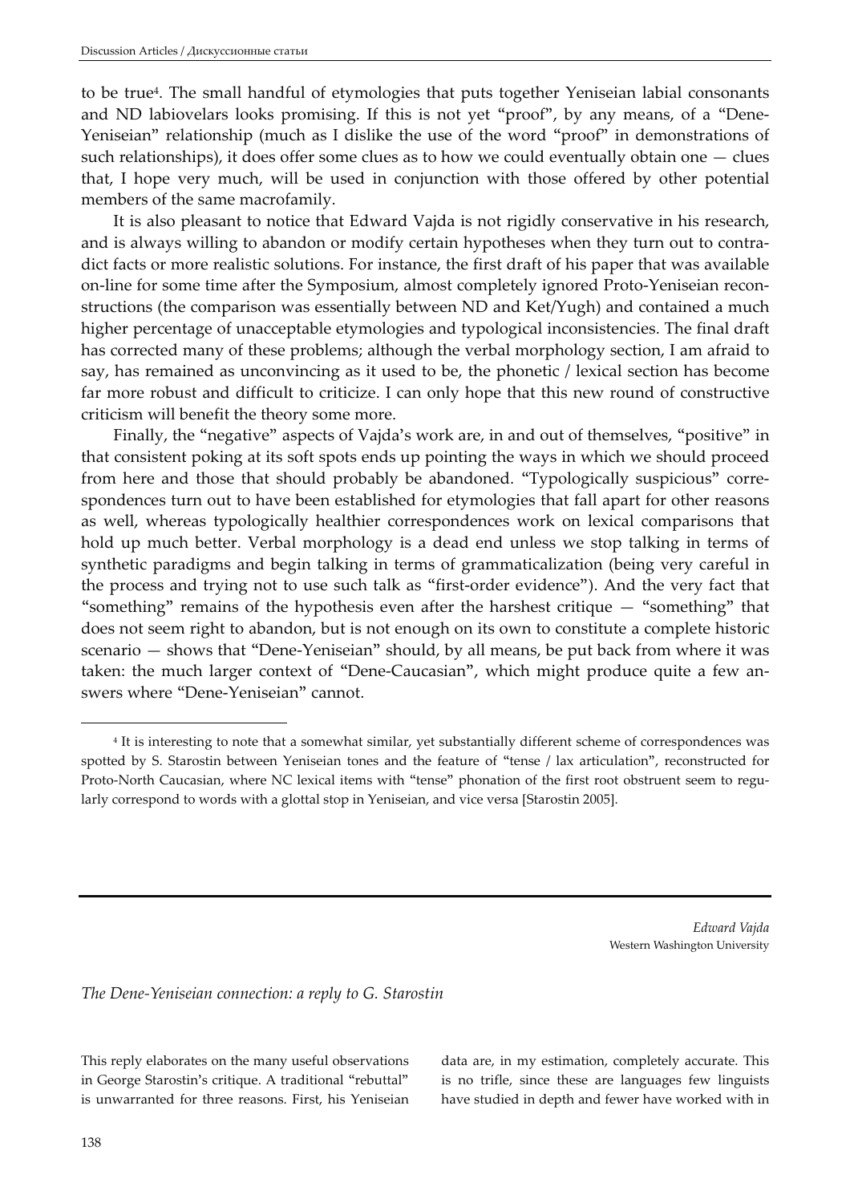to be true[4]. The small handful of etymologies that puts together Yeniseian labial consonants and ND labiovelars looks promising. If this is not yet "proof", by any means, of a "Dene-Yeniseian" relationship (much as I dislike the use of the word "proof" in demonstrations of such relationships), it does offer some clues as to how we could eventually obtain one — clues that, I hope very much, will be used in conjunction with those offered by other potential members of the same macrofamily.

It is also pleasant to notice that Edward Vajda is not rigidly conservative in his research, and is always willing to abandon or modify certain hypotheses when they turn out to contradict facts or more realistic solutions. For instance, the first draft of his paper that was available on-line for some time after the Symposium, almost completely ignored Proto-Yeniseian reconstructions (the comparison was essentially between ND and Ket/Yugh) and contained a much higher percentage of unacceptable etymologies and typological inconsistencies. The final draft has corrected many of these problems; although the verbal morphology section, I am afraid to say, has remained as unconvincing as it used to be, the phonetic / lexical section has become far more robust and difficult to criticize. I can only hope that this new round of constructive criticism will benefit the theory some more.

Finally, the "negative" aspects of Vajda's work are, in and out of themselves, "positive" in that consistent poking at its soft spots ends up pointing the ways in which we should proceed from here and those that should probably be abandoned. "Typologically suspicious" correspondences turn out to have been established for etymologies that fall apart for other reasons as well, whereas typologically healthier correspondences work on lexical comparisons that hold up much better. Verbal morphology is a dead end unless we stop talking in terms of synthetic paradigms and begin talking in terms of grammaticalization (being very careful in the process and trying not to use such talk as "first-order evidence"). And the very fact that "something" remains of the hypothesis even after the harshest critique — "something" that does not seem right to abandon, but is not enough on its own to constitute a complete historic scenario — shows that "Dene-Yeniseian" should, by all means, be put back from where it was taken: the much larger context of "Dene-Caucasian", which might produce quite a few answers where "Dene-Yeniseian" cannot.

[4] It is interesting to note that a somewhat similar, yet substantially different scheme of correspondences was spotted by S. Starostin between Yeniseian tones and the feature of "tense / lax articulation", reconstructed for Proto-North Caucasian, where NC lexical items with "tense" phonation of the first root obstruent seem to regularly correspond to words with a glottal stop in Yeniseian, and vice versa [Starostin 2005].

---

*Edward Vajda*
Western Washington University

*The Dene-Yeniseian connection: a reply to G. Starostin*

This reply elaborates on the many useful observations in George Starostin's critique. A traditional "rebuttal" is unwarranted for three reasons. First, his Yeniseian data are, in my estimation, completely accurate. This is no trifle, since these are languages few linguists have studied in depth and fewer have worked with in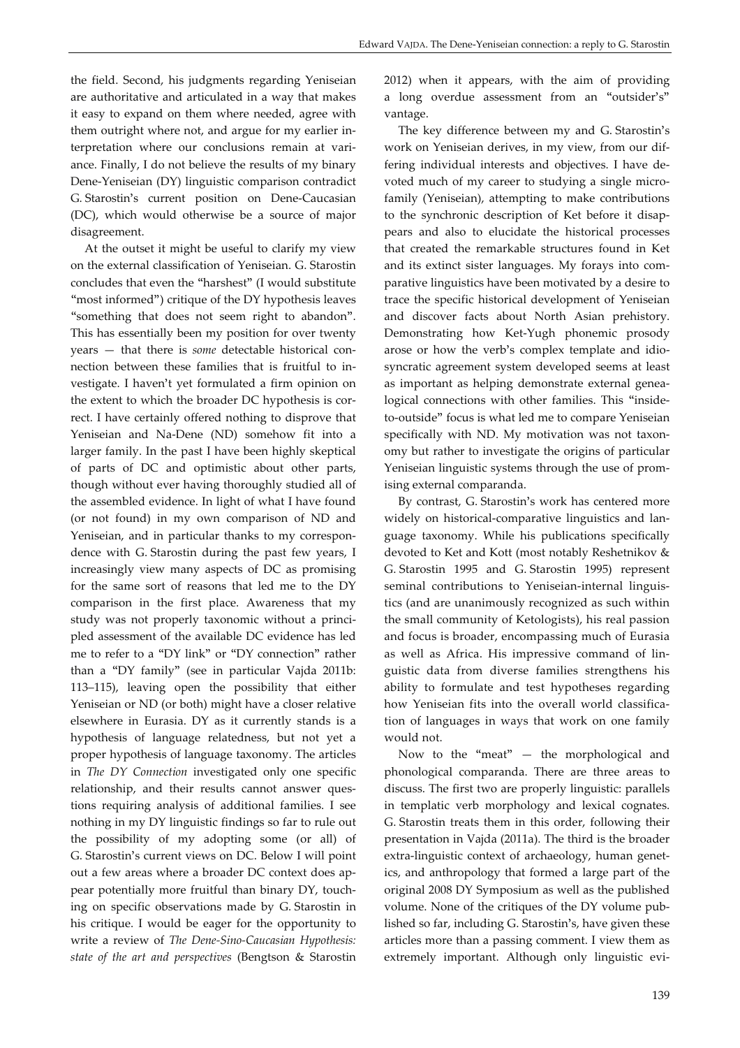the field. Second, his judgments regarding Yeniseian are authoritative and articulated in a way that makes it easy to expand on them where needed, agree with them outright where not, and argue for my earlier interpretation where our conclusions remain at variance. Finally, I do not believe the results of my binary Dene-Yeniseian (DY) linguistic comparison contradict G. Starostin's current position on Dene-Caucasian (DC), which would otherwise be a source of major disagreement.

At the outset it might be useful to clarify my view on the external classification of Yeniseian. G. Starostin concludes that even the "harshest" (I would substitute "most informed") critique of the DY hypothesis leaves "something that does not seem right to abandon". This has essentially been my position for over twenty years — that there is *some* detectable historical connection between these families that is fruitful to investigate. I haven't yet formulated a firm opinion on the extent to which the broader DC hypothesis is correct. I have certainly offered nothing to disprove that Yeniseian and Na-Dene (ND) somehow fit into a larger family. In the past I have been highly skeptical of parts of DC and optimistic about other parts, though without ever having thoroughly studied all of the assembled evidence. In light of what I have found (or not found) in my own comparison of ND and Yeniseian, and in particular thanks to my correspondence with G. Starostin during the past few years, I increasingly view many aspects of DC as promising for the same sort of reasons that led me to the DY comparison in the first place. Awareness that my study was not properly taxonomic without a principled assessment of the available DC evidence has led me to refer to a "DY link" or "DY connection" rather than a "DY family" (see in particular Vajda 2011b: 113–115), leaving open the possibility that either Yeniseian or ND (or both) might have a closer relative elsewhere in Eurasia. DY as it currently stands is a hypothesis of language relatedness, but not yet a proper hypothesis of language taxonomy. The articles in *The DY Connection* investigated only one specific relationship, and their results cannot answer questions requiring analysis of additional families. I see nothing in my DY linguistic findings so far to rule out the possibility of my adopting some (or all) of G. Starostin's current views on DC. Below I will point out a few areas where a broader DC context does appear potentially more fruitful than binary DY, touching on specific observations made by G. Starostin in his critique. I would be eager for the opportunity to write a review of *The Dene-Sino-Caucasian Hypothesis: state of the art and perspectives* (Bengtson & Starostin 2012) when it appears, with the aim of providing a long overdue assessment from an "outsider's" vantage.

The key difference between my and G. Starostin's work on Yeniseian derives, in my view, from our differing individual interests and objectives. I have devoted much of my career to studying a single microfamily (Yeniseian), attempting to make contributions to the synchronic description of Ket before it disappears and also to elucidate the historical processes that created the remarkable structures found in Ket and its extinct sister languages. My forays into comparative linguistics have been motivated by a desire to trace the specific historical development of Yeniseian and discover facts about North Asian prehistory. Demonstrating how Ket-Yugh phonemic prosody arose or how the verb's complex template and idiosyncratic agreement system developed seems at least as important as helping demonstrate external genealogical connections with other families. This "inside-to-outside" focus is what led me to compare Yeniseian specifically with ND. My motivation was not taxonomy but rather to investigate the origins of particular Yeniseian linguistic systems through the use of promising external comparanda.

By contrast, G. Starostin's work has centered more widely on historical-comparative linguistics and language taxonomy. While his publications specifically devoted to Ket and Kott (most notably Reshetnikov & G. Starostin 1995 and G. Starostin 1995) represent seminal contributions to Yeniseian-internal linguistics (and are unanimously recognized as such within the small community of Ketologists), his real passion and focus is broader, encompassing much of Eurasia as well as Africa. His impressive command of linguistic data from diverse families strengthens his ability to formulate and test hypotheses regarding how Yeniseian fits into the overall world classification of languages in ways that work on one family would not.

Now to the "meat" — the morphological and phonological comparanda. There are three areas to discuss. The first two are properly linguistic: parallels in templatic verb morphology and lexical cognates. G. Starostin treats them in this order, following their presentation in Vajda (2011a). The third is the broader extra-linguistic context of archaeology, human genetics, and anthropology that formed a large part of the original 2008 DY Symposium as well as the published volume. None of the critiques of the DY volume published so far, including G. Starostin's, have given these articles more than a passing comment. I view them as extremely important. Although only linguistic evi-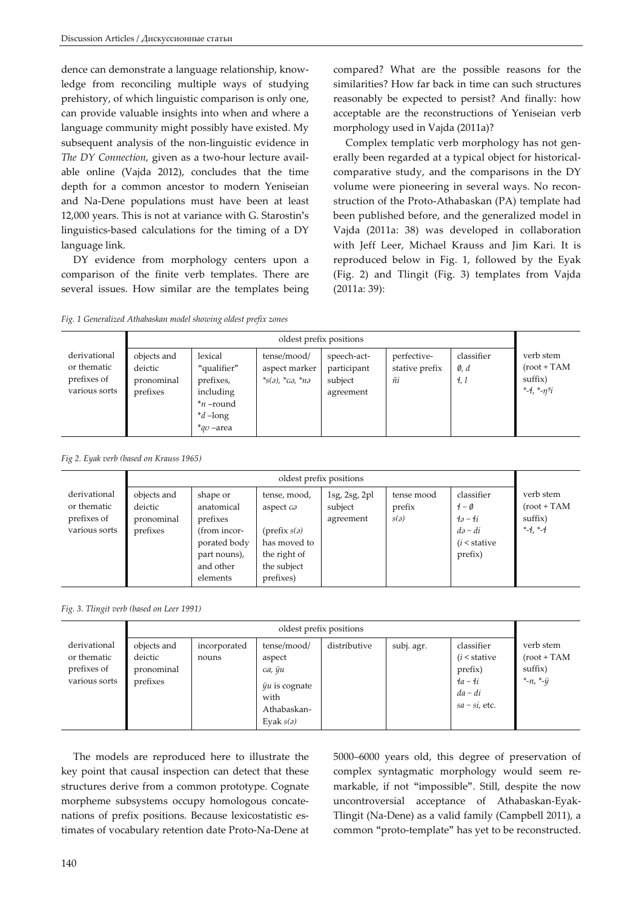dence can demonstrate a language relationship, knowledge from reconciling multiple ways of studying prehistory, of which linguistic comparison is only one, can provide valuable insights into when and where a language community might possibly have existed. My subsequent analysis of the non-linguistic evidence in *The DY Connection*, given as a two-hour lecture available online (Vajda 2012), concludes that the time depth for a common ancestor to modern Yeniseian and Na-Dene populations must have been at least 12,000 years. This is not at variance with G. Starostin's linguistics-based calculations for the timing of a DY language link.

DY evidence from morphology centers upon a comparison of the finite verb templates. There are several issues. How similar are the templates being compared? What are the possible reasons for the similarities? How far back in time can such structures reasonably be expected to persist? And finally: how acceptable are the reconstructions of Yeniseian verb morphology used in Vajda (2011a)?

Complex templatic verb morphology has not generally been regarded at a typical object for historical-comparative study, and the comparisons in the DY volume were pioneering in several ways. No reconstruction of the Proto-Athabaskan (PA) template had been published before, and the generalized model in Vajda (2011a: 38) was developed in collaboration with Jeff Leer, Michael Krauss and Jim Kari. It is reproduced below in Fig. 1, followed by the Eyak (Fig. 2) and Tlingit (Fig. 3) templates from Vajda (2011a: 39):

*Fig. 1 Generalized Athabaskan model showing oldest prefix zones*

| | oldest prefix positions | | | | | | |
|---|---|---|---|---|---|---|---|
| derivational or thematic prefixes of various sorts | objects and deictic pronominal prefixes | lexical "qualifier" prefixes, including *\*n* –round *\*d* –long *\*qʊ* –area | tense/mood/ aspect marker *\*s(ə), \*ɢə, \*nə* | speech-act-participant subject agreement | perfective-stative prefix *ñi* | classifier *∅, d* *ɬ, l* | verb stem (root + TAM suffix) *\*-ɬ, \*-ŋʸi* |

*Fig 2. Eyak verb (based on Krauss 1965)*

| | oldest prefix positions | | | | | | |
|---|---|---|---|---|---|---|---|
| derivational or thematic prefixes of various sorts | objects and deictic pronominal prefixes | shape or anatomical prefixes (from incorporated body part nouns), and other elements | tense, mood, aspect *ɢə* (prefix *s(ə)* has moved to the right of the subject prefixes) | 1sg, 2sg, 2pl subject agreement | tense mood prefix *s(ə)* | classifier *ɬ ~ ∅* *ɬə ~ ɬi* *də ~ di* (*i* < stative prefix) | verb stem (root + TAM suffix) *\*-ɬ, \*-ɬ* |

*Fig. 3. Tlingit verb (based on Leer 1991)*

| | oldest prefix positions | | | | | | |
|---|---|---|---|---|---|---|---|
| derivational or thematic prefixes of various sorts | objects and deictic pronominal prefixes | incorporated nouns | tense/mood/ aspect *ɢa, ÿu* *ÿu* is cognate with Athabaskan-Eyak *s(ə)* | distributive | subj. agr. | classifier (*i* < stative prefix) *ɬa ~ ɬi* *da ~ di* *sa ~ si*, etc. | verb stem (root + TAM suffix) *\*-n, \*-ÿ* |

The models are reproduced here to illustrate the key point that causal inspection can detect that these structures derive from a common prototype. Cognate morpheme subsystems occupy homologous concatenations of prefix positions. Because lexicostatistic estimates of vocabulary retention date Proto-Na-Dene at 5000–6000 years old, this degree of preservation of complex syntagmatic morphology would seem remarkable, if not "impossible". Still, despite the now uncontroversial acceptance of Athabaskan-Eyak-Tlingit (Na-Dene) as a valid family (Campbell 2011), a common "proto-template" has yet to be reconstructed.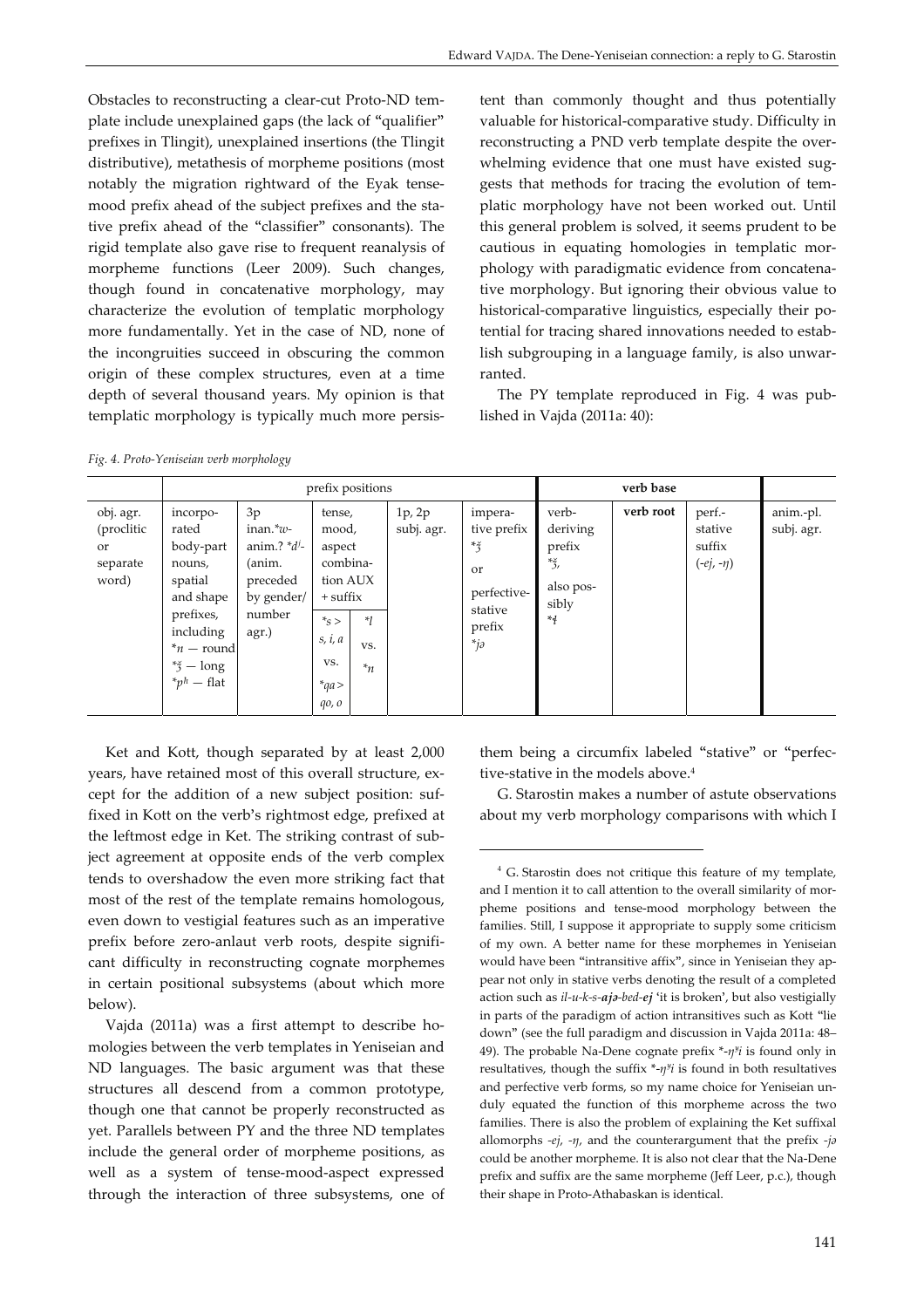Obstacles to reconstructing a clear-cut Proto-ND template include unexplained gaps (the lack of "qualifier" prefixes in Tlingit), unexplained insertions (the Tlingit distributive), metathesis of morpheme positions (most notably the migration rightward of the Eyak tense-mood prefix ahead of the subject prefixes and the stative prefix ahead of the "classifier" consonants). The rigid template also gave rise to frequent reanalysis of morpheme functions (Leer 2009). Such changes, though found in concatenative morphology, may characterize the evolution of templatic morphology more fundamentally. Yet in the case of ND, none of the incongruities succeed in obscuring the common origin of these complex structures, even at a time depth of several thousand years. My opinion is that templatic morphology is typically much more persistent than commonly thought and thus potentially valuable for historical-comparative study. Difficulty in reconstructing a PND verb template despite the overwhelming evidence that one must have existed suggests that methods for tracing the evolution of templatic morphology have not been worked out. Until this general problem is solved, it seems prudent to be cautious in equating homologies in templatic morphology with paradigmatic evidence from concatenative morphology. But ignoring their obvious value to historical-comparative linguistics, especially their potential for tracing shared innovations needed to establish subgrouping in a language family, is also unwarranted.

The PY template reproduced in Fig. 4 was published in Vajda (2011a: 40):

*Fig. 4. Proto-Yeniseian verb morphology*

| | prefix positions | | | | | | verb base | | | |
|---|---|---|---|---|---|---|---|---|---|---|
| obj. agr. (proclitic or separate word) | incorporated body-part nouns, spatial and shape prefixes, including *n — round *ǯ — long *pʰ — flat | 3p inan.*w- anim.? *dʲ- (anim. preceded by gender/ number agr.) | tense, mood, aspect combination AUX + suffix: *s > s, i, a vs. *qa > qo, o | *l vs. *n | 1p, 2p subj. agr. | imperative prefix *ǯ or perfective-stative prefix *jə | verb-deriving prefix *ǯ, also possibly *ɬ | **verb root** | perf.-stative suffix (-ej, -ŋ) | anim.-pl. subj. agr. |

Ket and Kott, though separated by at least 2,000 years, have retained most of this overall structure, except for the addition of a new subject position: suffixed in Kott on the verb's rightmost edge, prefixed at the leftmost edge in Ket. The striking contrast of subject agreement at opposite ends of the verb complex tends to overshadow the even more striking fact that most of the rest of the template remains homologous, even down to vestigial features such as an imperative prefix before zero-anlaut verb roots, despite significant difficulty in reconstructing cognate morphemes in certain positional subsystems (about which more below).

Vajda (2011a) was a first attempt to describe homologies between the verb templates in Yeniseian and ND languages. The basic argument was that these structures all descend from a common prototype, though one that cannot be properly reconstructed as yet. Parallels between PY and the three ND templates include the general order of morpheme positions, as well as a system of tense-mood-aspect expressed through the interaction of three subsystems, one of them being a circumfix labeled "stative" or "perfective-stative in the models above.[4]

G. Starostin makes a number of astute observations about my verb morphology comparisons with which I

[4] G. Starostin does not critique this feature of my template, and I mention it to call attention to the overall similarity of morpheme positions and tense-mood morphology between the families. Still, I suppose it appropriate to supply some criticism of my own. A better name for these morphemes in Yeniseian would have been "intransitive affix", since in Yeniseian they appear not only in stative verbs denoting the result of a completed action such as *il-u-k-s-**ajə**-bed-**ej*** 'it is broken', but also vestigially in parts of the paradigm of action intransitives such as Kott "lie down" (see the full paradigm and discussion in Vajda 2011a: 48–49). The probable Na-Dene cognate prefix *-ŋʸi is found only in resultatives, though the suffix *-ŋʸi is found in both resultatives and perfective verb forms, so my name choice for Yeniseian unduly equated the function of this morpheme across the two families. There is also the problem of explaining the Ket suffixal allomorphs *-ej*, *-ŋ*, and the counterargument that the prefix *-jə* could be another morpheme. It is also not clear that the Na-Dene prefix and suffix are the same morpheme (Jeff Leer, p.c.), though their shape in Proto-Athabaskan is identical.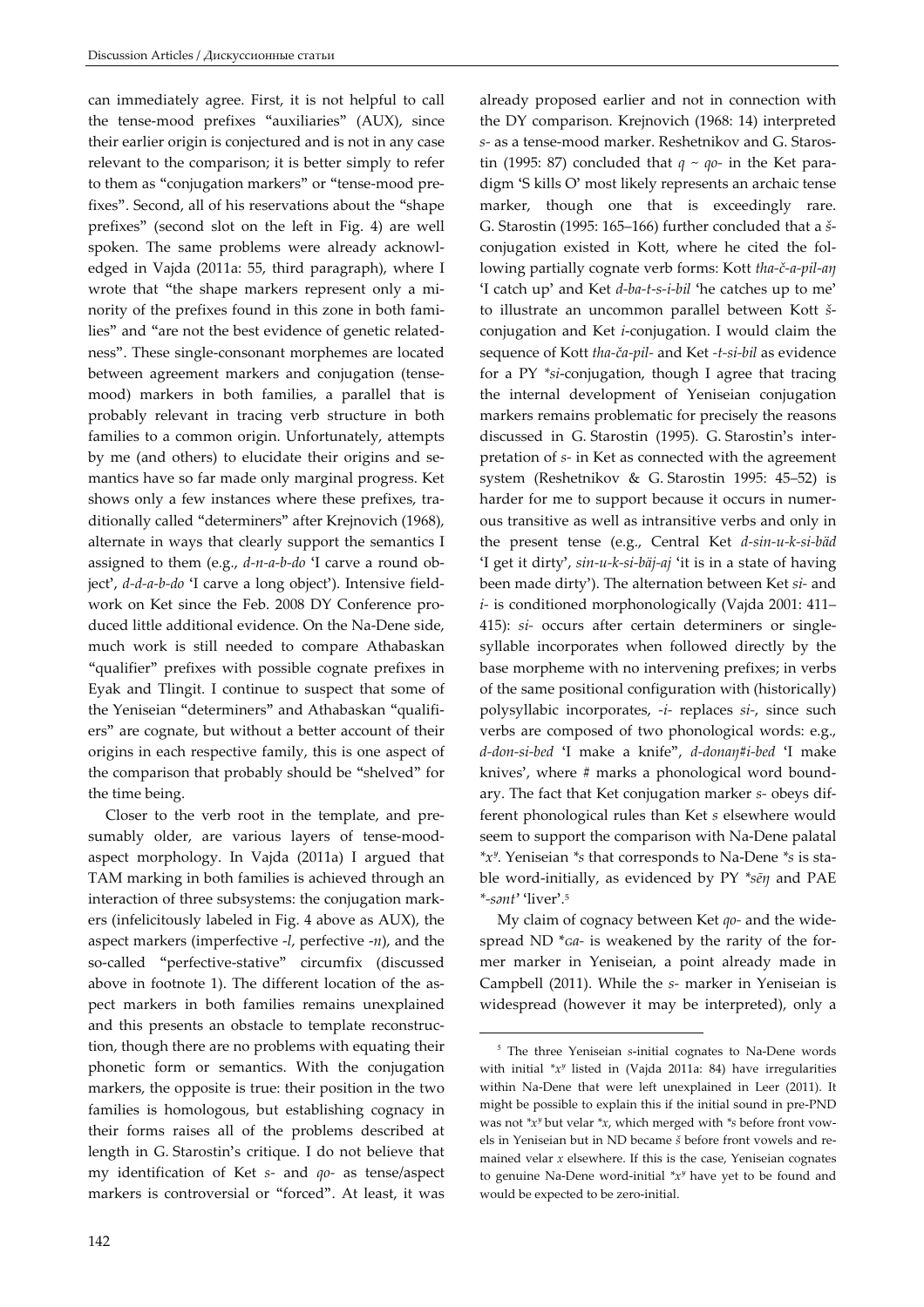can immediately agree. First, it is not helpful to call the tense-mood prefixes "auxiliaries" (AUX), since their earlier origin is conjectured and is not in any case relevant to the comparison; it is better simply to refer to them as "conjugation markers" or "tense-mood prefixes". Second, all of his reservations about the "shape prefixes" (second slot on the left in Fig. 4) are well spoken. The same problems were already acknowledged in Vajda (2011a: 55, third paragraph), where I wrote that "the shape markers represent only a minority of the prefixes found in this zone in both families" and "are not the best evidence of genetic relatedness". These single-consonant morphemes are located between agreement markers and conjugation (tense-mood) markers in both families, a parallel that is probably relevant in tracing verb structure in both families to a common origin. Unfortunately, attempts by me (and others) to elucidate their origins and semantics have so far made only marginal progress. Ket shows only a few instances where these prefixes, traditionally called "determiners" after Krejnovich (1968), alternate in ways that clearly support the semantics I assigned to them (e.g., *d-n-a-b-do* 'I carve a round object', *d-d-a-b-do* 'I carve a long object'). Intensive fieldwork on Ket since the Feb. 2008 DY Conference produced little additional evidence. On the Na-Dene side, much work is still needed to compare Athabaskan "qualifier" prefixes with possible cognate prefixes in Eyak and Tlingit. I continue to suspect that some of the Yeniseian "determiners" and Athabaskan "qualifiers" are cognate, but without a better account of their origins in each respective family, this is one aspect of the comparison that probably should be "shelved" for the time being.

Closer to the verb root in the template, and presumably older, are various layers of tense-mood-aspect morphology. In Vajda (2011a) I argued that TAM marking in both families is achieved through an interaction of three subsystems: the conjugation markers (infelicitously labeled in Fig. 4 above as AUX), the aspect markers (imperfective *-l*, perfective *-n*), and the so-called "perfective-stative" circumfix (discussed above in footnote 1). The different location of the aspect markers in both families remains unexplained and this presents an obstacle to template reconstruction, though there are no problems with equating their phonetic form or semantics. With the conjugation markers, the opposite is true: their position in the two families is homologous, but establishing cognacy in their forms raises all of the problems described at length in G. Starostin's critique. I do not believe that my identification of Ket *s-* and *qo-* as tense/aspect markers is controversial or "forced". At least, it was already proposed earlier and not in connection with the DY comparison. Krejnovich (1968: 14) interpreted *s-* as a tense-mood marker. Reshetnikov and G. Starostin (1995: 87) concluded that *q* ~ *qo-* in the Ket paradigm 'S kills O' most likely represents an archaic tense marker, though one that is exceedingly rare. G. Starostin (1995: 165–166) further concluded that a *š*-conjugation existed in Kott, where he cited the following partially cognate verb forms: Kott *tha-č-a-pil-aŋ* 'I catch up' and Ket *d-ba-t-s-i-bil* 'he catches up to me' to illustrate an uncommon parallel between Kott *š*-conjugation and Ket *i*-conjugation. I would claim the sequence of Kott *tha-ča-pil-* and Ket *-t-si-bil* as evidence for a PY *\*si*-conjugation, though I agree that tracing the internal development of Yeniseian conjugation markers remains problematic for precisely the reasons discussed in G. Starostin (1995). G. Starostin's interpretation of *s-* in Ket as connected with the agreement system (Reshetnikov & G. Starostin 1995: 45–52) is harder for me to support because it occurs in numerous transitive as well as intransitive verbs and only in the present tense (e.g., Central Ket *d-sin-u-k-si-bäd* 'I get it dirty', *sin-u-k-si-bäj-aj* 'it is in a state of having been made dirty'). The alternation between Ket *si-* and *i-* is conditioned morphonologically (Vajda 2001: 411–415): *si-* occurs after certain determiners or single-syllable incorporates when followed directly by the base morpheme with no intervening prefixes; in verbs of the same positional configuration with (historically) polysyllabic incorporates, *-i-* replaces *si-*, since such verbs are composed of two phonological words: e.g., *d-don-si-bed* 'I make a knife", *d-donaŋ#i-bed* 'I make knives', where # marks a phonological word boundary. The fact that Ket conjugation marker *s-* obeys different phonological rules than Ket *s* elsewhere would seem to support the comparison with Na-Dene palatal *\*xʸ*. Yeniseian *\*s* that corresponds to Na-Dene *\*s* is stable word-initially, as evidenced by PY *\*sēŋ* and PAE *\*-sənt*' 'liver'.[5]

My claim of cognacy between Ket *qo-* and the widespread ND *\*ɢa-* is weakened by the rarity of the former marker in Yeniseian, a point already made in Campbell (2011). While the *s-* marker in Yeniseian is widespread (however it may be interpreted), only a

[5] The three Yeniseian *s*-initial cognates to Na-Dene words with initial *\*xʸ* listed in (Vajda 2011a: 84) have irregularities within Na-Dene that were left unexplained in Leer (2011). It might be possible to explain this if the initial sound in pre-PND was not *\*xʸ* but velar *\*x*, which merged with *\*s* before front vowels in Yeniseian but in ND became *š* before front vowels and remained velar *x* elsewhere. If this is the case, Yeniseian cognates to genuine Na-Dene word-initial *\*xʸ* have yet to be found and would be expected to be zero-initial.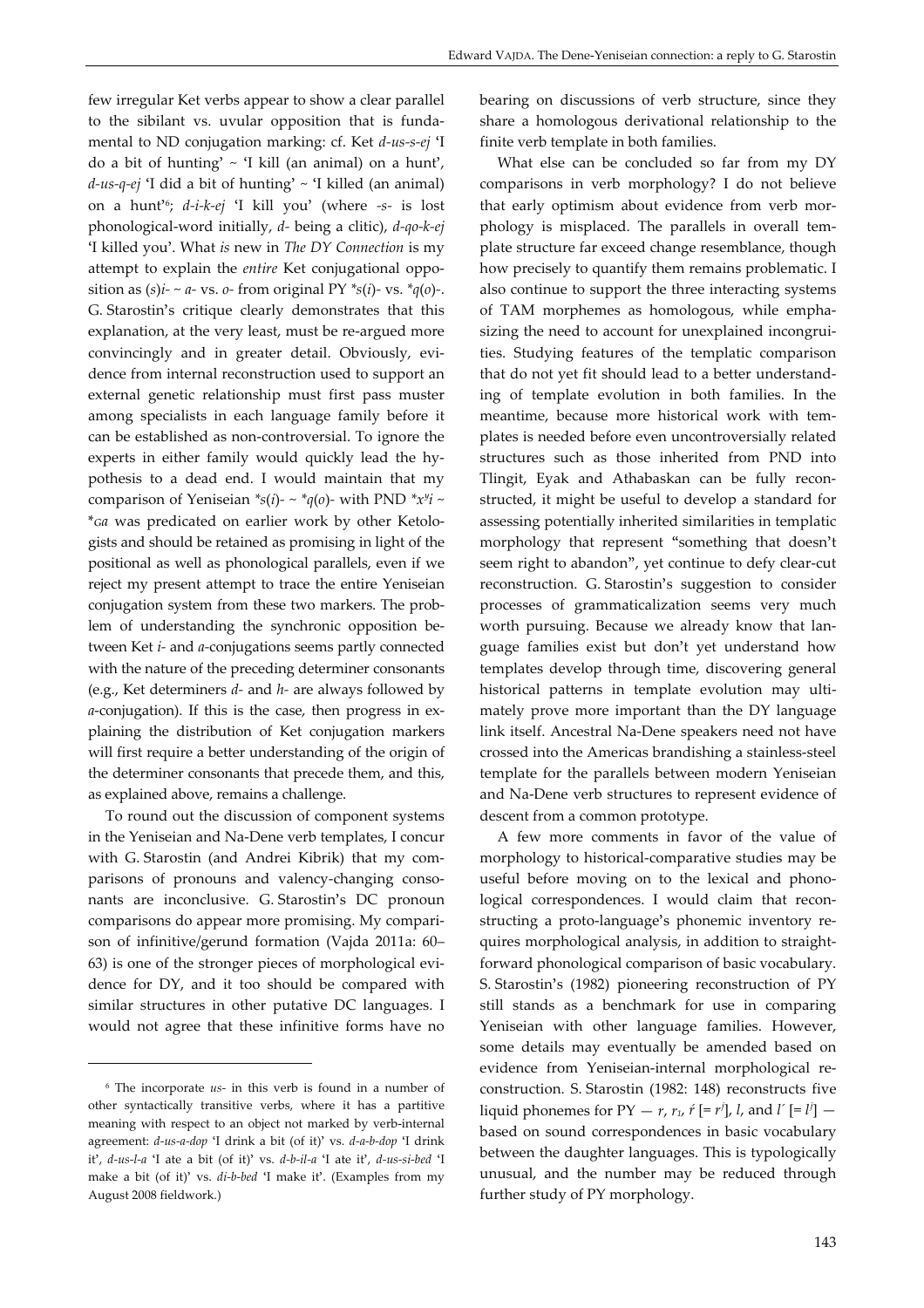few irregular Ket verbs appear to show a clear parallel to the sibilant vs. uvular opposition that is fundamental to ND conjugation marking: cf. Ket *d-us-s-ej* 'I do a bit of hunting' ~ 'I kill (an animal) on a hunt', *d-us-q-ej* 'I did a bit of hunting' ~ 'I killed (an animal) on a hunt'[6]; *d-i-k-ej* 'I kill you' (where *-s-* is lost phonological-word initially, *d-* being a clitic), *d-qo-k-ej* 'I killed you'. What *is* new in *The DY Connection* is my attempt to explain the *entire* Ket conjugational opposition as (*s*)*i-* ~ *a-* vs. *o-* from original PY \**s*(*i*)- vs. \**q*(*o*)-. G. Starostin's critique clearly demonstrates that this explanation, at the very least, must be re-argued more convincingly and in greater detail. Obviously, evidence from internal reconstruction used to support an external genetic relationship must first pass muster among specialists in each language family before it can be established as non-controversial. To ignore the experts in either family would quickly lead the hypothesis to a dead end. I would maintain that my comparison of Yeniseian \**s*(*i*)- ~ \**q*(*o*)- with PND \**x*ʸ*i* ~ \**ɢa* was predicated on earlier work by other Ketologists and should be retained as promising in light of the positional as well as phonological parallels, even if we reject my present attempt to trace the entire Yeniseian conjugation system from these two markers. The problem of understanding the synchronic opposition between Ket *i-* and *a-*conjugations seems partly connected with the nature of the preceding determiner consonants (e.g., Ket determiners *d-* and *h-* are always followed by *a-*conjugation). If this is the case, then progress in explaining the distribution of Ket conjugation markers will first require a better understanding of the origin of the determiner consonants that precede them, and this, as explained above, remains a challenge.

To round out the discussion of component systems in the Yeniseian and Na-Dene verb templates, I concur with G. Starostin (and Andrei Kibrik) that my comparisons of pronouns and valency-changing consonants are inconclusive. G. Starostin's DC pronoun comparisons do appear more promising. My comparison of infinitive/gerund formation (Vajda 2011a: 60–63) is one of the stronger pieces of morphological evidence for DY, and it too should be compared with similar structures in other putative DC languages. I would not agree that these infinitive forms have no bearing on discussions of verb structure, since they share a homologous derivational relationship to the finite verb template in both families.

What else can be concluded so far from my DY comparisons in verb morphology? I do not believe that early optimism about evidence from verb morphology is misplaced. The parallels in overall template structure far exceed change resemblance, though how precisely to quantify them remains problematic. I also continue to support the three interacting systems of TAM morphemes as homologous, while emphasizing the need to account for unexplained incongruities. Studying features of the templatic comparison that do not yet fit should lead to a better understanding of template evolution in both families. In the meantime, because more historical work with templates is needed before even uncontroversially related structures such as those inherited from PND into Tlingit, Eyak and Athabaskan can be fully reconstructed, it might be useful to develop a standard for assessing potentially inherited similarities in templatic morphology that represent "something that doesn't seem right to abandon", yet continue to defy clear-cut reconstruction. G. Starostin's suggestion to consider processes of grammaticalization seems very much worth pursuing. Because we already know that language families exist but don't yet understand how templates develop through time, discovering general historical patterns in template evolution may ultimately prove more important than the DY language link itself. Ancestral Na-Dene speakers need not have crossed into the Americas brandishing a stainless-steel template for the parallels between modern Yeniseian and Na-Dene verb structures to represent evidence of descent from a common prototype.

A few more comments in favor of the value of morphology to historical-comparative studies may be useful before moving on to the lexical and phonological correspondences. I would claim that reconstructing a proto-language's phonemic inventory requires morphological analysis, in addition to straightforward phonological comparison of basic vocabulary. S. Starostin's (1982) pioneering reconstruction of PY still stands as a benchmark for use in comparing Yeniseian with other language families. However, some details may eventually be amended based on evidence from Yeniseian-internal morphological reconstruction. S. Starostin (1982: 148) reconstructs five liquid phonemes for PY — *r*, $r_1$, *ŕ* [= $r^j$], *l*, and *l´* [= $l^j$] — based on sound correspondences in basic vocabulary between the daughter languages. This is typologically unusual, and the number may be reduced through further study of PY morphology.

---

[6] The incorporate *us-* in this verb is found in a number of other syntactically transitive verbs, where it has a partitive meaning with respect to an object not marked by verb-internal agreement: *d-us-a-dop* 'I drink a bit (of it)' vs. *d-a-b-dop* 'I drink it', *d-us-l-a* 'I ate a bit (of it)' vs. *d-b-il-a* 'I ate it', *d-us-si-bed* 'I make a bit (of it)' vs. *di-b-bed* 'I make it'. (Examples from my August 2008 fieldwork.)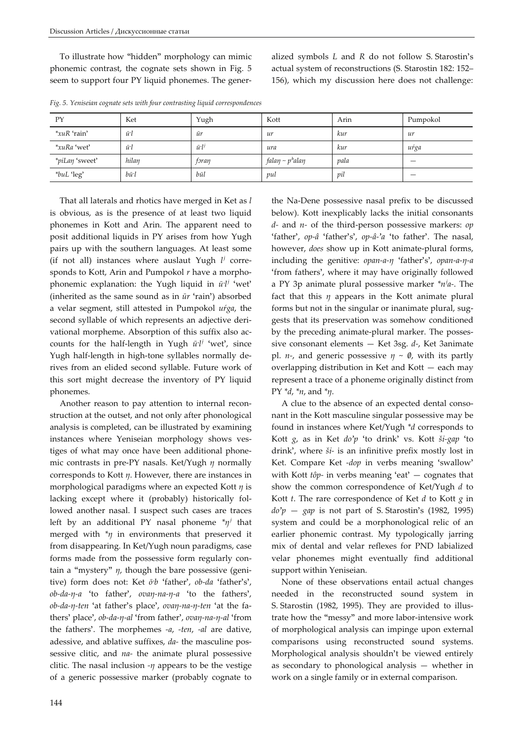To illustrate how "hidden" morphology can mimic phonemic contrast, the cognate sets shown in Fig. 5 seem to support four PY liquid phonemes. The generalized symbols *L* and *R* do not follow S. Starostin's actual system of reconstructions (S. Starostin 182: 152–156), which my discussion here does not challenge:

*Fig. 5. Yeniseian cognate sets with four contrasting liquid correspondences*

| PY | Ket | Yugh | Kott | Arin | Pumpokol |
|---|---|---|---|---|---|
| *\*xuR* 'rain' | *ūˑl* | *ūr* | *ur* | *kur* | *ur* |
| *\*xuRa* 'wet' | *ūˑl* | *ūˑlʲ* | *ura* | *kur* | *uŕga* |
| *\*piLaŋ* 'sweet' | *hilaŋ* | *fɔraŋ* | *falaŋ ~ pʰalaŋ* | *pala* | — |
| *\*buL* 'leg' | *būˑl* | *būl* | *pul* | *pil* | — |

That all laterals and rhotics have merged in Ket as *l* is obvious, as is the presence of at least two liquid phonemes in Kott and Arin. The apparent need to posit additional liquids in PY arises from how Yugh pairs up with the southern languages. At least some (if not all) instances where auslaut Yugh *lʲ* corresponds to Kott, Arin and Pumpokol *r* have a morphophonemic explanation: the Yugh liquid in *ūˑlʲ* 'wet' (inherited as the same sound as in *ūr* 'rain') absorbed a velar segment, still attested in Pumpokol *uŕga*, the second syllable of which represents an adjective derivational morpheme. Absorption of this suffix also accounts for the half-length in Yugh *ūˑlʲ* 'wet', since Yugh half-length in high-tone syllables normally derives from an elided second syllable. Future work of this sort might decrease the inventory of PY liquid phonemes.

Another reason to pay attention to internal reconstruction at the outset, and not only after phonological analysis is completed, can be illustrated by examining instances where Yeniseian morphology shows vestiges of what may once have been additional phonemic contrasts in pre-PY nasals. Ket/Yugh *ŋ* normally corresponds to Kott *ŋ*. However, there are instances in morphological paradigms where an expected Kott *ŋ* is lacking except where it (probably) historically followed another nasal. I suspect such cases are traces left by an additional PY nasal phoneme *\*ŋʲ* that merged with *\*ŋ* in environments that preserved it from disappearing. In Ket/Yugh noun paradigms, case forms made from the possessive form regularly contain a "mystery" *ŋ*, though the bare possessive (genitive) form does not: Ket *ōˑb* 'father', *ob-da* 'father's', *ob-da-ŋ-a* 'to father', *ovaŋ-na-ŋ-a* 'to the fathers', *ob-da-ŋ-ten* 'at father's place', *ovaŋ-na-ŋ-ten* 'at the fathers' place', *ob-da-ŋ-al* 'from father', *ovaŋ-na-ŋ-al* 'from the fathers'. The morphemes *-a*, *-ten*, *-al* are dative, adessive, and ablative suffixes, *da-* the masculine possessive clitic, and *na-* the animate plural possessive clitic. The nasal inclusion *-ŋ* appears to be the vestige of a generic possessive marker (probably cognate to the Na-Dene possessive nasal prefix to be discussed below). Kott inexplicably lacks the initial consonants *d-* and *n-* of the third-person possessive markers: *op* 'father', *op-â* 'father's', *op-â-'a* 'to father'. The nasal, however, *does* show up in Kott animate-plural forms, including the genitive: *opan-a-ŋ* 'father's', *opan-a-ŋ-a* 'from fathers', where it may have originally followed a PY 3p animate plural possessive marker *\*nʲa-*. The fact that this *ŋ* appears in the Kott animate plural forms but not in the singular or inanimate plural, suggests that its preservation was somehow conditioned by the preceding animate-plural marker. The possessive consonant elements — Ket 3sg. *d-*, Ket 3animate pl. *n-*, and generic possessive *ŋ ~ ∅*, with its partly overlapping distribution in Ket and Kott — each may represent a trace of a phoneme originally distinct from PY *\*d*, *\*n*, and *\*ŋ*.

A clue to the absence of an expected dental consonant in the Kott masculine singular possessive may be found in instances where Ket/Yugh *\*d* corresponds to Kott *g*, as in Ket *do'p* 'to drink' vs. Kott *ši-gap* 'to drink', where *ši-* is an infinitive prefix mostly lost in Ket. Compare Ket *-dop* in verbs meaning 'swallow' with Kott *tôp-* in verbs meaning 'eat' — cognates that show the common correspondence of Ket/Yugh *d* to Kott *t*. The rare correspondence of Ket *d* to Kott *g* in *do'p — gap* is not part of S. Starostin's (1982, 1995) system and could be a morphonological relic of an earlier phonemic contrast. My typologically jarring mix of dental and velar reflexes for PND labialized velar phonemes might eventually find additional support within Yeniseian.

None of these observations entail actual changes needed in the reconstructed sound system in S. Starostin (1982, 1995). They are provided to illustrate how the "messy" and more labor-intensive work of morphological analysis can impinge upon external comparisons using reconstructed sound systems. Morphological analysis shouldn't be viewed entirely as secondary to phonological analysis — whether in work on a single family or in external comparison.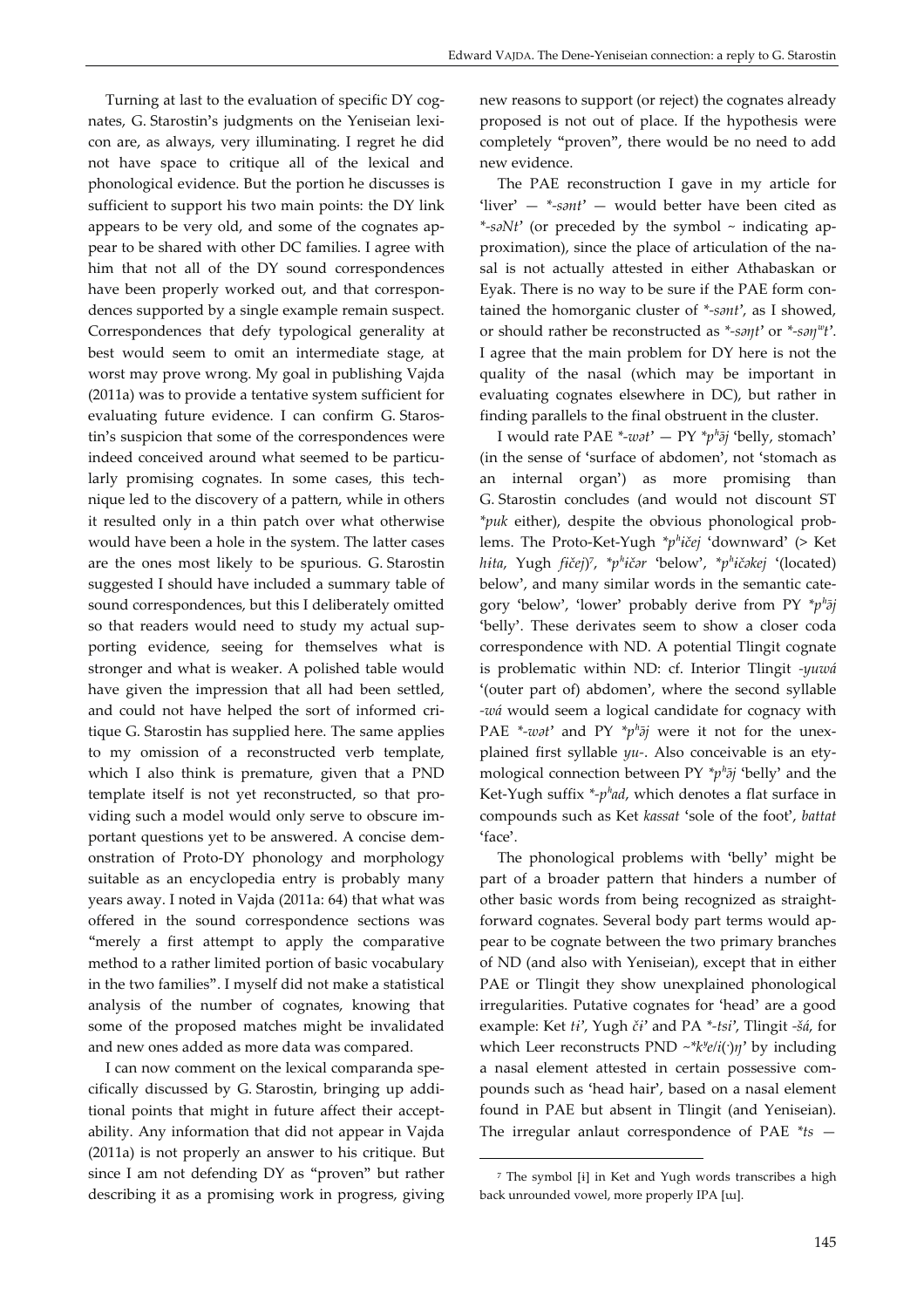Turning at last to the evaluation of specific DY cognates, G. Starostin's judgments on the Yeniseian lexicon are, as always, very illuminating. I regret he did not have space to critique all of the lexical and phonological evidence. But the portion he discusses is sufficient to support his two main points: the DY link appears to be very old, and some of the cognates appear to be shared with other DC families. I agree with him that not all of the DY sound correspondences have been properly worked out, and that correspondences supported by a single example remain suspect. Correspondences that defy typological generality at best would seem to omit an intermediate stage, at worst may prove wrong. My goal in publishing Vajda (2011a) was to provide a tentative system sufficient for evaluating future evidence. I can confirm G. Starostin's suspicion that some of the correspondences were indeed conceived around what seemed to be particularly promising cognates. In some cases, this technique led to the discovery of a pattern, while in others it resulted only in a thin patch over what otherwise would have been a hole in the system. The latter cases are the ones most likely to be spurious. G. Starostin suggested I should have included a summary table of sound correspondences, but this I deliberately omitted so that readers would need to study my actual supporting evidence, seeing for themselves what is stronger and what is weaker. A polished table would have given the impression that all had been settled, and could not have helped the sort of informed critique G. Starostin has supplied here. The same applies to my omission of a reconstructed verb template, which I also think is premature, given that a PND template itself is not yet reconstructed, so that providing such a model would only serve to obscure important questions yet to be answered. A concise demonstration of Proto-DY phonology and morphology suitable as an encyclopedia entry is probably many years away. I noted in Vajda (2011a: 64) that what was offered in the sound correspondence sections was "merely a first attempt to apply the comparative method to a rather limited portion of basic vocabulary in the two families". I myself did not make a statistical analysis of the number of cognates, knowing that some of the proposed matches might be invalidated and new ones added as more data was compared.

I can now comment on the lexical comparanda specifically discussed by G. Starostin, bringing up additional points that might in future affect their acceptability. Any information that did not appear in Vajda (2011a) is not properly an answer to his critique. But since I am not defending DY as "proven" but rather describing it as a promising work in progress, giving new reasons to support (or reject) the cognates already proposed is not out of place. If the hypothesis were completely "proven", there would be no need to add new evidence.

The PAE reconstruction I gave in my article for 'liver' — *\*-sənt'* — would better have been cited as *\*-səNt'* (or preceded by the symbol ~ indicating approximation), since the place of articulation of the nasal is not actually attested in either Athabaskan or Eyak. There is no way to be sure if the PAE form contained the homorganic cluster of *\*-sənt'*, as I showed, or should rather be reconstructed as *\*-səŋt'* or *\*-səŋʷt'*. I agree that the main problem for DY here is not the quality of the nasal (which may be important in evaluating cognates elsewhere in DC), but rather in finding parallels to the final obstruent in the cluster.

I would rate PAE *\*-wət'* — PY *\*pʰəj* 'belly, stomach' (in the sense of 'surface of abdomen', not 'stomach as an internal organ') as more promising than G. Starostin concludes (and would not discount ST *\*puk* either), despite the obvious phonological problems. The Proto-Ket-Yugh *\*pʰɨčej* 'downward' (> Ket *hɨta*, Yugh *fɨčej*[7], *\*pʰɨčər* 'below', *\*pʰɨčəkej* '(located) below', and many similar words in the semantic category 'below', 'lower' probably derive from PY *\*pʰəj* 'belly'. These derivates seem to show a closer coda correspondence with ND. A potential Tlingit cognate is problematic within ND: cf. Interior Tlingit *-yuwá* '(outer part of) abdomen', where the second syllable *-wá* would seem a logical candidate for cognacy with PAE *\*-wət'* and PY *\*pʰəj* were it not for the unexplained first syllable *yu-*. Also conceivable is an etymological connection between PY *\*pʰəj* 'belly' and the Ket-Yugh suffix *\*-pʰad*, which denotes a flat surface in compounds such as Ket *kassat* 'sole of the foot', *battat* 'face'.

The phonological problems with 'belly' might be part of a broader pattern that hinders a number of other basic words from being recognized as straightforward cognates. Several body part terms would appear to be cognate between the two primary branches of ND (and also with Yeniseian), except that in either PAE or Tlingit they show unexplained phonological irregularities. Putative cognates for 'head' are a good example: Ket *tiʔ*, Yugh *čiʔ* and PA *\*-tsiʔ*, Tlingit *-šá*, for which Leer reconstructs PND *~\*kʸe/i(·)ŋ'* by including a nasal element attested in certain possessive compounds such as 'head hair', based on a nasal element found in PAE but absent in Tlingit (and Yeniseian). The irregular anlaut correspondence of PAE *\*ts* —

[7] The symbol [ɨ] in Ket and Yugh words transcribes a high back unrounded vowel, more properly IPA [ɯ].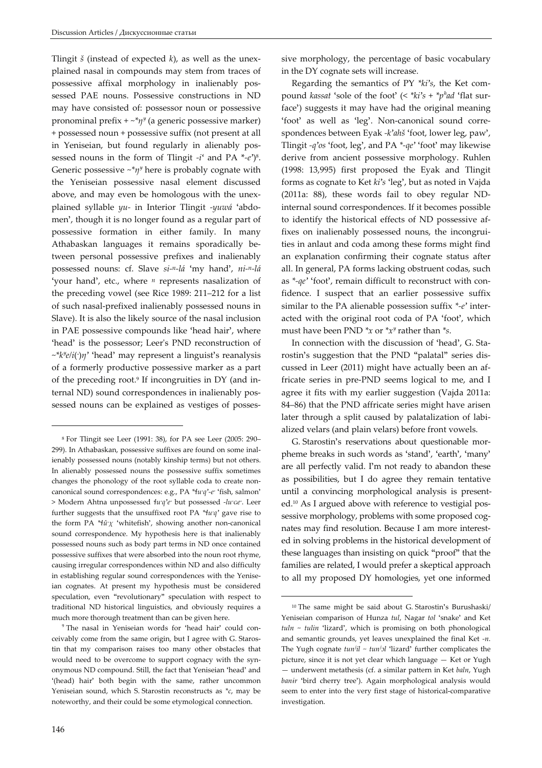Tlingit *š* (instead of expected *k*), as well as the unexplained nasal in compounds may stem from traces of possessive affixal morphology in inalienably possessed PAE nouns. Possessive constructions in ND may have consisted of: possessor noun or possessive pronominal prefix + ~\*ŋʸ (a generic possessive marker) + possessed noun + possessive suffix (not present at all in Yeniseian, but found regularly in alienably possessed nouns in the form of Tlingit *-i*‘ and PA \**-e*’)[8]. Generic possessive ~\*ŋʸ here is probably cognate with the Yeniseian possessive nasal element discussed above, and may even be homologous with the unexplained syllable *yu-* in Interior Tlingit *-yuwá* ‘abdomen’, though it is no longer found as a regular part of possessive formation in either family. In many Athabaskan languages it remains sporadically between personal possessive prefixes and inalienably possessed nouns: cf. Slave *si-ⁿ-lá* ‘my hand’, *ni-ⁿ-lá* ‘your hand’, etc., where ⁿ represents nasalization of the preceding vowel (see Rice 1989: 211–212 for a list of such nasal-prefixed inalienably possessed nouns in Slave). It is also the likely source of the nasal inclusion in PAE possessive compounds like ‘head hair’, where ‘head’ is the possessor; Leer's PND reconstruction of ~\*kʸe/i(·)ŋ’ ‘head’ may represent a linguist’s reanalysis of a formerly productive possessive marker as a part of the preceding root.[9] If incongruities in DY (and internal ND) sound correspondences in inalienably possessed nouns can be explained as vestiges of possessive morphology, the percentage of basic vocabulary in the DY cognate sets will increase.

Regarding the semantics of PY *\*ki’s*, the Ket compound *kassat* ‘sole of the foot’ (< *\*ki’s* + *\*pʰad* ‘flat surface’) suggests it may have had the original meaning ‘foot’ as well as ‘leg’. Non-canonical sound correspondences between Eyak *-k’ahš* ‘foot, lower leg, paw’, Tlingit *-q’os* ‘foot, leg’, and PA *\*-qe’* ‘foot’ may likewise derive from ancient possessive morphology. Ruhlen (1998: 13,995) first proposed the Eyak and Tlingit forms as cognate to Ket *ki’s* ‘leg’, but as noted in Vajda (2011a: 88), these words fail to obey regular ND-internal sound correspondences. If it becomes possible to identify the historical effects of ND possessive affixes on inalienably possessed nouns, the incongruities in anlaut and coda among these forms might find an explanation confirming their cognate status after all. In general, PA forms lacking obstruent codas, such as *\*-qe’* ‘foot’, remain difficult to reconstruct with confidence. I suspect that an earlier possessive suffix similar to the PA alienable possession suffix *\*-e’* interacted with the original root coda of PA ‘foot’, which must have been PND *\*x* or *\*xʸ* rather than *\*s*.

In connection with the discussion of ‘head’, G. Starostin’s suggestion that the PND “palatal” series discussed in Leer (2011) might have actually been an affricate series in pre-PND seems logical to me, and I agree it fits with my earlier suggestion (Vajda 2011a: 84–86) that the PND affricate series might have arisen later through a split caused by palatalization of labialized velars (and plain velars) before front vowels.

G. Starostin’s reservations about questionable morpheme breaks in such words as ‘stand’, ‘earth’, ‘many’ are all perfectly valid. I’m not ready to abandon these as possibilities, but I do agree they remain tentative until a convincing morphological analysis is presented.[10] As I argued above with reference to vestigial possessive morphology, problems with some proposed cognates may find resolution. Because I am more interested in solving problems in the historical development of these languages than insisting on quick “proof” that the families are related, I would prefer a skeptical approach to all my proposed DY homologies, yet one informed

---

[8] For Tlingit see Leer (1991: 38), for PA see Leer (2005: 290–299). In Athabaskan, possessive suffixes are found on some inalienably possessed nouns (notably kinship terms) but not others. In alienably possessed nouns the possessive suffix sometimes changes the phonology of the root syllable coda to create non-canonical sound correspondences: e.g., PA *\*łu·q’-e·* ‘fish, salmon’ > Modern Ahtna unpossessed *łu·q’e·* but possessed *-lu·ɢe·*. Leer further suggests that the unsuffixed root PA *\*łu·q’* gave rise to the form PA *\*łû·χ* ‘whitefish’, showing another non-canonical sound correspondence. My hypothesis here is that inalienably possessed nouns such as body part terms in ND once contained possessive suffixes that were absorbed into the noun root rhyme, causing irregular correspondences within ND and also difficulty in establishing regular sound correspondences with the Yeniseian cognates. At present my hypothesis must be considered speculation, even “revolutionary” speculation with respect to traditional ND historical linguistics, and obviously requires a much more thorough treatment than can be given here.

[9] The nasal in Yeniseian words for ‘head hair’ could conceivably come from the same origin, but I agree with G. Starostin that my comparison raises too many other obstacles that would need to be overcome to support cognacy with the synonymous ND compound. Still, the fact that Yeniseian ‘head’ and ‘(head) hair’ both begin with the same, rather uncommon Yeniseian sound, which S. Starostin reconstructs as *\*c*, may be noteworthy, and their could be some etymological connection.

[10] The same might be said about G. Starostin’s Burushaski/Yeniseian comparison of Hunza *tul*, Nagar *tol* ‘snake’ and Ket *tuln ~ tulin* ‘lizard’, which is promising on both phonological and semantic grounds, yet leaves unexplained the final Ket *-n*. The Yugh cognate *tunʲil ~ tunʲɔl* ‘lizard’ further complicates the picture, since it is not yet clear which language — Ket or Yugh — underwent metathesis (cf. a similar pattern in Ket *baln*, Yugh *banir* ‘bird cherry tree’). Again morphological analysis would seem to enter into the very first stage of historical-comparative investigation.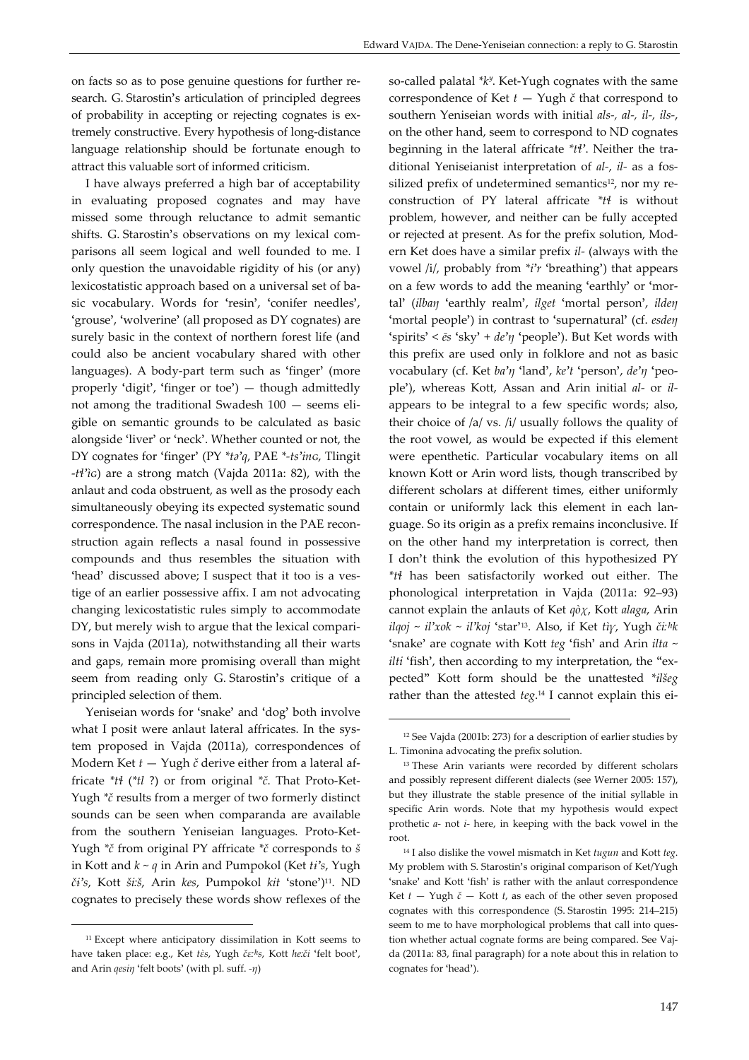on facts so as to pose genuine questions for further research. G. Starostin's articulation of principled degrees of probability in accepting or rejecting cognates is extremely constructive. Every hypothesis of long-distance language relationship should be fortunate enough to attract this valuable sort of informed criticism.

I have always preferred a high bar of acceptability in evaluating proposed cognates and may have missed some through reluctance to admit semantic shifts. G. Starostin's observations on my lexical comparisons all seem logical and well founded to me. I only question the unavoidable rigidity of his (or any) lexicostatistic approach based on a universal set of basic vocabulary. Words for 'resin', 'conifer needles', 'grouse', 'wolverine' (all proposed as DY cognates) are surely basic in the context of northern forest life (and could also be ancient vocabulary shared with other languages). A body-part term such as 'finger' (more properly 'digit', 'finger or toe') — though admittedly not among the traditional Swadesh 100 — seems eligible on semantic grounds to be calculated as basic alongside 'liver' or 'neck'. Whether counted or not, the DY cognates for 'finger' (PY *\*təʔq*, PAE *\*-tsʼinɢ*, Tlingit *-tɬʼiɢ*) are a strong match (Vajda 2011a: 82), with the anlaut and coda obstruent, as well as the prosody each simultaneously obeying its expected systematic sound correspondence. The nasal inclusion in the PAE reconstruction again reflects a nasal found in possessive compounds and thus resembles the situation with 'head' discussed above; I suspect that it too is a vestige of an earlier possessive affix. I am not advocating changing lexicostatistic rules simply to accommodate DY, but merely wish to argue that the lexical comparisons in Vajda (2011a), notwithstanding all their warts and gaps, remain more promising overall than might seem from reading only G. Starostin's critique of a principled selection of them.

Yeniseian words for 'snake' and 'dog' both involve what I posit were anlaut lateral affricates. In the system proposed in Vajda (2011a), correspondences of Modern Ket *t* — Yugh *č* derive either from a lateral affricate *\*tɬ* (*\*tl* ?) or from original *\*č*. That Proto-Ket-Yugh *\*č* results from a merger of two formerly distinct sounds can be seen when comparanda are available from the southern Yeniseian languages. Proto-Ket-Yugh *\*č* from original PY affricate *\*č* corresponds to *š* in Kott and *k* ~ *q* in Arin and Pumpokol (Ket *tiʼs*, Yugh *čiʼs*, Kott *šiːš*, Arin *kes*, Pumpokol *kit* 'stone')[11]. ND cognates to precisely these words show reflexes of the so-called palatal *\*kʸ*. Ket-Yugh cognates with the same correspondence of Ket *t* — Yugh *č* that correspond to southern Yeniseian words with initial *als-*, *al-*, *il-*, *ils-*, on the other hand, seem to correspond to ND cognates beginning in the lateral affricate *\*tɬʼ*. Neither the traditional Yeniseianist interpretation of *al-*, *il-* as a fossilized prefix of undetermined semantics[12], nor my reconstruction of PY lateral affricate *\*tɬ* is without problem, however, and neither can be fully accepted or rejected at present. As for the prefix solution, Modern Ket does have a similar prefix *il-* (always with the vowel /i/, probably from *\*iʼr* 'breathing') that appears on a few words to add the meaning 'earthly' or 'mortal' (*ilbaŋ* 'earthly realm', *ilget* 'mortal person', *ildeŋ* 'mortal people') in contrast to 'supernatural' (cf. *esdeŋ* 'spirits' < *ēs* 'sky' + *deʼŋ* 'people'). But Ket words with this prefix are used only in folklore and not as basic vocabulary (cf. Ket *baʼŋ* 'land', *keʼt* 'person', *deʼŋ* 'people'), whereas Kott, Assan and Arin initial *al-* or *il-* appears to be integral to a few specific words; also, their choice of /a/ vs. /i/ usually follows the quality of the root vowel, as would be expected if this element were epenthetic. Particular vocabulary items on all known Kott or Arin word lists, though transcribed by different scholars at different times, either uniformly contain or uniformly lack this element in each language. So its origin as a prefix remains inconclusive. If on the other hand my interpretation is correct, then I don't think the evolution of this hypothesized PY *\*tɬ* has been satisfactorily worked out either. The phonological interpretation in Vajda (2011a: 92–93) cannot explain the anlauts of Ket *qὸχ*, Kott *alaga*, Arin *ilqoj* ~ *ilʼxok* ~ *ilʼkoj* 'star'[13]. Also, if Ket *tìɣ*, Yugh *čiːʰk* 'snake' are cognate with Kott *teg* 'fish' and Arin *ilta* ~ *ilti* 'fish', then according to my interpretation, the "expected" Kott form should be the unattested *\*ilšeg* rather than the attested *teg*.[14] I cannot explain this ei-

---

[11] Except where anticipatory dissimilation in Kott seems to have taken place: e.g., Ket *tὲs*, Yugh *čɛːʰs*, Kott *heːči* 'felt boot', and Arin *qesiŋ* 'felt boots' (with pl. suff. *-ŋ*)

[12] See Vajda (2001b: 273) for a description of earlier studies by L. Timonina advocating the prefix solution.

[13] These Arin variants were recorded by different scholars and possibly represent different dialects (see Werner 2005: 157), but they illustrate the stable presence of the initial syllable in specific Arin words. Note that my hypothesis would expect prothetic *a-* not *i-* here, in keeping with the back vowel in the root.

[14] I also dislike the vowel mismatch in Ket *tugun* and Kott *teg*. My problem with S. Starostin's original comparison of Ket/Yugh 'snake' and Kott 'fish' is rather with the anlaut correspondence Ket *t* — Yugh *č* — Kott *t*, as each of the other seven proposed cognates with this correspondence (S. Starostin 1995: 214–215) seem to me to have morphological problems that call into question whether actual cognate forms are being compared. See Vajda (2011a: 83, final paragraph) for a note about this in relation to cognates for 'head').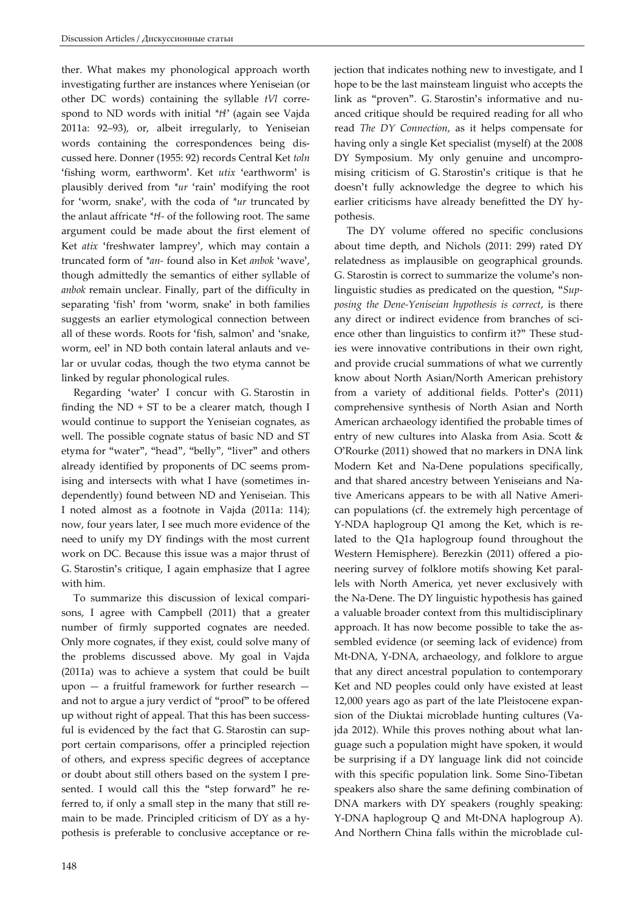ther. What makes my phonological approach worth investigating further are instances where Yeniseian (or other DC words) containing the syllable *tVl* correspond to ND words with initial *\*tɬ*' (again see Vajda 2011a: 92–93), or, albeit irregularly, to Yeniseian words containing the correspondences being discussed here. Donner (1955: 92) records Central Ket *toln* 'fishing worm, earthworm'. Ket *utix* 'earthworm' is plausibly derived from *\*ur* 'rain' modifying the root for 'worm, snake', with the coda of *\*ur* truncated by the anlaut affricate *\*tɬ-* of the following root. The same argument could be made about the first element of Ket *atix* 'freshwater lamprey', which may contain a truncated form of *\*an-* found also in Ket *anbok* 'wave', though admittedly the semantics of either syllable of *anbok* remain unclear. Finally, part of the difficulty in separating 'fish' from 'worm, snake' in both families suggests an earlier etymological connection between all of these words. Roots for 'fish, salmon' and 'snake, worm, eel' in ND both contain lateral anlauts and velar or uvular codas, though the two etyma cannot be linked by regular phonological rules.

Regarding 'water' I concur with G. Starostin in finding the ND + ST to be a clearer match, though I would continue to support the Yeniseian cognates, as well. The possible cognate status of basic ND and ST etyma for "water", "head", "belly", "liver" and others already identified by proponents of DC seems promising and intersects with what I have (sometimes independently) found between ND and Yeniseian. This I noted almost as a footnote in Vajda (2011a: 114); now, four years later, I see much more evidence of the need to unify my DY findings with the most current work on DC. Because this issue was a major thrust of G. Starostin's critique, I again emphasize that I agree with him.

To summarize this discussion of lexical comparisons, I agree with Campbell (2011) that a greater number of firmly supported cognates are needed. Only more cognates, if they exist, could solve many of the problems discussed above. My goal in Vajda (2011a) was to achieve a system that could be built upon — a fruitful framework for further research — and not to argue a jury verdict of "proof" to be offered up without right of appeal. That this has been successful is evidenced by the fact that G. Starostin can support certain comparisons, offer a principled rejection of others, and express specific degrees of acceptance or doubt about still others based on the system I presented. I would call this the "step forward" he referred to, if only a small step in the many that still remain to be made. Principled criticism of DY as a hypothesis is preferable to conclusive acceptance or rejection that indicates nothing new to investigate, and I hope to be the last mainsteam linguist who accepts the link as "proven". G. Starostin's informative and nuanced critique should be required reading for all who read *The DY Connection*, as it helps compensate for having only a single Ket specialist (myself) at the 2008 DY Symposium. My only genuine and uncompromising criticism of G. Starostin's critique is that he doesn't fully acknowledge the degree to which his earlier criticisms have already benefitted the DY hypothesis.

The DY volume offered no specific conclusions about time depth, and Nichols (2011: 299) rated DY relatedness as implausible on geographical grounds. G. Starostin is correct to summarize the volume's non-linguistic studies as predicated on the question, "*Supposing the Dene-Yeniseian hypothesis is correct*, is there any direct or indirect evidence from branches of science other than linguistics to confirm it?" These studies were innovative contributions in their own right, and provide crucial summations of what we currently know about North Asian/North American prehistory from a variety of additional fields. Potter's (2011) comprehensive synthesis of North Asian and North American archaeology identified the probable times of entry of new cultures into Alaska from Asia. Scott & O'Rourke (2011) showed that no markers in DNA link Modern Ket and Na-Dene populations specifically, and that shared ancestry between Yeniseians and Native Americans appears to be with all Native American populations (cf. the extremely high percentage of Y-NDA haplogroup Q1 among the Ket, which is related to the Q1a haplogroup found throughout the Western Hemisphere). Berezkin (2011) offered a pioneering survey of folklore motifs showing Ket parallels with North America, yet never exclusively with the Na-Dene. The DY linguistic hypothesis has gained a valuable broader context from this multidisciplinary approach. It has now become possible to take the assembled evidence (or seeming lack of evidence) from Mt-DNA, Y-DNA, archaeology, and folklore to argue that any direct ancestral population to contemporary Ket and ND peoples could only have existed at least 12,000 years ago as part of the late Pleistocene expansion of the Diuktai microblade hunting cultures (Vajda 2012). While this proves nothing about what language such a population might have spoken, it would be surprising if a DY language link did not coincide with this specific population link. Some Sino-Tibetan speakers also share the same defining combination of DNA markers with DY speakers (roughly speaking: Y-DNA haplogroup Q and Mt-DNA haplogroup A). And Northern China falls within the microblade cul-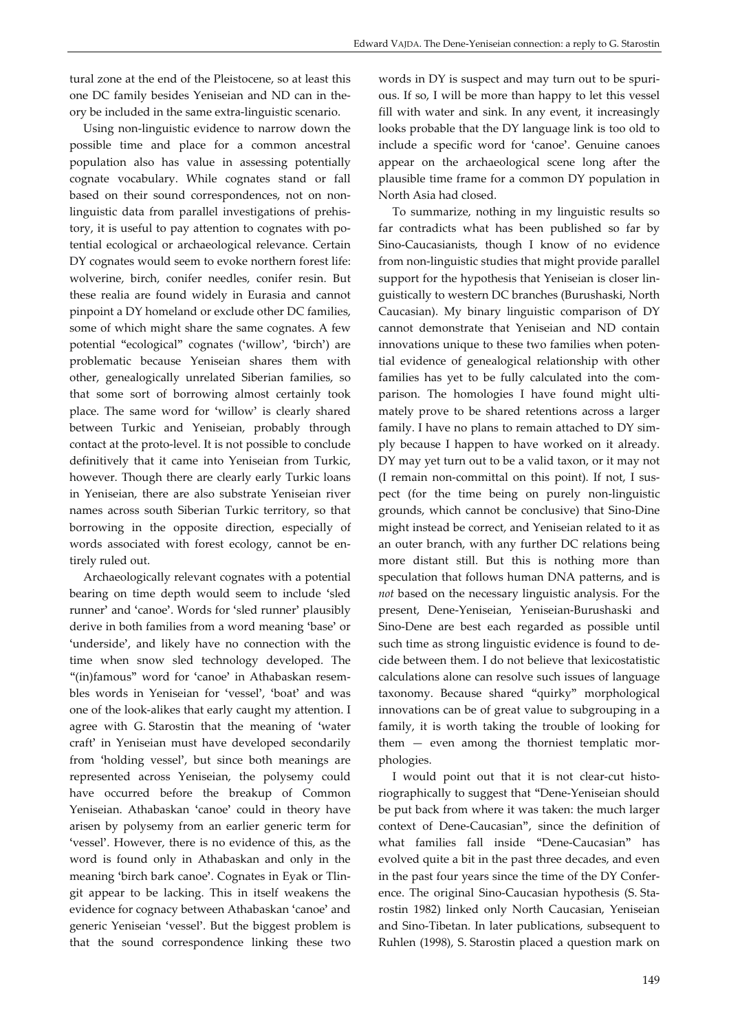tural zone at the end of the Pleistocene, so at least this one DC family besides Yeniseian and ND can in theory be included in the same extra-linguistic scenario.

Using non-linguistic evidence to narrow down the possible time and place for a common ancestral population also has value in assessing potentially cognate vocabulary. While cognates stand or fall based on their sound correspondences, not on non-linguistic data from parallel investigations of prehistory, it is useful to pay attention to cognates with potential ecological or archaeological relevance. Certain DY cognates would seem to evoke northern forest life: wolverine, birch, conifer needles, conifer resin. But these realia are found widely in Eurasia and cannot pinpoint a DY homeland or exclude other DC families, some of which might share the same cognates. A few potential "ecological" cognates ('willow', 'birch') are problematic because Yeniseian shares them with other, genealogically unrelated Siberian families, so that some sort of borrowing almost certainly took place. The same word for 'willow' is clearly shared between Turkic and Yeniseian, probably through contact at the proto-level. It is not possible to conclude definitively that it came into Yeniseian from Turkic, however. Though there are clearly early Turkic loans in Yeniseian, there are also substrate Yeniseian river names across south Siberian Turkic territory, so that borrowing in the opposite direction, especially of words associated with forest ecology, cannot be entirely ruled out.

Archaeologically relevant cognates with a potential bearing on time depth would seem to include 'sled runner' and 'canoe'. Words for 'sled runner' plausibly derive in both families from a word meaning 'base' or 'underside', and likely have no connection with the time when snow sled technology developed. The "(in)famous" word for 'canoe' in Athabaskan resembles words in Yeniseian for 'vessel', 'boat' and was one of the look-alikes that early caught my attention. I agree with G. Starostin that the meaning of 'water craft' in Yeniseian must have developed secondarily from 'holding vessel', but since both meanings are represented across Yeniseian, the polysemy could have occurred before the breakup of Common Yeniseian. Athabaskan 'canoe' could in theory have arisen by polysemy from an earlier generic term for 'vessel'. However, there is no evidence of this, as the word is found only in Athabaskan and only in the meaning 'birch bark canoe'. Cognates in Eyak or Tlingit appear to be lacking. This in itself weakens the evidence for cognacy between Athabaskan 'canoe' and generic Yeniseian 'vessel'. But the biggest problem is that the sound correspondence linking these two words in DY is suspect and may turn out to be spurious. If so, I will be more than happy to let this vessel fill with water and sink. In any event, it increasingly looks probable that the DY language link is too old to include a specific word for 'canoe'. Genuine canoes appear on the archaeological scene long after the plausible time frame for a common DY population in North Asia had closed.

To summarize, nothing in my linguistic results so far contradicts what has been published so far by Sino-Caucasianists, though I know of no evidence from non-linguistic studies that might provide parallel support for the hypothesis that Yeniseian is closer linguistically to western DC branches (Burushaski, North Caucasian). My binary linguistic comparison of DY cannot demonstrate that Yeniseian and ND contain innovations unique to these two families when potential evidence of genealogical relationship with other families has yet to be fully calculated into the comparison. The homologies I have found might ultimately prove to be shared retentions across a larger family. I have no plans to remain attached to DY simply because I happen to have worked on it already. DY may yet turn out to be a valid taxon, or it may not (I remain non-committal on this point). If not, I suspect (for the time being on purely non-linguistic grounds, which cannot be conclusive) that Sino-Dine might instead be correct, and Yeniseian related to it as an outer branch, with any further DC relations being more distant still. But this is nothing more than speculation that follows human DNA patterns, and is *not* based on the necessary linguistic analysis. For the present, Dene-Yeniseian, Yeniseian-Burushaski and Sino-Dene are best each regarded as possible until such time as strong linguistic evidence is found to decide between them. I do not believe that lexicostatistic calculations alone can resolve such issues of language taxonomy. Because shared "quirky" morphological innovations can be of great value to subgrouping in a family, it is worth taking the trouble of looking for them — even among the thorniest templatic morphologies.

I would point out that it is not clear-cut historiographically to suggest that "Dene-Yeniseian should be put back from where it was taken: the much larger context of Dene-Caucasian", since the definition of what families fall inside "Dene-Caucasian" has evolved quite a bit in the past three decades, and even in the past four years since the time of the DY Conference. The original Sino-Caucasian hypothesis (S. Starostin 1982) linked only North Caucasian, Yeniseian and Sino-Tibetan. In later publications, subsequent to Ruhlen (1998), S. Starostin placed a question mark on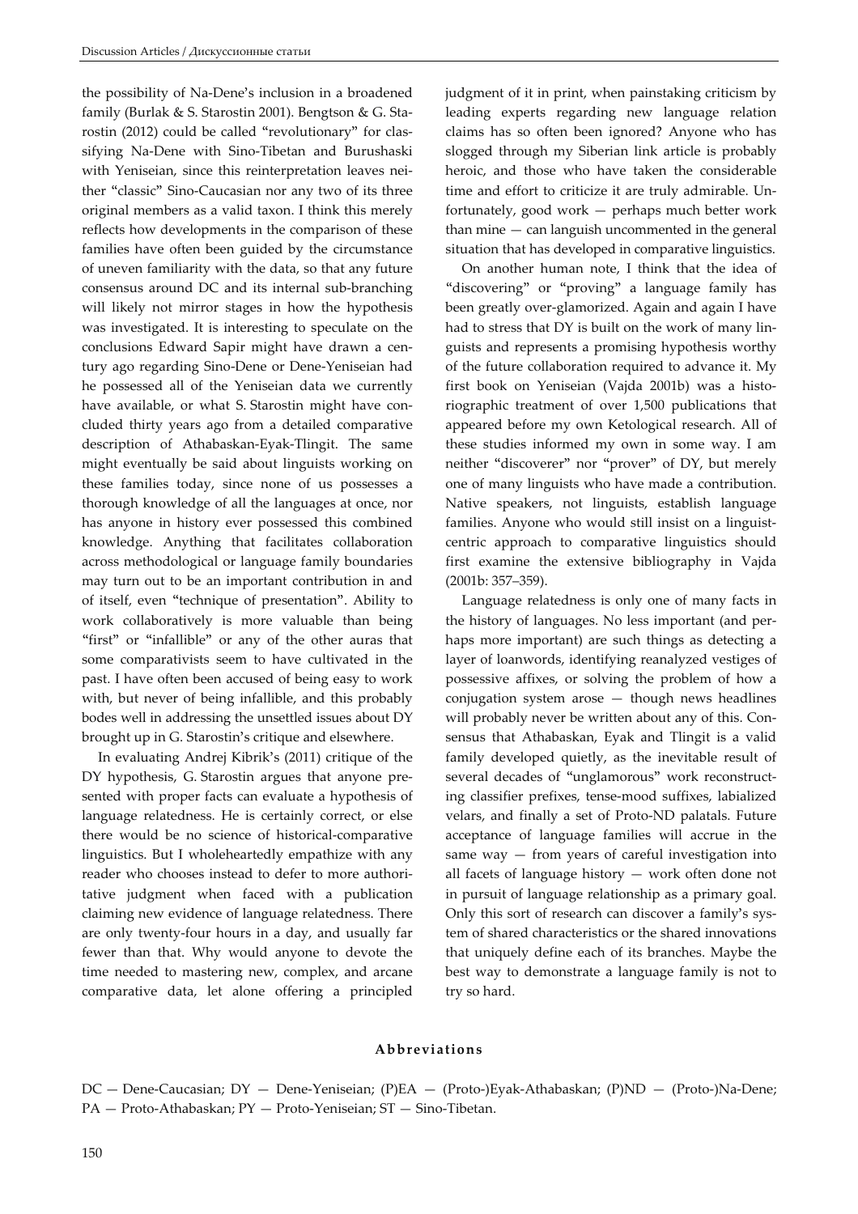the possibility of Na-Dene's inclusion in a broadened family (Burlak & S. Starostin 2001). Bengtson & G. Starostin (2012) could be called "revolutionary" for classifying Na-Dene with Sino-Tibetan and Burushaski with Yeniseian, since this reinterpretation leaves neither "classic" Sino-Caucasian nor any two of its three original members as a valid taxon. I think this merely reflects how developments in the comparison of these families have often been guided by the circumstance of uneven familiarity with the data, so that any future consensus around DC and its internal sub-branching will likely not mirror stages in how the hypothesis was investigated. It is interesting to speculate on the conclusions Edward Sapir might have drawn a century ago regarding Sino-Dene or Dene-Yeniseian had he possessed all of the Yeniseian data we currently have available, or what S. Starostin might have concluded thirty years ago from a detailed comparative description of Athabaskan-Eyak-Tlingit. The same might eventually be said about linguists working on these families today, since none of us possesses a thorough knowledge of all the languages at once, nor has anyone in history ever possessed this combined knowledge. Anything that facilitates collaboration across methodological or language family boundaries may turn out to be an important contribution in and of itself, even "technique of presentation". Ability to work collaboratively is more valuable than being "first" or "infallible" or any of the other auras that some comparativists seem to have cultivated in the past. I have often been accused of being easy to work with, but never of being infallible, and this probably bodes well in addressing the unsettled issues about DY brought up in G. Starostin's critique and elsewhere.

In evaluating Andrej Kibrik's (2011) critique of the DY hypothesis, G. Starostin argues that anyone presented with proper facts can evaluate a hypothesis of language relatedness. He is certainly correct, or else there would be no science of historical-comparative linguistics. But I wholeheartedly empathize with any reader who chooses instead to defer to more authoritative judgment when faced with a publication claiming new evidence of language relatedness. There are only twenty-four hours in a day, and usually far fewer than that. Why would anyone to devote the time needed to mastering new, complex, and arcane comparative data, let alone offering a principled judgment of it in print, when painstaking criticism by leading experts regarding new language relation claims has so often been ignored? Anyone who has slogged through my Siberian link article is probably heroic, and those who have taken the considerable time and effort to criticize it are truly admirable. Unfortunately, good work — perhaps much better work than mine — can languish uncommented in the general situation that has developed in comparative linguistics.

On another human note, I think that the idea of "discovering" or "proving" a language family has been greatly over-glamorized. Again and again I have had to stress that DY is built on the work of many linguists and represents a promising hypothesis worthy of the future collaboration required to advance it. My first book on Yeniseian (Vajda 2001b) was a historiographic treatment of over 1,500 publications that appeared before my own Ketological research. All of these studies informed my own in some way. I am neither "discoverer" nor "prover" of DY, but merely one of many linguists who have made a contribution. Native speakers, not linguists, establish language families. Anyone who would still insist on a linguist-centric approach to comparative linguistics should first examine the extensive bibliography in Vajda (2001b: 357–359).

Language relatedness is only one of many facts in the history of languages. No less important (and perhaps more important) are such things as detecting a layer of loanwords, identifying reanalyzed vestiges of possessive affixes, or solving the problem of how a conjugation system arose — though news headlines will probably never be written about any of this. Consensus that Athabaskan, Eyak and Tlingit is a valid family developed quietly, as the inevitable result of several decades of "unglamorous" work reconstructing classifier prefixes, tense-mood suffixes, labialized velars, and finally a set of Proto-ND palatals. Future acceptance of language families will accrue in the same way — from years of careful investigation into all facets of language history — work often done not in pursuit of language relationship as a primary goal. Only this sort of research can discover a family's system of shared characteristics or the shared innovations that uniquely define each of its branches. Maybe the best way to demonstrate a language family is not to try so hard.

## Abbreviations

DC — Dene-Caucasian; DY — Dene-Yeniseian; (P)EA — (Proto-)Eyak-Athabaskan; (P)ND — (Proto-)Na-Dene; PA — Proto-Athabaskan; PY — Proto-Yeniseian; ST — Sino-Tibetan.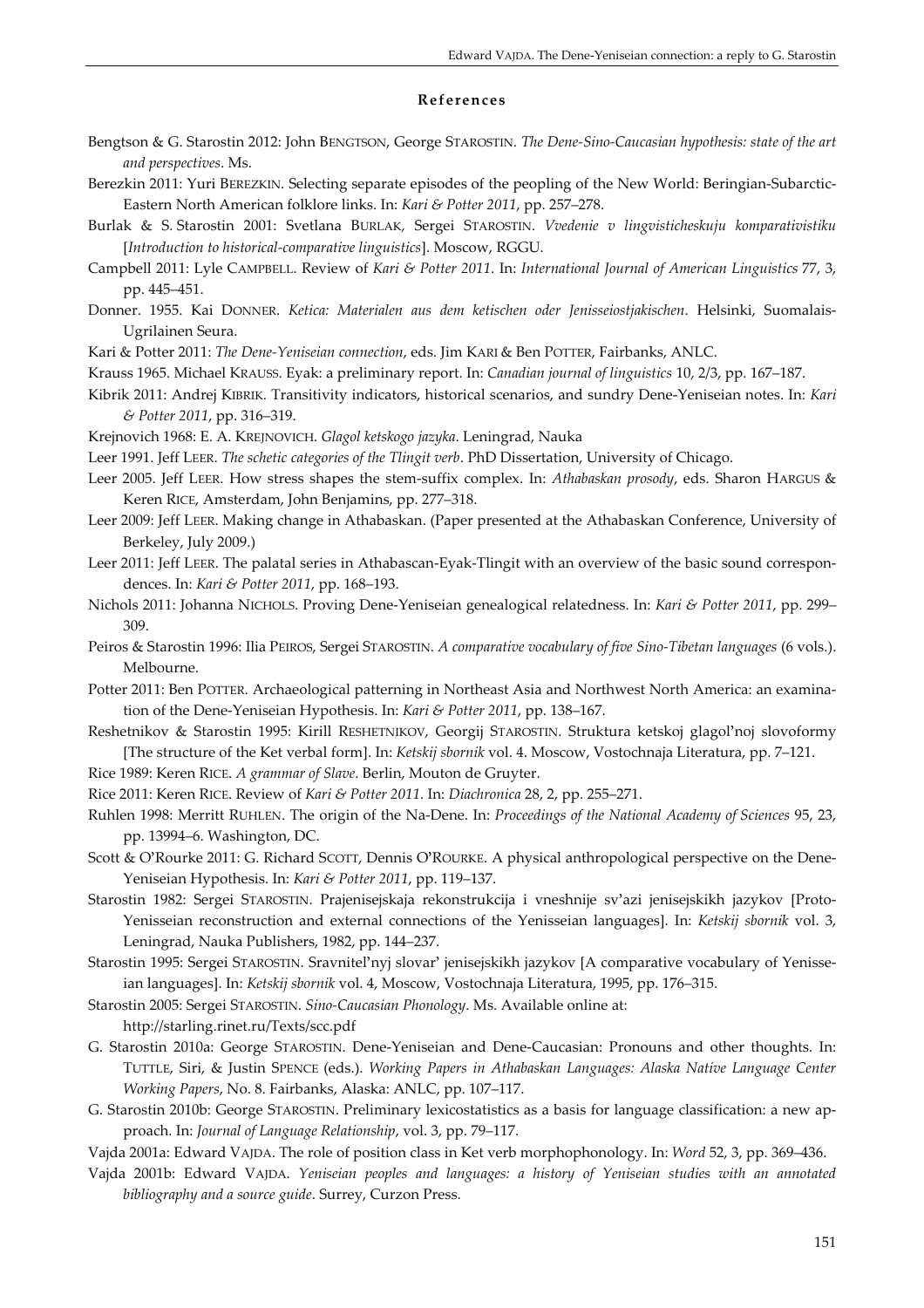## References

Bengtson & G. Starostin 2012: John BENGTSON, George STAROSTIN. *The Dene-Sino-Caucasian hypothesis: state of the art and perspectives*. Ms.

Berezkin 2011: Yuri BEREZKIN. Selecting separate episodes of the peopling of the New World: Beringian-Subarctic-Eastern North American folklore links. In: *Kari & Potter 2011*, pp. 257–278.

Burlak & S. Starostin 2001: Svetlana BURLAK, Sergei STAROSTIN. *Vvedenie v lingvisticheskuju komparativistiku* [*Introduction to historical-comparative linguistics*]. Moscow, RGGU.

Campbell 2011: Lyle CAMPBELL. Review of *Kari & Potter 2011*. In: *International Journal of American Linguistics* 77, 3, pp. 445–451.

Donner. 1955. Kai DONNER. *Ketica: Materialen aus dem ketischen oder Jenisseiostjakischen*. Helsinki, Suomalais-Ugrilainen Seura.

Kari & Potter 2011: *The Dene-Yeniseian connection*, eds. Jim KARI & Ben POTTER, Fairbanks, ANLC.

Krauss 1965. Michael KRAUSS. Eyak: a preliminary report. In: *Canadian journal of linguistics* 10, 2/3, pp. 167–187.

Kibrik 2011: Andrej KIBRIK. Transitivity indicators, historical scenarios, and sundry Dene-Yeniseian notes. In: *Kari & Potter 2011*, pp. 316–319.

Krejnovich 1968: E. A. KREJNOVICH. *Glagol ketskogo jazyka*. Leningrad, Nauka

Leer 1991. Jeff LEER. *The schetic categories of the Tlingit verb*. PhD Dissertation, University of Chicago.

Leer 2005. Jeff LEER. How stress shapes the stem-suffix complex. In: *Athabaskan prosody*, eds. Sharon HARGUS & Keren RICE, Amsterdam, John Benjamins, pp. 277–318.

Leer 2009: Jeff LEER. Making change in Athabaskan. (Paper presented at the Athabaskan Conference, University of Berkeley, July 2009.)

Leer 2011: Jeff LEER. The palatal series in Athabascan-Eyak-Tlingit with an overview of the basic sound correspondences. In: *Kari & Potter 2011*, pp. 168–193.

Nichols 2011: Johanna NICHOLS. Proving Dene-Yeniseian genealogical relatedness. In: *Kari & Potter 2011*, pp. 299–309.

Peiros & Starostin 1996: Ilia PEIROS, Sergei STAROSTIN. *A comparative vocabulary of five Sino-Tibetan languages* (6 vols.). Melbourne.

Potter 2011: Ben POTTER. Archaeological patterning in Northeast Asia and Northwest North America: an examination of the Dene-Yeniseian Hypothesis. In: *Kari & Potter 2011*, pp. 138–167.

Reshetnikov & Starostin 1995: Kirill RESHETNIKOV, Georgij STAROSTIN. Struktura ketskoj glagol'noj slovoformy [The structure of the Ket verbal form]. In: *Ketskij sbornik* vol. 4. Moscow, Vostochnaja Literatura, pp. 7–121.

Rice 1989: Keren RICE. *A grammar of Slave*. Berlin, Mouton de Gruyter.

Rice 2011: Keren RICE. Review of *Kari & Potter 2011*. In: *Diachronica* 28, 2, pp. 255–271.

Ruhlen 1998: Merritt RUHLEN. The origin of the Na-Dene. In: *Proceedings of the National Academy of Sciences* 95, 23, pp. 13994–6. Washington, DC.

Scott & O'Rourke 2011: G. Richard SCOTT, Dennis O'ROURKE. A physical anthropological perspective on the Dene-Yeniseian Hypothesis. In: *Kari & Potter 2011*, pp. 119–137.

Starostin 1982: Sergei STAROSTIN. Prajenisejskaja rekonstrukcija i vneshnije sv'azi jenisejskikh jazykov [Proto-Yenisseian reconstruction and external connections of the Yenisseian languages]. In: *Ketskij sbornik* vol. 3, Leningrad, Nauka Publishers, 1982, pp. 144–237.

Starostin 1995: Sergei STAROSTIN. Sravnitel'nyj slovar' jenisejskikh jazykov [A comparative vocabulary of Yenisseian languages]. In: *Ketskij sbornik* vol. 4, Moscow, Vostochnaja Literatura, 1995, pp. 176–315.

Starostin 2005: Sergei STAROSTIN. *Sino-Caucasian Phonology*. Ms. Available online at: http://starling.rinet.ru/Texts/scc.pdf

G. Starostin 2010a: George STAROSTIN. Dene-Yeniseian and Dene-Caucasian: Pronouns and other thoughts. In: TUTTLE, Siri, & Justin SPENCE (eds.). *Working Papers in Athabaskan Languages: Alaska Native Language Center Working Papers*, No. 8. Fairbanks, Alaska: ANLC, pp. 107–117.

G. Starostin 2010b: George STAROSTIN. Preliminary lexicostatistics as a basis for language classification: a new approach. In: *Journal of Language Relationship*, vol. 3, pp. 79–117.

Vajda 2001a: Edward VAJDA. The role of position class in Ket verb morphophonology. In: *Word* 52, 3, pp. 369–436.

Vajda 2001b: Edward VAJDA. *Yeniseian peoples and languages: a history of Yeniseian studies with an annotated bibliography and a source guide*. Surrey, Curzon Press.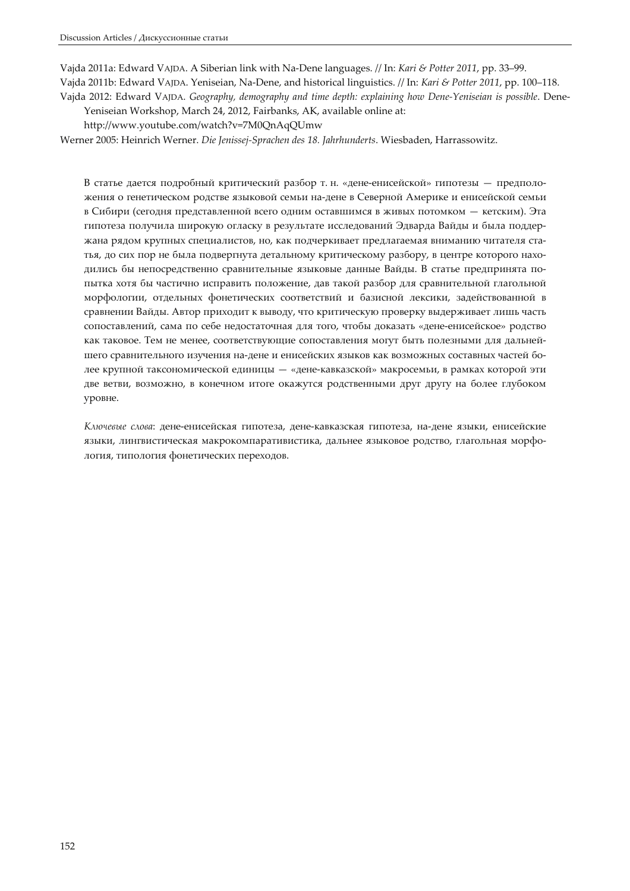Vajda 2011a: Edward VAJDA. A Siberian link with Na-Dene languages. // In: *Kari & Potter 2011*, pp. 33–99.

Vajda 2011b: Edward VAJDA. Yeniseian, Na-Dene, and historical linguistics. // In: *Kari & Potter 2011*, pp. 100–118.

Vajda 2012: Edward VAJDA. *Geography, demography and time depth: explaining how Dene-Yeniseian is possible*. Dene-Yeniseian Workshop, March 24, 2012, Fairbanks, AK, available online at: http://www.youtube.com/watch?v=7M0QnAqQUmw

Werner 2005: Heinrich Werner. *Die Jenissej-Sprachen des 18. Jahrhunderts*. Wiesbaden, Harrassowitz.

В статье дается подробный критический разбор т. н. «дене-енисейской» гипотезы — предположения о генетическом родстве языковой семьи на-дене в Северной Америке и енисейской семьи в Сибири (сегодня представленной всего одним оставшимся в живых потомком — кетским). Эта гипотеза получила широкую огласку в результате исследований Эдварда Вайды и была поддержана рядом крупных специалистов, но, как подчеркивает предлагаемая вниманию читателя статья, до сих пор не была подвергнута детальному критическому разбору, в центре которого находились бы непосредственно сравнительные языковые данные Вайды. В статье предпринята попытка хотя бы частично исправить положение, дав такой разбор для сравнительной глагольной морфологии, отдельных фонетических соответствий и базисной лексики, задействованной в сравнении Вайды. Автор приходит к выводу, что критическую проверку выдерживает лишь часть сопоставлений, сама по себе недостаточная для того, чтобы доказать «дене-енисейское» родство как таковое. Тем не менее, соответствующие сопоставления могут быть полезными для дальнейшего сравнительного изучения на-дене и енисейских языков как возможных составных частей более крупной таксономической единицы — «дене-кавказской» макросемьи, в рамках которой эти две ветви, возможно, в конечном итоге окажутся родственными друг другу на более глубоком уровне.

*Ключевые слова*: дене-енисейская гипотеза, дене-кавказская гипотеза, на-дене языки, енисейские языки, лингвистическая макрокомпаративистика, дальнее языковое родство, глагольная морфология, типология фонетических переходов.